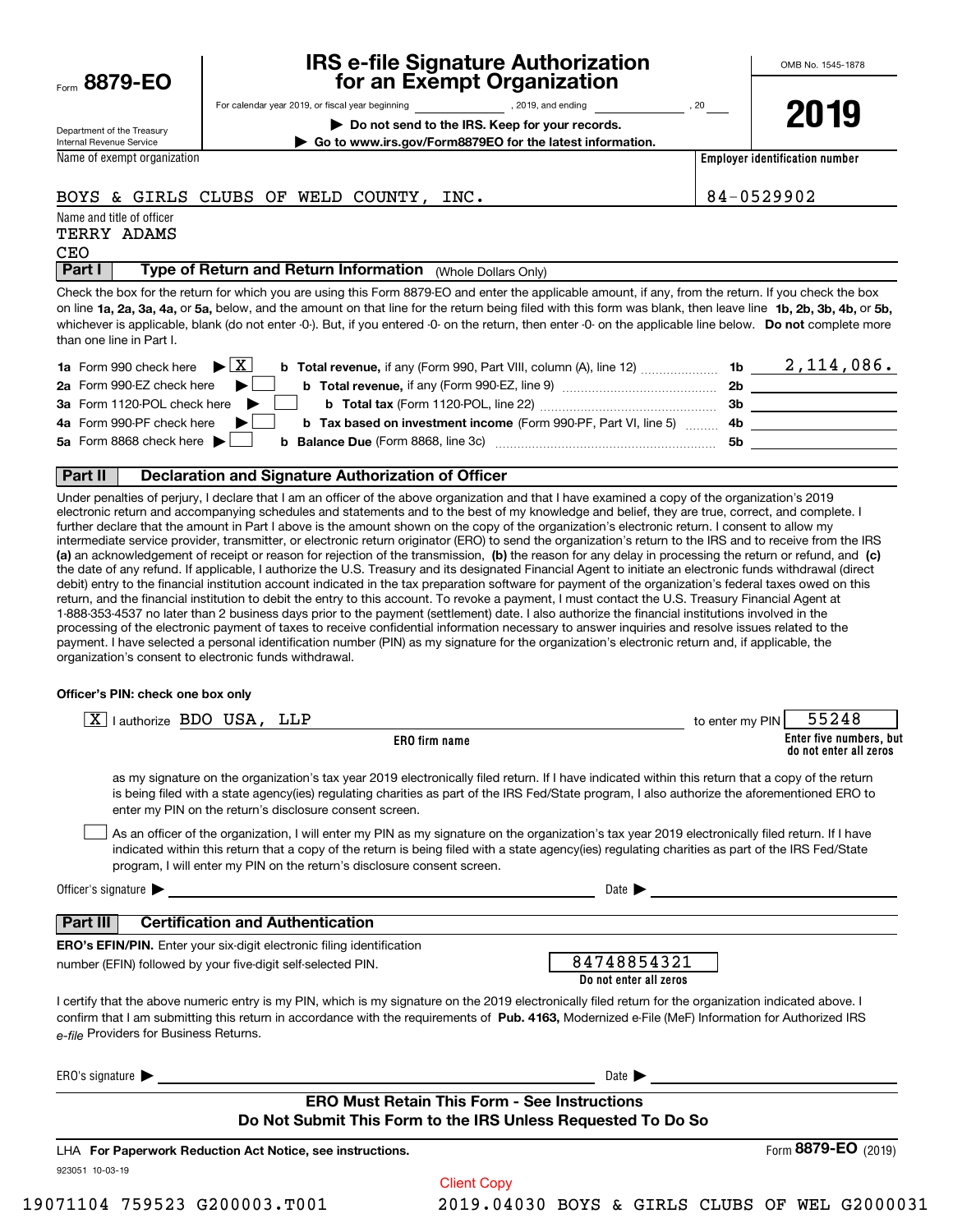Form **8879-EO**

Department of the Treasury
Internal Revenue Service

# IRS e-file Signature Authorization for an Exempt Organization

For calendar year 2019, or fiscal year beginning \_\_\_\_\_\_\_\_\_\_, 2019, and ending \_\_\_\_\_\_\_\_\_\_, 20\_\_

▶ **Do not send to the IRS. Keep for your records.**

▶ **Go to www.irs.gov/Form8879EO for the latest information.**

OMB No. 1545-1878

**2019**

| Name of exempt organization | Employer identification number |
|---|---|
| BOYS & GIRLS CLUBS OF WELD COUNTY, INC. | 84-0529902 |

Name and title of officer
TERRY ADAMS
CEO

## Part I — Type of Return and Return Information (Whole Dollars Only)

Check the box for the return for which you are using this Form 8879-EO and enter the applicable amount, if any, from the return. If you check the box on line **1a, 2a, 3a, 4a,** or **5a,** below, and the amount on that line for the return being filed with this form was blank, then leave line **1b, 2b, 3b, 4b,** or **5b,** whichever is applicable, blank (do not enter -0-). But, if you entered -0- on the return, then enter -0- on the applicable line below. **Do not** complete more than one line in Part I.

| | | | | |
|---|---|---|---|---|
| **1a** Form 990 check here ▶ [X] | **b** **Total revenue,** if any (Form 990, Part VIII, column (A), line 12) | **1b** | 2,114,086. |
| **2a** Form 990-EZ check here ▶ [ ] | **b** **Total revenue,** if any (Form 990-EZ, line 9) | **2b** | |
| **3a** Form 1120-POL check here ▶ [ ] | **b** **Total tax** (Form 1120-POL, line 22) | **3b** | |
| **4a** Form 990-PF check here ▶ [ ] | **b** **Tax based on investment income** (Form 990-PF, Part VI, line 5) | **4b** | |
| **5a** Form 8868 check here ▶ [ ] | **b** **Balance Due** (Form 8868, line 3c) | **5b** | |

## Part II — Declaration and Signature Authorization of Officer

Under penalties of perjury, I declare that I am an officer of the above organization and that I have examined a copy of the organization's 2019 electronic return and accompanying schedules and statements and to the best of my knowledge and belief, they are true, correct, and complete. I further declare that the amount in Part I above is the amount shown on the copy of the organization's electronic return. I consent to allow my intermediate service provider, transmitter, or electronic return originator (ERO) to send the organization's return to the IRS and to receive from the IRS **(a)** an acknowledgement of receipt or reason for rejection of the transmission, **(b)** the reason for any delay in processing the return or refund, and **(c)** the date of any refund. If applicable, I authorize the U.S. Treasury and its designated Financial Agent to initiate an electronic funds withdrawal (direct debit) entry to the financial institution account indicated in the tax preparation software for payment of the organization's federal taxes owed on this return, and the financial institution to debit the entry to this account. To revoke a payment, I must contact the U.S. Treasury Financial Agent at 1-888-353-4537 no later than 2 business days prior to the payment (settlement) date. I also authorize the financial institutions involved in the processing of the electronic payment of taxes to receive confidential information necessary to answer inquiries and resolve issues related to the payment. I have selected a personal identification number (PIN) as my signature for the organization's electronic return and, if applicable, the organization's consent to electronic funds withdrawal.

**Officer's PIN: check one box only**

[X] I authorize BDO USA, LLP (ERO firm name) to enter my PIN 55248 (Enter five numbers, but do not enter all zeros)

as my signature on the organization's tax year 2019 electronically filed return. If I have indicated within this return that a copy of the return is being filed with a state agency(ies) regulating charities as part of the IRS Fed/State program, I also authorize the aforementioned ERO to enter my PIN on the return's disclosure consent screen.

[ ] As an officer of the organization, I will enter my PIN as my signature on the organization's tax year 2019 electronically filed return. If I have indicated within this return that a copy of the return is being filed with a state agency(ies) regulating charities as part of the IRS Fed/State program, I will enter my PIN on the return's disclosure consent screen.

Officer's signature ▶ \_\_\_\_\_\_\_\_\_\_\_\_\_\_\_\_ Date ▶ \_\_\_\_\_\_\_\_\_\_

## Part III — Certification and Authentication

**ERO's EFIN/PIN.** Enter your six-digit electronic filing identification number (EFIN) followed by your five-digit self-selected PIN. 84748854321 (Do not enter all zeros)

I certify that the above numeric entry is my PIN, which is my signature on the 2019 electronically filed return for the organization indicated above. I confirm that I am submitting this return in accordance with the requirements of **Pub. 4163,** Modernized e-File (MeF) Information for Authorized IRS *e-file* Providers for Business Returns.

ERO's signature ▶ \_\_\_\_\_\_\_\_\_\_\_\_\_\_\_\_ Date ▶ \_\_\_\_\_\_\_\_\_\_

**ERO Must Retain This Form - See Instructions**
**Do Not Submit This Form to the IRS Unless Requested To Do So**

LHA **For Paperwork Reduction Act Notice, see instructions.** Form **8879-EO** (2019)

923051 10-03-19

Client Copy

19071104 759523 G200003.T001 2019.04030 BOYS & GIRLS CLUBS OF WEL G2000031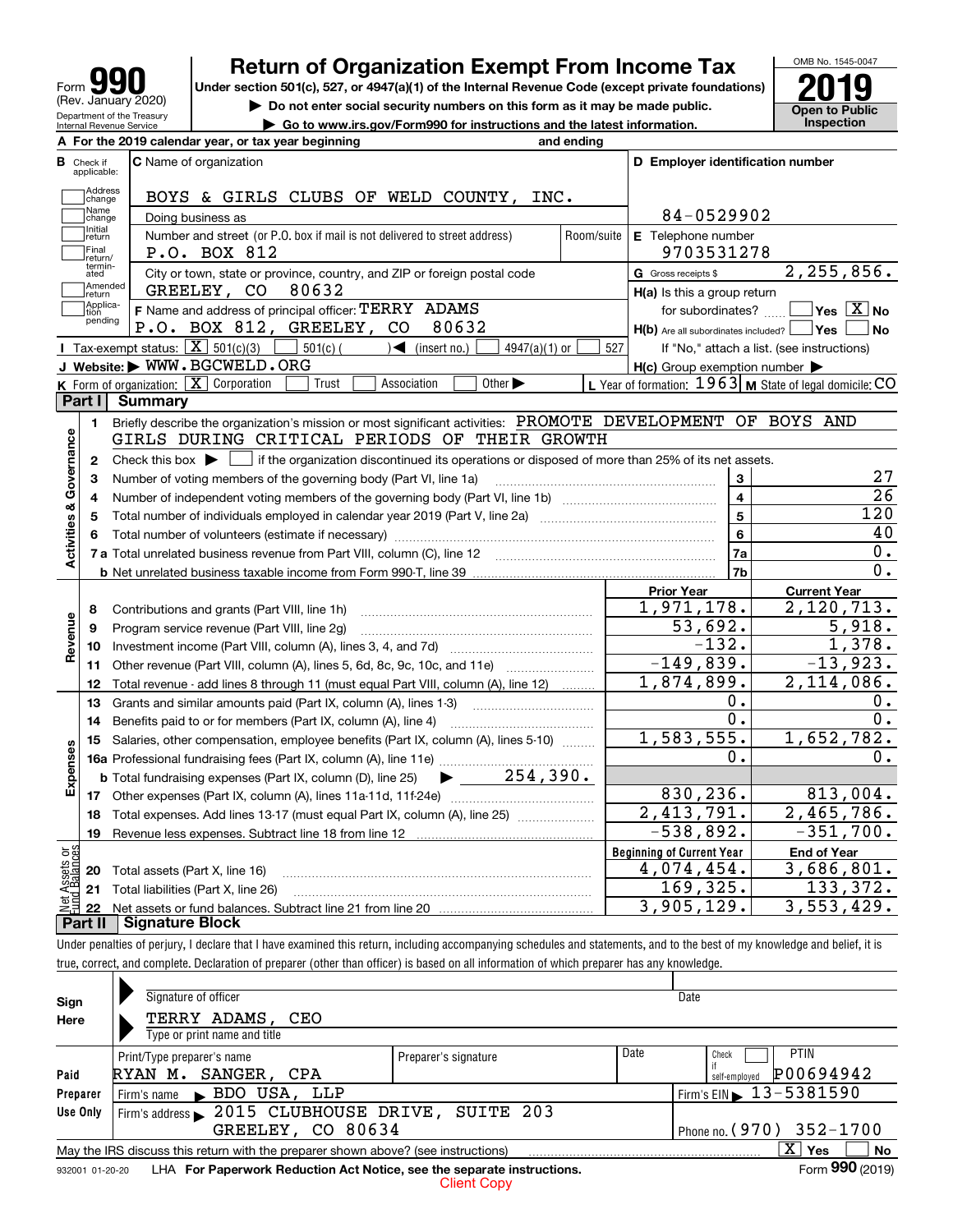Form **990** (Rev. January 2020)
Department of the Treasury
Internal Revenue Service

# Return of Organization Exempt From Income Tax

**Under section 501(c), 527, or 4947(a)(1) of the Internal Revenue Code (except private foundations)**

▶ Do not enter social security numbers on this form as it may be made public.
▶ Go to www.irs.gov/Form990 for instructions and the latest information.

OMB No. 1545-0047
**2019**
**Open to Public Inspection**

**A** For the 2019 calendar year, or tax year beginning and ending

**B** Check if applicable: Address change, Name change, Initial return, Final return/terminated, Amended return, Application pending

**C** Name of organization: BOYS & GIRLS CLUBS OF WELD COUNTY, INC.
Doing business as
Number and street (or P.O. box if mail is not delivered to street address): P.O. BOX 812 | Room/suite
City or town, state or province, country, and ZIP or foreign postal code: GREELEY, CO 80632

**D** Employer identification number: 84-0529902
**E** Telephone number: 9703531278
**G** Gross receipts $ 2,255,856.

**F** Name and address of principal officer: TERRY ADAMS
P.O. BOX 812, GREELEY, CO 80632

**H(a)** Is this a group return for subordinates? Yes [ ] No [X]
**H(b)** Are all subordinates included? Yes [ ] No [ ]
If "No," attach a list. (see instructions)
**H(c)** Group exemption number ▶

**I** Tax-exempt status: [X] 501(c)(3) [ ] 501(c) ( ) ◀ (insert no.) [ ] 4947(a)(1) or [ ] 527

**J** Website: ▶ WWW.BGCWELD.ORG

**K** Form of organization: [X] Corporation [ ] Trust [ ] Association [ ] Other ▶
**L** Year of formation: 1963 **M** State of legal domicile: CO

## Part I Summary

**Activities & Governance**

1 Briefly describe the organization's mission or most significant activities: PROMOTE DEVELOPMENT OF BOYS AND GIRLS DURING CRITICAL PERIODS OF THEIR GROWTH

2 Check this box ▶ [ ] if the organization discontinued its operations or disposed of more than 25% of its net assets.

| | | Line | |
|---|---|---|---|
| 3 | Number of voting members of the governing body (Part VI, line 1a) | 3 | 27 |
| 4 | Number of independent voting members of the governing body (Part VI, line 1b) | 4 | 26 |
| 5 | Total number of individuals employed in calendar year 2019 (Part V, line 2a) | 5 | 120 |
| 6 | Total number of volunteers (estimate if necessary) | 6 | 40 |
| 7a | Total unrelated business revenue from Part VIII, column (C), line 12 | 7a | 0. |
| b | Net unrelated business taxable income from Form 990-T, line 39 | 7b | 0. |

| | | Prior Year | Current Year |
|---|---|---|---|
| **Revenue** | | | |
| 8 | Contributions and grants (Part VIII, line 1h) | 1,971,178. | 2,120,713. |
| 9 | Program service revenue (Part VIII, line 2g) | 53,692. | 5,918. |
| 10 | Investment income (Part VIII, column (A), lines 3, 4, and 7d) | -132. | 1,378. |
| 11 | Other revenue (Part VIII, column (A), lines 5, 6d, 8c, 9c, 10c, and 11e) | -149,839. | -13,923. |
| 12 | Total revenue - add lines 8 through 11 (must equal Part VIII, column (A), line 12) | 1,874,899. | 2,114,086. |
| **Expenses** | | | |
| 13 | Grants and similar amounts paid (Part IX, column (A), lines 1-3) | 0. | 0. |
| 14 | Benefits paid to or for members (Part IX, column (A), line 4) | 0. | 0. |
| 15 | Salaries, other compensation, employee benefits (Part IX, column (A), lines 5-10) | 1,583,555. | 1,652,782. |
| 16a | Professional fundraising fees (Part IX, column (A), line 11e) | 0. | 0. |
| b | Total fundraising expenses (Part IX, column (D), line 25) ▶ 254,390. | | |
| 17 | Other expenses (Part IX, column (A), lines 11a-11d, 11f-24e) | 830,236. | 813,004. |
| 18 | Total expenses. Add lines 13-17 (must equal Part IX, column (A), line 25) | 2,413,791. | 2,465,786. |
| 19 | Revenue less expenses. Subtract line 18 from line 12 | -538,892. | -351,700. |

| **Net Assets or Fund Balances** | | Beginning of Current Year | End of Year |
|---|---|---|---|
| 20 | Total assets (Part X, line 16) | 4,074,454. | 3,686,801. |
| 21 | Total liabilities (Part X, line 26) | 169,325. | 133,372. |
| 22 | Net assets or fund balances. Subtract line 21 from line 20 | 3,905,129. | 3,553,429. |

## Part II Signature Block

Under penalties of perjury, I declare that I have examined this return, including accompanying schedules and statements, and to the best of my knowledge and belief, it is true, correct, and complete. Declaration of preparer (other than officer) is based on all information of which preparer has any knowledge.

**Sign Here**
Signature of officer | Date
TERRY ADAMS, CEO
Type or print name and title

**Paid Preparer Use Only**

| Print/Type preparer's name | Preparer's signature | Date | Check if self-employed | PTIN |
|---|---|---|---|---|
| RYAN M. SANGER, CPA | | | [ ] | P00694942 |

Firm's name ▶ BDO USA, LLP | Firm's EIN ▶ 13-5381590
Firm's address ▶ 2015 CLUBHOUSE DRIVE, SUITE 203, GREELEY, CO 80634 | Phone no. (970) 352-1700

May the IRS discuss this return with the preparer shown above? (see instructions) [X] Yes [ ] No

932001 01-20-20 LHA For Paperwork Reduction Act Notice, see the separate instructions. Form **990** (2019)

Client Copy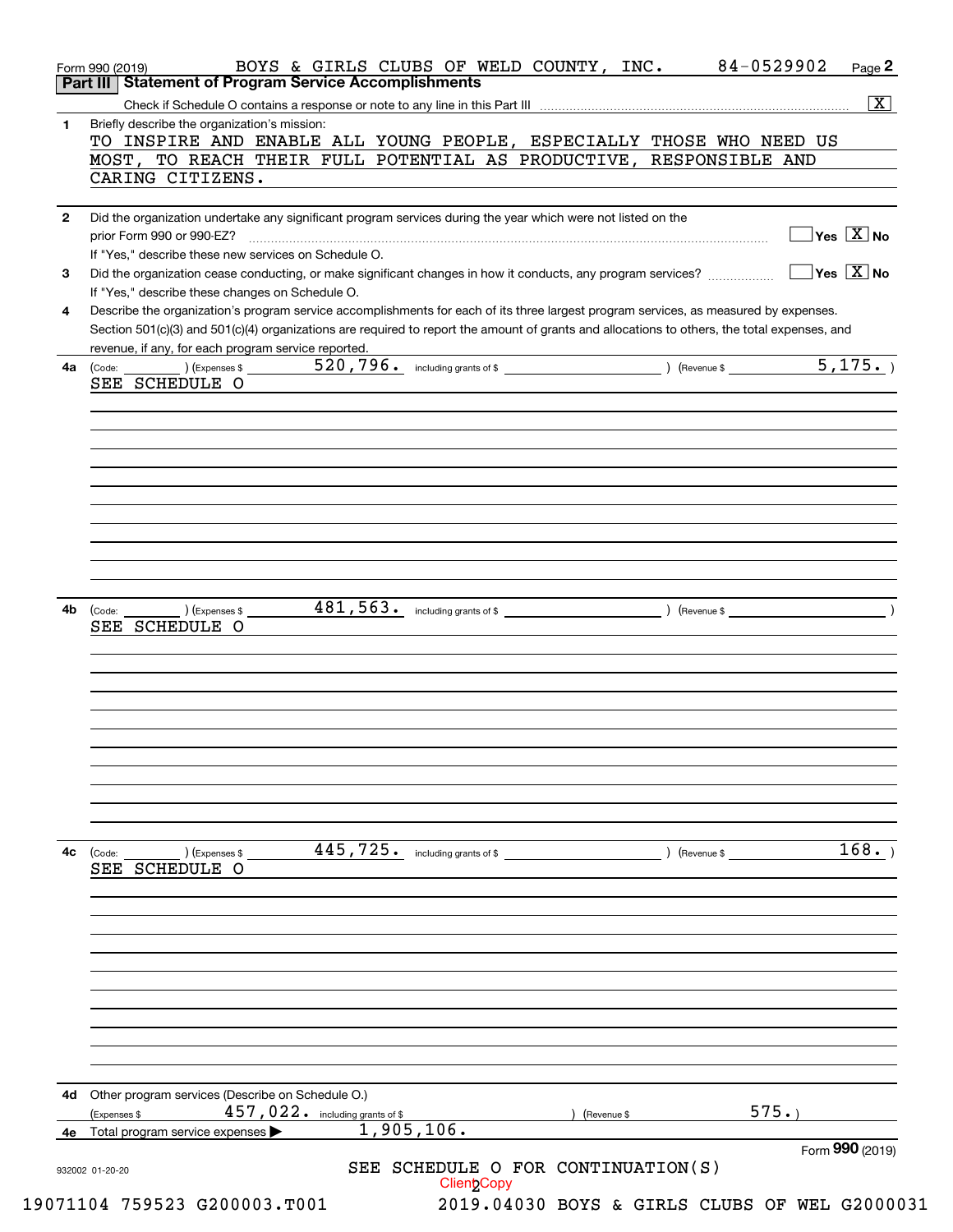Form 990 (2019) BOYS & GIRLS CLUBS OF WELD COUNTY, INC. 84-0529902 Page 2

## Part III Statement of Program Service Accomplishments

Check if Schedule O contains a response or note to any line in this Part III .......... [X]

**1** Briefly describe the organization's mission:

TO INSPIRE AND ENABLE ALL YOUNG PEOPLE, ESPECIALLY THOSE WHO NEED US MOST, TO REACH THEIR FULL POTENTIAL AS PRODUCTIVE, RESPONSIBLE AND CARING CITIZENS.

**2** Did the organization undertake any significant program services during the year which were not listed on the prior Form 990 or 990-EZ? .......... [ ] Yes [X] No

If "Yes," describe these new services on Schedule O.

**3** Did the organization cease conducting, or make significant changes in how it conducts, any program services? .......... [ ] Yes [X] No

If "Yes," describe these changes on Schedule O.

**4** Describe the organization's program service accomplishments for each of its three largest program services, as measured by expenses. Section 501(c)(3) and 501(c)(4) organizations are required to report the amount of grants and allocations to others, the total expenses, and revenue, if any, for each program service reported.

**4a** (Code: ) (Expenses $ 520,796. including grants of $ ) (Revenue $ 5,175. )

SEE SCHEDULE O

**4b** (Code: ) (Expenses $ 481,563. including grants of $ ) (Revenue $ )

SEE SCHEDULE O

**4c** (Code: ) (Expenses $ 445,725. including grants of $ ) (Revenue $ 168. )

SEE SCHEDULE O

**4d** Other program services (Describe on Schedule O.)

(Expenses $ 457,022. including grants of $ ) (Revenue $ 575.)

**4e** Total program service expenses ▶ 1,905,106.

SEE SCHEDULE O FOR CONTINUATION(S)

932002 01-20-20 Form **990** (2019)

19071104 759523 G200003.T001 2019.04030 BOYS & GIRLS CLUBS OF WEL G2000031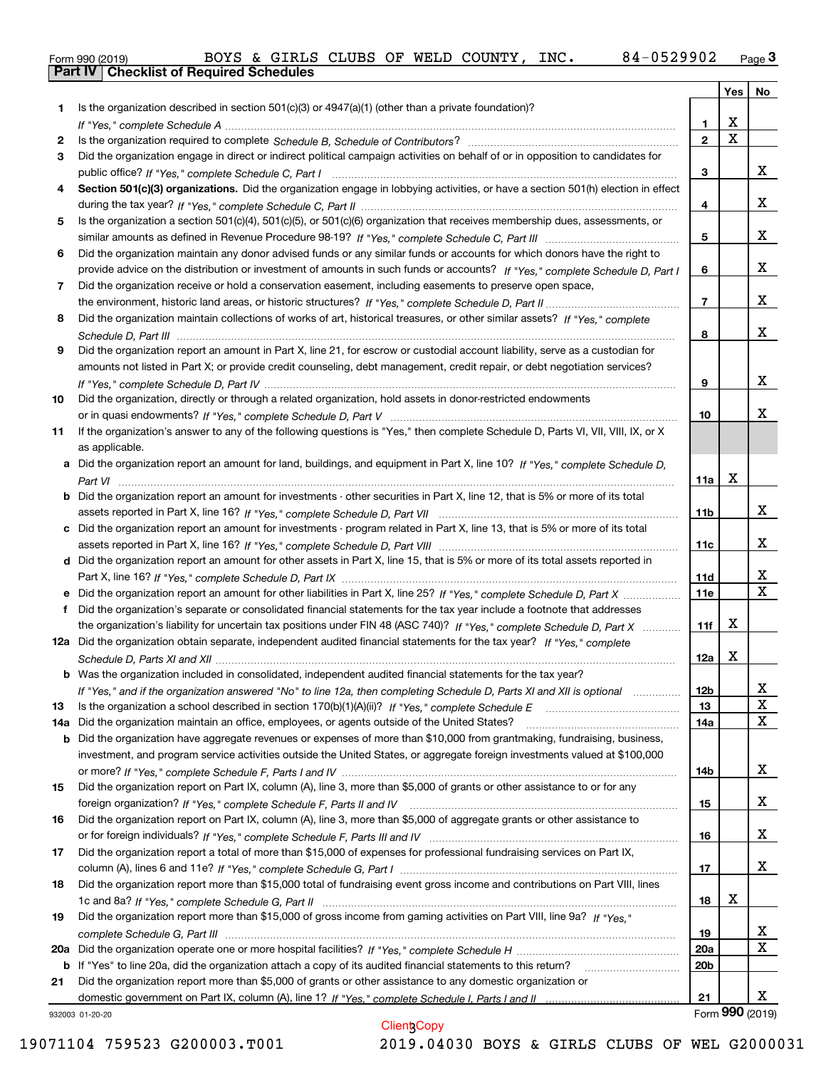Form 990 (2019) BOYS & GIRLS CLUBS OF WELD COUNTY, INC. 84-0529902

## Part IV Checklist of Required Schedules

| | | | Yes | No |
|---|---|---|---|---|
| 1 | Is the organization described in section 501(c)(3) or 4947(a)(1) (other than a private foundation)? *If "Yes," complete Schedule A* | 1 | X | |
| 2 | Is the organization required to complete *Schedule B, Schedule of Contributors*? | 2 | X | |
| 3 | Did the organization engage in direct or indirect political campaign activities on behalf of or in opposition to candidates for public office? *If "Yes," complete Schedule C, Part I* | 3 | | X |
| 4 | **Section 501(c)(3) organizations.** Did the organization engage in lobbying activities, or have a section 501(h) election in effect during the tax year? *If "Yes," complete Schedule C, Part II* | 4 | | X |
| 5 | Is the organization a section 501(c)(4), 501(c)(5), or 501(c)(6) organization that receives membership dues, assessments, or similar amounts as defined in Revenue Procedure 98-19? *If "Yes," complete Schedule C, Part III* | 5 | | X |
| 6 | Did the organization maintain any donor advised funds or any similar funds or accounts for which donors have the right to provide advice on the distribution or investment of amounts in such funds or accounts? *If "Yes," complete Schedule D, Part I* | 6 | | X |
| 7 | Did the organization receive or hold a conservation easement, including easements to preserve open space, the environment, historic land areas, or historic structures? *If "Yes," complete Schedule D, Part II* | 7 | | X |
| 8 | Did the organization maintain collections of works of art, historical treasures, or other similar assets? *If "Yes," complete Schedule D, Part III* | 8 | | X |
| 9 | Did the organization report an amount in Part X, line 21, for escrow or custodial account liability, serve as a custodian for amounts not listed in Part X; or provide credit counseling, debt management, credit repair, or debt negotiation services? *If "Yes," complete Schedule D, Part IV* | 9 | | X |
| 10 | Did the organization, directly or through a related organization, hold assets in donor-restricted endowments or in quasi endowments? *If "Yes," complete Schedule D, Part V* | 10 | | X |
| 11 | If the organization's answer to any of the following questions is "Yes," then complete Schedule D, Parts VI, VII, VIII, IX, or X as applicable. | | | |
| a | Did the organization report an amount for land, buildings, and equipment in Part X, line 10? *If "Yes," complete Schedule D, Part VI* | 11a | X | |
| b | Did the organization report an amount for investments - other securities in Part X, line 12, that is 5% or more of its total assets reported in Part X, line 16? *If "Yes," complete Schedule D, Part VII* | 11b | | X |
| c | Did the organization report an amount for investments - program related in Part X, line 13, that is 5% or more of its total assets reported in Part X, line 16? *If "Yes," complete Schedule D, Part VIII* | 11c | | X |
| d | Did the organization report an amount for other assets in Part X, line 15, that is 5% or more of its total assets reported in Part X, line 16? *If "Yes," complete Schedule D, Part IX* | 11d | | X |
| e | Did the organization report an amount for other liabilities in Part X, line 25? *If "Yes," complete Schedule D, Part X* | 11e | | X |
| f | Did the organization's separate or consolidated financial statements for the tax year include a footnote that addresses the organization's liability for uncertain tax positions under FIN 48 (ASC 740)? *If "Yes," complete Schedule D, Part X* | 11f | X | |
| 12a | Did the organization obtain separate, independent audited financial statements for the tax year? *If "Yes," complete Schedule D, Parts XI and XII* | 12a | X | |
| b | Was the organization included in consolidated, independent audited financial statements for the tax year? *If "Yes," and if the organization answered "No" to line 12a, then completing Schedule D, Parts XI and XII is optional* | 12b | | X |
| 13 | Is the organization a school described in section 170(b)(1)(A)(ii)? *If "Yes," complete Schedule E* | 13 | | X |
| 14a | Did the organization maintain an office, employees, or agents outside of the United States? | 14a | | X |
| b | Did the organization have aggregate revenues or expenses of more than $10,000 from grantmaking, fundraising, business, investment, and program service activities outside the United States, or aggregate foreign investments valued at $100,000 or more? *If "Yes," complete Schedule F, Parts I and IV* | 14b | | X |
| 15 | Did the organization report on Part IX, column (A), line 3, more than $5,000 of grants or other assistance to or for any foreign organization? *If "Yes," complete Schedule F, Parts II and IV* | 15 | | X |
| 16 | Did the organization report on Part IX, column (A), line 3, more than $5,000 of aggregate grants or other assistance to or for foreign individuals? *If "Yes," complete Schedule F, Parts III and IV* | 16 | | X |
| 17 | Did the organization report a total of more than $15,000 of expenses for professional fundraising services on Part IX, column (A), lines 6 and 11e? *If "Yes," complete Schedule G, Part I* | 17 | | X |
| 18 | Did the organization report more than $15,000 total of fundraising event gross income and contributions on Part VIII, lines 1c and 8a? *If "Yes," complete Schedule G, Part II* | 18 | X | |
| 19 | Did the organization report more than $15,000 of gross income from gaming activities on Part VIII, line 9a? *If "Yes," complete Schedule G, Part III* | 19 | | X |
| 20a | Did the organization operate one or more hospital facilities? *If "Yes," complete Schedule H* | 20a | | X |
| b | If "Yes" to line 20a, did the organization attach a copy of its audited financial statements to this return? | 20b | | |
| 21 | Did the organization report more than $5,000 of grants or other assistance to any domestic organization or domestic government on Part IX, column (A), line 1? *If "Yes," complete Schedule I, Parts I and II* | 21 | | X |

932003 01-20-20 Form 990 (2019)

Client Copy

19071104 759523 G200003.T001 2019.04030 BOYS & GIRLS CLUBS OF WEL G2000031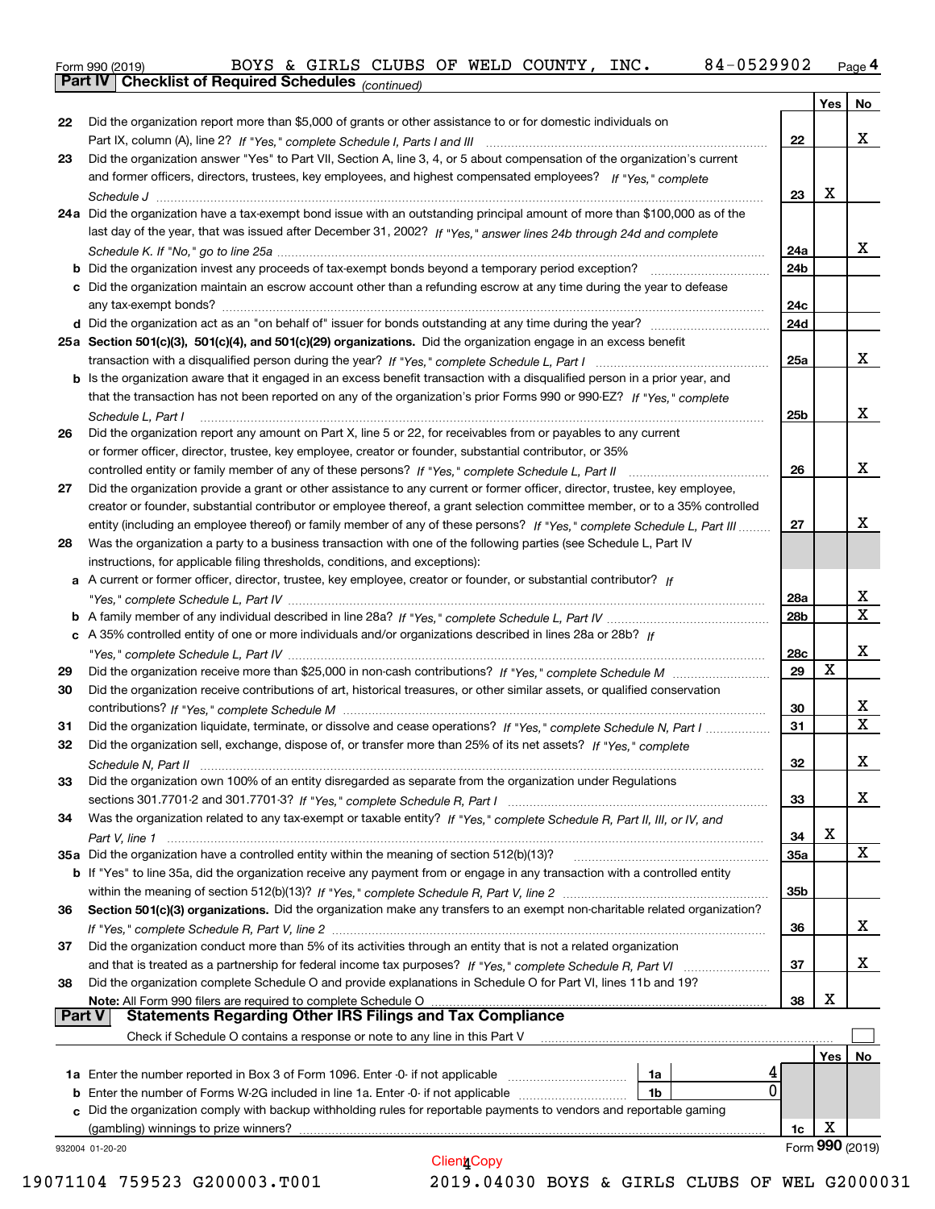Form 990 (2019) BOYS & GIRLS CLUBS OF WELD COUNTY, INC. 84-0529902 Page 4

**Part IV Checklist of Required Schedules** *(continued)*

| | | | Yes | No |
|---|---|---|---|---|
| 22 | Did the organization report more than $5,000 of grants or other assistance to or for domestic individuals on Part IX, column (A), line 2? *If "Yes," complete Schedule I, Parts I and III* | 22 | | X |
| 23 | Did the organization answer "Yes" to Part VII, Section A, line 3, 4, or 5 about compensation of the organization's current and former officers, directors, trustees, key employees, and highest compensated employees? *If "Yes," complete Schedule J* | 23 | X | |
| 24a | Did the organization have a tax-exempt bond issue with an outstanding principal amount of more than $100,000 as of the last day of the year, that was issued after December 31, 2002? *If "Yes," answer lines 24b through 24d and complete Schedule K. If "No," go to line 25a* | 24a | | X |
| b | Did the organization invest any proceeds of tax-exempt bonds beyond a temporary period exception? | 24b | | |
| c | Did the organization maintain an escrow account other than a refunding escrow at any time during the year to defease any tax-exempt bonds? | 24c | | |
| d | Did the organization act as an "on behalf of" issuer for bonds outstanding at any time during the year? | 24d | | |
| 25a | **Section 501(c)(3), 501(c)(4), and 501(c)(29) organizations.** Did the organization engage in an excess benefit transaction with a disqualified person during the year? *If "Yes," complete Schedule L, Part I* | 25a | | X |
| b | Is the organization aware that it engaged in an excess benefit transaction with a disqualified person in a prior year, and that the transaction has not been reported on any of the organization's prior Forms 990 or 990-EZ? *If "Yes," complete Schedule L, Part I* | 25b | | X |
| 26 | Did the organization report any amount on Part X, line 5 or 22, for receivables from or payables to any current or former officer, director, trustee, key employee, creator or founder, substantial contributor, or 35% controlled entity or family member of any of these persons? *If "Yes," complete Schedule L, Part II* | 26 | | X |
| 27 | Did the organization provide a grant or other assistance to any current or former officer, director, trustee, key employee, creator or founder, substantial contributor or employee thereof, a grant selection committee member, or to a 35% controlled entity (including an employee thereof) or family member of any of these persons? *If "Yes," complete Schedule L, Part III* | 27 | | X |
| 28 | Was the organization a party to a business transaction with one of the following parties (see Schedule L, Part IV instructions, for applicable filing thresholds, conditions, and exceptions): | | | |
| a | A current or former officer, director, trustee, key employee, creator or founder, or substantial contributor? *If "Yes," complete Schedule L, Part IV* | 28a | | X |
| b | A family member of any individual described in line 28a? *If "Yes," complete Schedule L, Part IV* | 28b | | X |
| c | A 35% controlled entity of one or more individuals and/or organizations described in lines 28a or 28b? *If "Yes," complete Schedule L, Part IV* | 28c | | X |
| 29 | Did the organization receive more than $25,000 in non-cash contributions? *If "Yes," complete Schedule M* | 29 | X | |
| 30 | Did the organization receive contributions of art, historical treasures, or other similar assets, or qualified conservation contributions? *If "Yes," complete Schedule M* | 30 | | X |
| 31 | Did the organization liquidate, terminate, or dissolve and cease operations? *If "Yes," complete Schedule N, Part I* | 31 | | X |
| 32 | Did the organization sell, exchange, dispose of, or transfer more than 25% of its net assets? *If "Yes," complete Schedule N, Part II* | 32 | | X |
| 33 | Did the organization own 100% of an entity disregarded as separate from the organization under Regulations sections 301.7701-2 and 301.7701-3? *If "Yes," complete Schedule R, Part I* | 33 | | X |
| 34 | Was the organization related to any tax-exempt or taxable entity? *If "Yes," complete Schedule R, Part II, III, or IV, and Part V, line 1* | 34 | X | |
| 35a | Did the organization have a controlled entity within the meaning of section 512(b)(13)? | 35a | | X |
| b | If "Yes" to line 35a, did the organization receive any payment from or engage in any transaction with a controlled entity within the meaning of section 512(b)(13)? *If "Yes," complete Schedule R, Part V, line 2* | 35b | | |
| 36 | **Section 501(c)(3) organizations.** Did the organization make any transfers to an exempt non-charitable related organization? *If "Yes," complete Schedule R, Part V, line 2* | 36 | | X |
| 37 | Did the organization conduct more than 5% of its activities through an entity that is not a related organization and that is treated as a partnership for federal income tax purposes? *If "Yes," complete Schedule R, Part VI* | 37 | | X |
| 38 | Did the organization complete Schedule O and provide explanations in Schedule O for Part VI, lines 11b and 19? **Note:** All Form 990 filers are required to complete Schedule O | 38 | X | |

**Part V Statements Regarding Other IRS Filings and Tax Compliance**

Check if Schedule O contains a response or note to any line in this Part V ☐

| | | | | | Yes | No |
|---|---|---|---|---|---|---|
| 1a | Enter the number reported in Box 3 of Form 1096. Enter -0- if not applicable | 1a | 4 | | | |
| b | Enter the number of Forms W-2G included in line 1a. Enter -0- if not applicable | 1b | 0 | | | |
| c | Did the organization comply with backup withholding rules for reportable payments to vendors and reportable gaming (gambling) winnings to prize winners? | | | 1c | X | |

932004 01-20-20 Form **990** (2019)

Client Copy

19071104 759523 G200003.T001 2019.04030 BOYS & GIRLS CLUBS OF WEL G2000031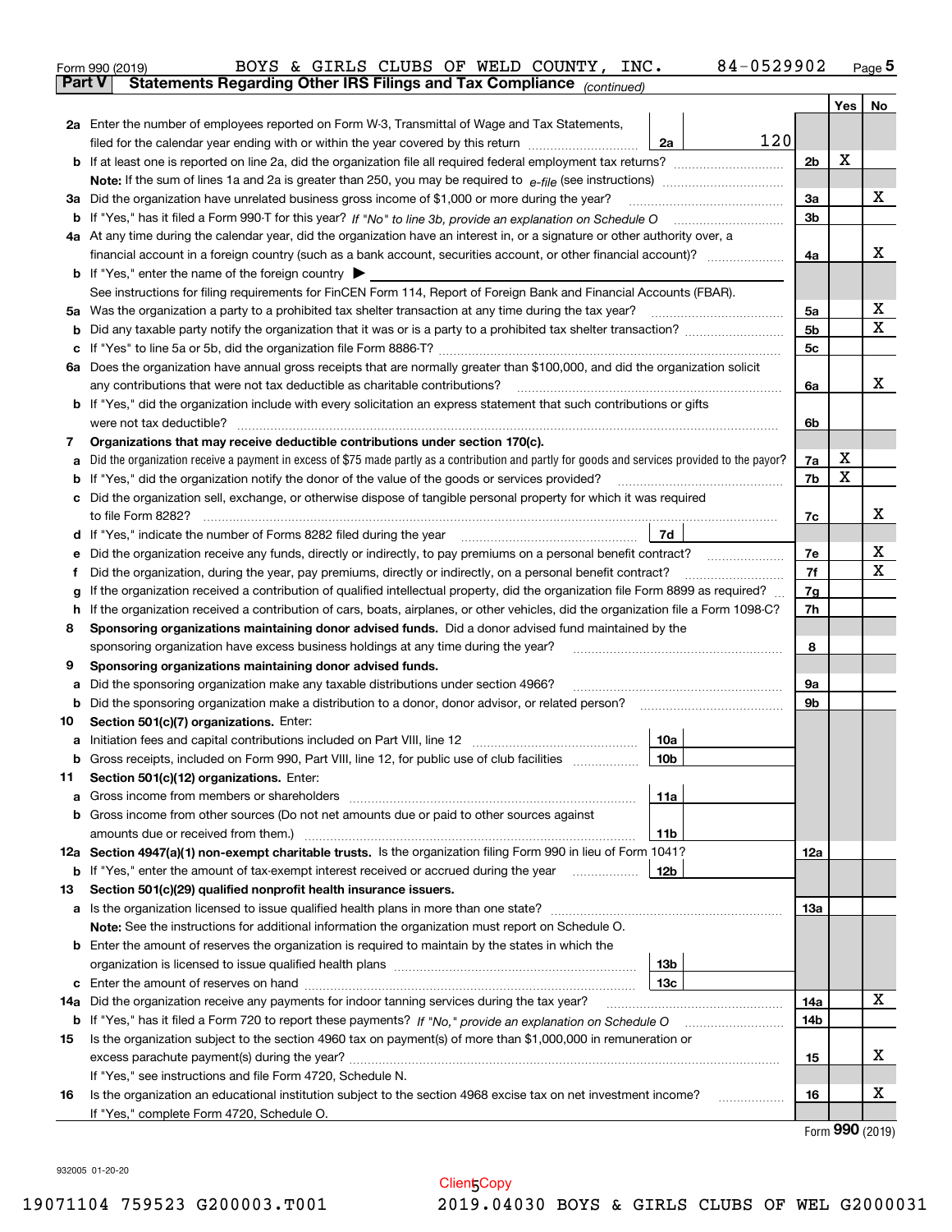Form 990 (2019) BOYS & GIRLS CLUBS OF WELD COUNTY, INC. 84-0529902 Page 5

**Part V Statements Regarding Other IRS Filings and Tax Compliance** *(continued)*

| | | | | Yes | No |
|---|---|---|---|---|---|
| 2a | Enter the number of employees reported on Form W-3, Transmittal of Wage and Tax Statements, filed for the calendar year ending with or within the year covered by this return | 2a | 120 | | |
| b | If at least one is reported on line 2a, did the organization file all required federal employment tax returns? | | 2b | X | |
| | **Note:** If the sum of lines 1a and 2a is greater than 250, you may be required to *e-file* (see instructions) | | | | |
| 3a | Did the organization have unrelated business gross income of $1,000 or more during the year? | | 3a | | X |
| b | If "Yes," has it filed a Form 990-T for this year? *If "No" to line 3b, provide an explanation on Schedule O* | | 3b | | |
| 4a | At any time during the calendar year, did the organization have an interest in, or a signature or other authority over, a financial account in a foreign country (such as a bank account, securities account, or other financial account)? | | 4a | | X |
| b | If "Yes," enter the name of the foreign country ▶ | | | | |
| | See instructions for filing requirements for FinCEN Form 114, Report of Foreign Bank and Financial Accounts (FBAR). | | | | |
| 5a | Was the organization a party to a prohibited tax shelter transaction at any time during the tax year? | | 5a | | X |
| b | Did any taxable party notify the organization that it was or is a party to a prohibited tax shelter transaction? | | 5b | | X |
| c | If "Yes" to line 5a or 5b, did the organization file Form 8886-T? | | 5c | | |
| 6a | Does the organization have annual gross receipts that are normally greater than $100,000, and did the organization solicit any contributions that were not tax deductible as charitable contributions? | | 6a | | X |
| b | If "Yes," did the organization include with every solicitation an express statement that such contributions or gifts were not tax deductible? | | 6b | | |
| 7 | **Organizations that may receive deductible contributions under section 170(c).** | | | | |
| a | Did the organization receive a payment in excess of $75 made partly as a contribution and partly for goods and services provided to the payor? | | 7a | X | |
| b | If "Yes," did the organization notify the donor of the value of the goods or services provided? | | 7b | X | |
| c | Did the organization sell, exchange, or otherwise dispose of tangible personal property for which it was required to file Form 8282? | | 7c | | X |
| d | If "Yes," indicate the number of Forms 8282 filed during the year | 7d | | | |
| e | Did the organization receive any funds, directly or indirectly, to pay premiums on a personal benefit contract? | | 7e | | X |
| f | Did the organization, during the year, pay premiums, directly or indirectly, on a personal benefit contract? | | 7f | | X |
| g | If the organization received a contribution of qualified intellectual property, did the organization file Form 8899 as required? | | 7g | | |
| h | If the organization received a contribution of cars, boats, airplanes, or other vehicles, did the organization file a Form 1098-C? | | 7h | | |
| 8 | **Sponsoring organizations maintaining donor advised funds.** Did a donor advised fund maintained by the sponsoring organization have excess business holdings at any time during the year? | | 8 | | |
| 9 | **Sponsoring organizations maintaining donor advised funds.** | | | | |
| a | Did the sponsoring organization make any taxable distributions under section 4966? | | 9a | | |
| b | Did the sponsoring organization make a distribution to a donor, donor advisor, or related person? | | 9b | | |
| 10 | **Section 501(c)(7) organizations.** Enter: | | | | |
| a | Initiation fees and capital contributions included on Part VIII, line 12 | 10a | | | |
| b | Gross receipts, included on Form 990, Part VIII, line 12, for public use of club facilities | 10b | | | |
| 11 | **Section 501(c)(12) organizations.** Enter: | | | | |
| a | Gross income from members or shareholders | 11a | | | |
| b | Gross income from other sources (Do not net amounts due or paid to other sources against amounts due or received from them.) | 11b | | | |
| 12a | **Section 4947(a)(1) non-exempt charitable trusts.** Is the organization filing Form 990 in lieu of Form 1041? | | 12a | | |
| b | If "Yes," enter the amount of tax-exempt interest received or accrued during the year | 12b | | | |
| 13 | **Section 501(c)(29) qualified nonprofit health insurance issuers.** | | | | |
| a | Is the organization licensed to issue qualified health plans in more than one state? | | 13a | | |
| | **Note:** See the instructions for additional information the organization must report on Schedule O. | | | | |
| b | Enter the amount of reserves the organization is required to maintain by the states in which the organization is licensed to issue qualified health plans | 13b | | | |
| c | Enter the amount of reserves on hand | 13c | | | |
| 14a | Did the organization receive any payments for indoor tanning services during the tax year? | | 14a | | X |
| b | If "Yes," has it filed a Form 720 to report these payments? *If "No," provide an explanation on Schedule O* | | 14b | | |
| 15 | Is the organization subject to the section 4960 tax on payment(s) of more than $1,000,000 in remuneration or excess parachute payment(s) during the year? | | 15 | | X |
| | If "Yes," see instructions and file Form 4720, Schedule N. | | | | |
| 16 | Is the organization an educational institution subject to the section 4968 excise tax on net investment income? | | 16 | | X |
| | If "Yes," complete Form 4720, Schedule O. | | | | |

Form **990** (2019)

932005 01-20-20

19071104 759523 G200003.T001 2019.04030 BOYS & GIRLS CLUBS OF WEL G2000031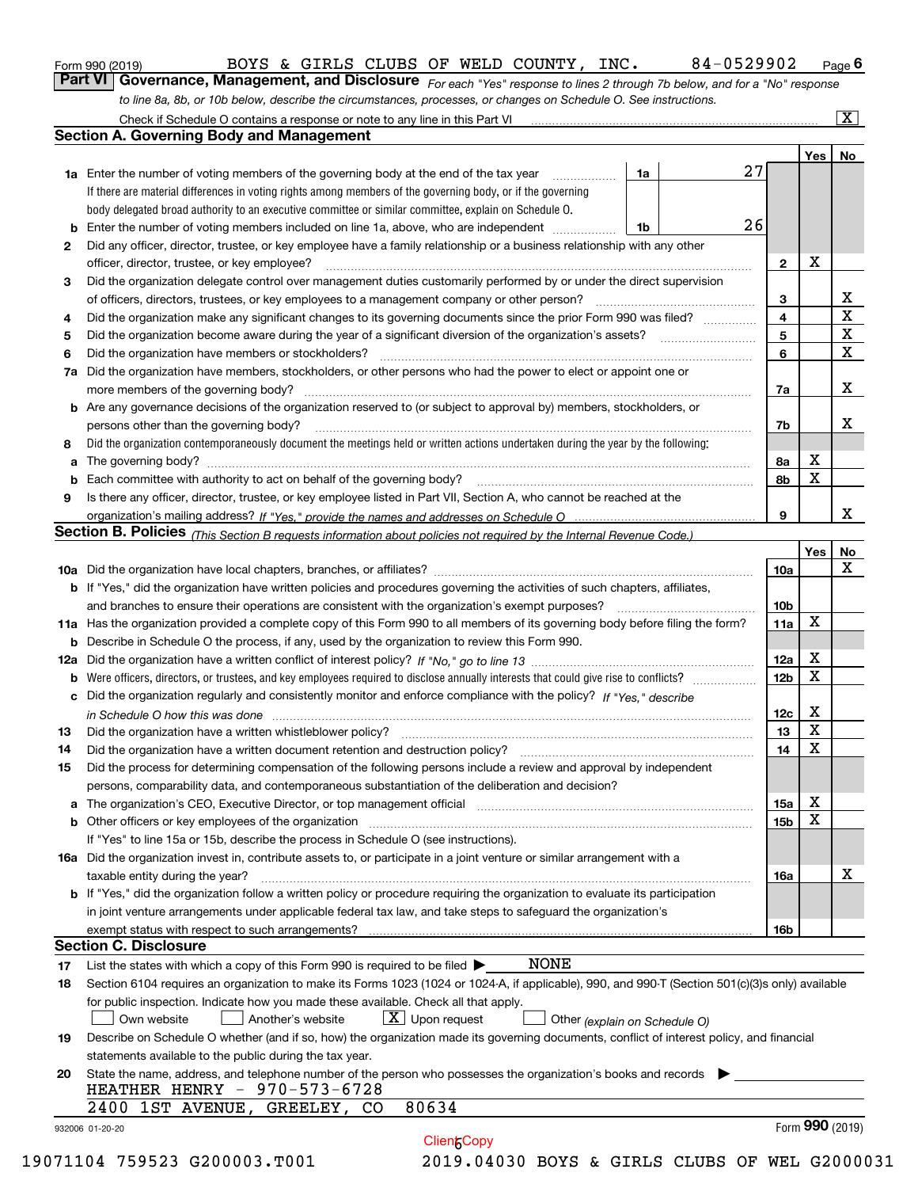Form 990 (2019) BOYS & GIRLS CLUBS OF WELD COUNTY, INC. 84-0529902 Page 6

## Part VI Governance, Management, and Disclosure

*For each "Yes" response to lines 2 through 7b below, and for a "No" response to line 8a, 8b, or 10b below, describe the circumstances, processes, or changes on Schedule O. See instructions.*

Check if Schedule O contains a response or note to any line in this Part VI ..... [X]

### Section A. Governing Body and Management

| | | | | Yes | No |
|---|---|---|---|---|---|
| **1a** | Enter the number of voting members of the governing body at the end of the tax year | 1a | 27 | | |
| | If there are material differences in voting rights among members of the governing body, or if the governing body delegated broad authority to an executive committee or similar committee, explain on Schedule O. | | | | |
| **b** | Enter the number of voting members included on line 1a, above, who are independent | 1b | 26 | | |
| **2** | Did any officer, director, trustee, or key employee have a family relationship or a business relationship with any other officer, director, trustee, or key employee? | 2 | | X | |
| **3** | Did the organization delegate control over management duties customarily performed by or under the direct supervision of officers, directors, trustees, or key employees to a management company or other person? | 3 | | | X |
| **4** | Did the organization make any significant changes to its governing documents since the prior Form 990 was filed? | 4 | | | X |
| **5** | Did the organization become aware during the year of a significant diversion of the organization's assets? | 5 | | | X |
| **6** | Did the organization have members or stockholders? | 6 | | | X |
| **7a** | Did the organization have members, stockholders, or other persons who had the power to elect or appoint one or more members of the governing body? | 7a | | | X |
| **b** | Are any governance decisions of the organization reserved to (or subject to approval by) members, stockholders, or persons other than the governing body? | 7b | | | X |
| **8** | Did the organization contemporaneously document the meetings held or written actions undertaken during the year by the following: | | | | |
| **a** | The governing body? | 8a | | X | |
| **b** | Each committee with authority to act on behalf of the governing body? | 8b | | X | |
| **9** | Is there any officer, director, trustee, or key employee listed in Part VII, Section A, who cannot be reached at the organization's mailing address? *If "Yes," provide the names and addresses on Schedule O* | 9 | | | X |

### Section B. Policies *(This Section B requests information about policies not required by the Internal Revenue Code.)*

| | | | Yes | No |
|---|---|---|---|---|
| **10a** | Did the organization have local chapters, branches, or affiliates? | 10a | | X |
| **b** | If "Yes," did the organization have written policies and procedures governing the activities of such chapters, affiliates, and branches to ensure their operations are consistent with the organization's exempt purposes? | 10b | | |
| **11a** | Has the organization provided a complete copy of this Form 990 to all members of its governing body before filing the form? | 11a | X | |
| **b** | Describe in Schedule O the process, if any, used by the organization to review this Form 990. | | | |
| **12a** | Did the organization have a written conflict of interest policy? *If "No," go to line 13* | 12a | X | |
| **b** | Were officers, directors, or trustees, and key employees required to disclose annually interests that could give rise to conflicts? | 12b | X | |
| **c** | Did the organization regularly and consistently monitor and enforce compliance with the policy? *If "Yes," describe in Schedule O how this was done* | 12c | X | |
| **13** | Did the organization have a written whistleblower policy? | 13 | X | |
| **14** | Did the organization have a written document retention and destruction policy? | 14 | X | |
| **15** | Did the process for determining compensation of the following persons include a review and approval by independent persons, comparability data, and contemporaneous substantiation of the deliberation and decision? | | | |
| **a** | The organization's CEO, Executive Director, or top management official | 15a | X | |
| **b** | Other officers or key employees of the organization | 15b | X | |
| | If "Yes" to line 15a or 15b, describe the process in Schedule O (see instructions). | | | |
| **16a** | Did the organization invest in, contribute assets to, or participate in a joint venture or similar arrangement with a taxable entity during the year? | 16a | | X |
| **b** | If "Yes," did the organization follow a written policy or procedure requiring the organization to evaluate its participation in joint venture arrangements under applicable federal tax law, and take steps to safeguard the organization's exempt status with respect to such arrangements? | 16b | | |

### Section C. Disclosure

**17** List the states with which a copy of this Form 990 is required to be filed ▶ NONE

**18** Section 6104 requires an organization to make its Forms 1023 (1024 or 1024-A, if applicable), 990, and 990-T (Section 501(c)(3)s only) available for public inspection. Indicate how you made these available. Check all that apply.

[ ] Own website [ ] Another's website [X] Upon request [ ] Other *(explain on Schedule O)*

**19** Describe on Schedule O whether (and if so, how) the organization made its governing documents, conflict of interest policy, and financial statements available to the public during the tax year.

**20** State the name, address, and telephone number of the person who possesses the organization's books and records ▶

HEATHER HENRY - 970-573-6728
2400 1ST AVENUE, GREELEY, CO 80634

932006 01-20-20 Form **990** (2019)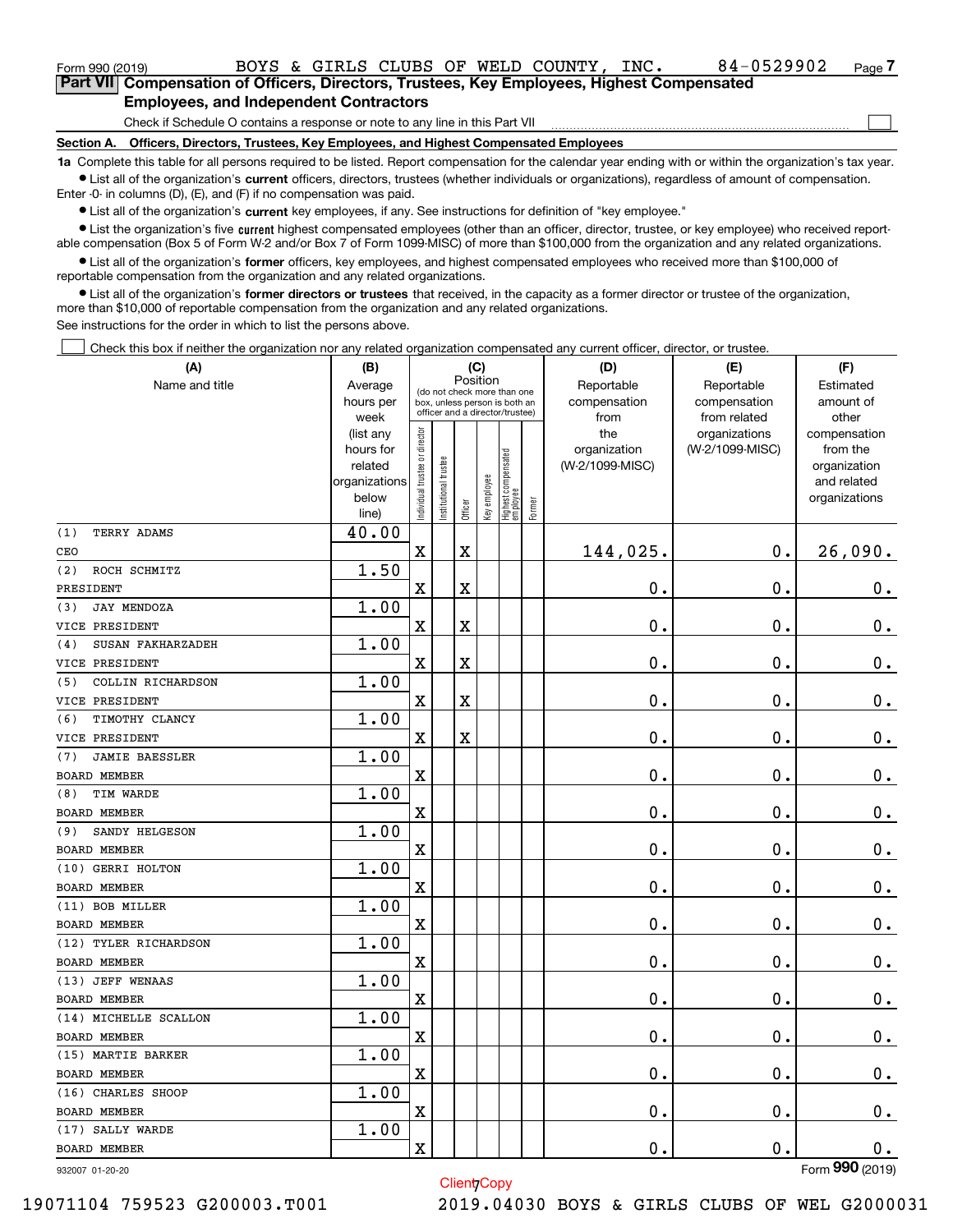Form 990 (2019) BOYS & GIRLS CLUBS OF WELD COUNTY, INC. 84-0529902 Page 7

## Part VII Compensation of Officers, Directors, Trustees, Key Employees, Highest Compensated Employees, and Independent Contractors

Check if Schedule O contains a response or note to any line in this Part VII ☐

**Section A. Officers, Directors, Trustees, Key Employees, and Highest Compensated Employees**

**1a** Complete this table for all persons required to be listed. Report compensation for the calendar year ending with or within the organization's tax year.

- List all of the organization's **current** officers, directors, trustees (whether individuals or organizations), regardless of amount of compensation. Enter -0- in columns (D), (E), and (F) if no compensation was paid.
- List all of the organization's **current** key employees, if any. See instructions for definition of "key employee."
- List the organization's five **current** highest compensated employees (other than an officer, director, trustee, or key employee) who received reportable compensation (Box 5 of Form W-2 and/or Box 7 of Form 1099-MISC) of more than $100,000 from the organization and any related organizations.
- List all of the organization's **former** officers, key employees, and highest compensated employees who received more than $100,000 of reportable compensation from the organization and any related organizations.
- List all of the organization's **former directors or trustees** that received, in the capacity as a former director or trustee of the organization, more than $10,000 of reportable compensation from the organization and any related organizations.

See instructions for the order in which to list the persons above.

☐ Check this box if neither the organization nor any related organization compensated any current officer, director, or trustee.

| (A) Name and title | (B) Average hours per week (list any hours for related organizations below line) | (C) Position: Individual trustee or director | Institutional trustee | Officer | Key employee | Highest compensated employee | Former | (D) Reportable compensation from the organization (W-2/1099-MISC) | (E) Reportable compensation from related organizations (W-2/1099-MISC) | (F) Estimated amount of other compensation from the organization and related organizations |
|---|---|---|---|---|---|---|---|---|---|---|
| (1) TERRY ADAMS<br>CEO | 40.00 | X | | X | | | | 144,025. | 0. | 26,090. |
| (2) ROCH SCHMITZ<br>PRESIDENT | 1.50 | X | | X | | | | 0. | 0. | 0. |
| (3) JAY MENDOZA<br>VICE PRESIDENT | 1.00 | X | | X | | | | 0. | 0. | 0. |
| (4) SUSAN FAKHARZADEH<br>VICE PRESIDENT | 1.00 | X | | X | | | | 0. | 0. | 0. |
| (5) COLLIN RICHARDSON<br>VICE PRESIDENT | 1.00 | X | | X | | | | 0. | 0. | 0. |
| (6) TIMOTHY CLANCY<br>VICE PRESIDENT | 1.00 | X | | X | | | | 0. | 0. | 0. |
| (7) JAMIE BAESSLER<br>BOARD MEMBER | 1.00 | X | | | | | | 0. | 0. | 0. |
| (8) TIM WARDE<br>BOARD MEMBER | 1.00 | X | | | | | | 0. | 0. | 0. |
| (9) SANDY HELGESON<br>BOARD MEMBER | 1.00 | X | | | | | | 0. | 0. | 0. |
| (10) GERRI HOLTON<br>BOARD MEMBER | 1.00 | X | | | | | | 0. | 0. | 0. |
| (11) BOB MILLER<br>BOARD MEMBER | 1.00 | X | | | | | | 0. | 0. | 0. |
| (12) TYLER RICHARDSON<br>BOARD MEMBER | 1.00 | X | | | | | | 0. | 0. | 0. |
| (13) JEFF WENAAS<br>BOARD MEMBER | 1.00 | X | | | | | | 0. | 0. | 0. |
| (14) MICHELLE SCALLON<br>BOARD MEMBER | 1.00 | X | | | | | | 0. | 0. | 0. |
| (15) MARTIE BARKER<br>BOARD MEMBER | 1.00 | X | | | | | | 0. | 0. | 0. |
| (16) CHARLES SHOOP<br>BOARD MEMBER | 1.00 | X | | | | | | 0. | 0. | 0. |
| (17) SALLY WARDE<br>BOARD MEMBER | 1.00 | X | | | | | | 0. | 0. | 0. |

932007 01-20-20 Form **990** (2019)

ClientCopy

19071104 759523 G200003.T001 2019.04030 BOYS & GIRLS CLUBS OF WEL G2000031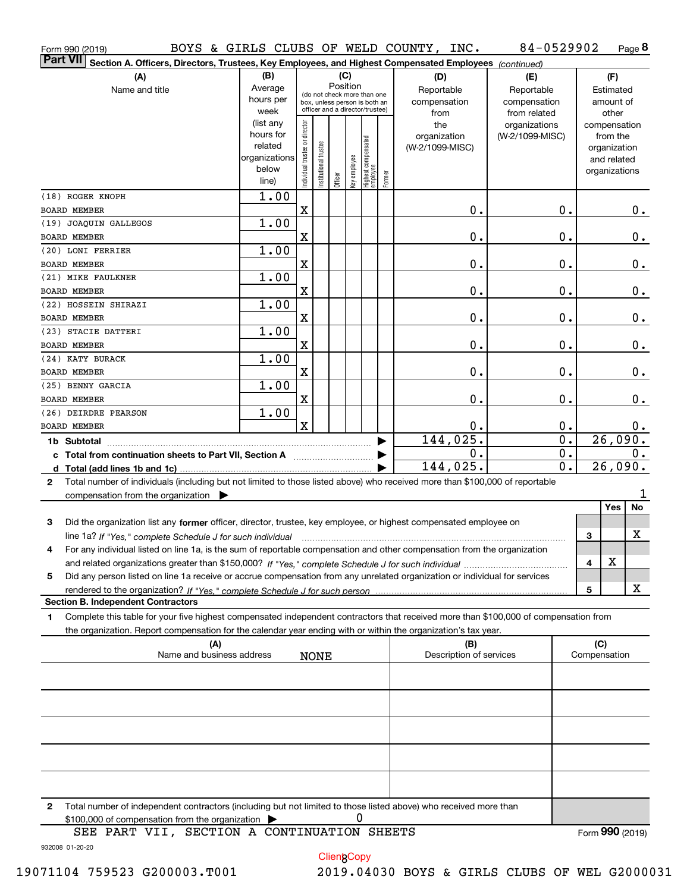Form 990 (2019) BOYS & GIRLS CLUBS OF WELD COUNTY, INC. 84-0529902 Page 8

**Part VII** Section A. Officers, Directors, Trustees, Key Employees, and Highest Compensated Employees *(continued)*

| (A) Name and title | (B) Average hours per week (list any hours for related organizations below line) | (C) Position: Individual trustee or director | Institutional trustee | Officer | Key employee | Highest compensated employee | Former | (D) Reportable compensation from the organization (W-2/1099-MISC) | (E) Reportable compensation from related organizations (W-2/1099-MISC) | (F) Estimated amount of other compensation from the organization and related organizations |
|---|---|---|---|---|---|---|---|---|---|---|
| (18) ROGER KNOPH<br>BOARD MEMBER | 1.00 | X | | | | | | 0. | 0. | 0. |
| (19) JOAQUIN GALLEGOS<br>BOARD MEMBER | 1.00 | X | | | | | | 0. | 0. | 0. |
| (20) LONI FERRIER<br>BOARD MEMBER | 1.00 | X | | | | | | 0. | 0. | 0. |
| (21) MIKE FAULKNER<br>BOARD MEMBER | 1.00 | X | | | | | | 0. | 0. | 0. |
| (22) HOSSEIN SHIRAZI<br>BOARD MEMBER | 1.00 | X | | | | | | 0. | 0. | 0. |
| (23) STACIE DATTERI<br>BOARD MEMBER | 1.00 | X | | | | | | 0. | 0. | 0. |
| (24) KATY BURACK<br>BOARD MEMBER | 1.00 | X | | | | | | 0. | 0. | 0. |
| (25) BENNY GARCIA<br>BOARD MEMBER | 1.00 | X | | | | | | 0. | 0. | 0. |
| (26) DEIRDRE PEARSON<br>BOARD MEMBER | 1.00 | X | | | | | | 0. | 0. | 0. |
| 1b Subtotal | | | | | | | | 144,025. | 0. | 26,090. |
| c Total from continuation sheets to Part VII, Section A | | | | | | | | 0. | 0. | 0. |
| d Total (add lines 1b and 1c) | | | | | | | | 144,025. | 0. | 26,090. |

2 Total number of individuals (including but not limited to those listed above) who received more than $100,000 of reportable compensation from the organization ▶ 1

| | | Yes | No |
|---|---|---|---|
| 3 Did the organization list any **former** officer, director, trustee, key employee, or highest compensated employee on line 1a? *If "Yes," complete Schedule J for such individual* | 3 | | X |
| 4 For any individual listed on line 1a, is the sum of reportable compensation and other compensation from the organization and related organizations greater than $150,000? *If "Yes," complete Schedule J for such individual* | 4 | X | |
| 5 Did any person listed on line 1a receive or accrue compensation from any unrelated organization or individual for services rendered to the organization? *If "Yes," complete Schedule J for such person* | 5 | | X |

**Section B. Independent Contractors**

1 Complete this table for your five highest compensated independent contractors that received more than $100,000 of compensation from the organization. Report compensation for the calendar year ending with or within the organization's tax year.

| (A) Name and business address | (B) Description of services | (C) Compensation |
|---|---|---|
| NONE | | |
| | | |
| | | |
| | | |
| | | |

2 Total number of independent contractors (including but not limited to those listed above) who received more than $100,000 of compensation from the organization ▶ 0

SEE PART VII, SECTION A CONTINUATION SHEETS

Form **990** (2019)

932008 01-20-20

19071104 759523 G200003.T001 2019.04030 BOYS & GIRLS CLUBS OF WEL G2000031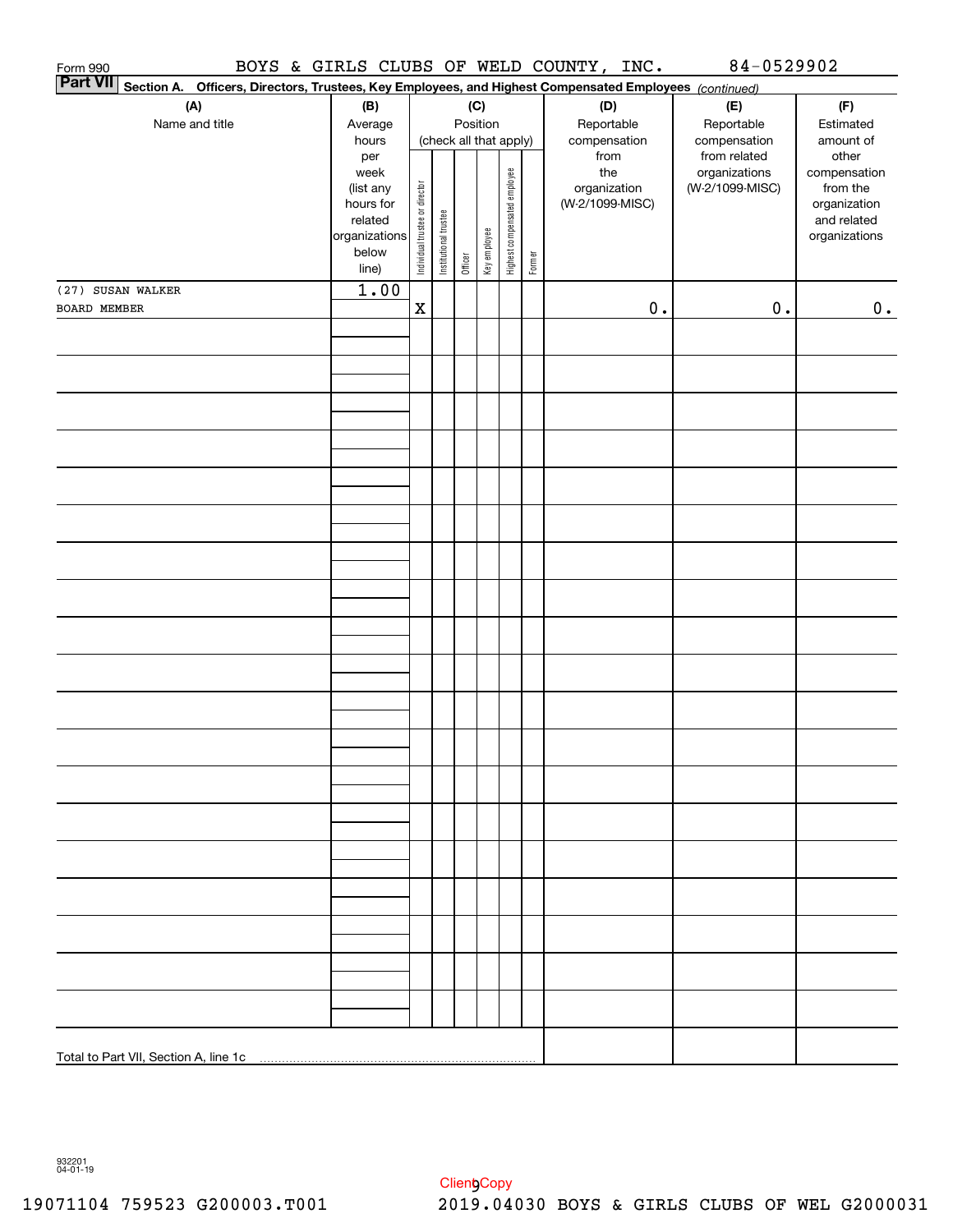Form 990 BOYS & GIRLS CLUBS OF WELD COUNTY, INC. 84-0529902

**Part VII** **Section A. Officers, Directors, Trustees, Key Employees, and Highest Compensated Employees** *(continued)*

| (A) Name and title | (B) Average hours per week (list any hours for related organizations below line) | (C) Position (check all that apply): Individual trustee or director | Institutional trustee | Officer | Key employee | Highest compensated employee | Former | (D) Reportable compensation from the organization (W-2/1099-MISC) | (E) Reportable compensation from related organizations (W-2/1099-MISC) | (F) Estimated amount of other compensation from the organization and related organizations |
|---|---|---|---|---|---|---|---|---|---|---|
| (27) SUSAN WALKER<br>BOARD MEMBER | 1.00 | X | | | | | | 0. | 0. | 0. |
| | | | | | | | | | | |
| Total to Part VII, Section A, line 1c | | | | | | | | | | |

932201 04-01-19

ClientCopy

19071104 759523 G200003.T001 2019.04030 BOYS & GIRLS CLUBS OF WEL G2000031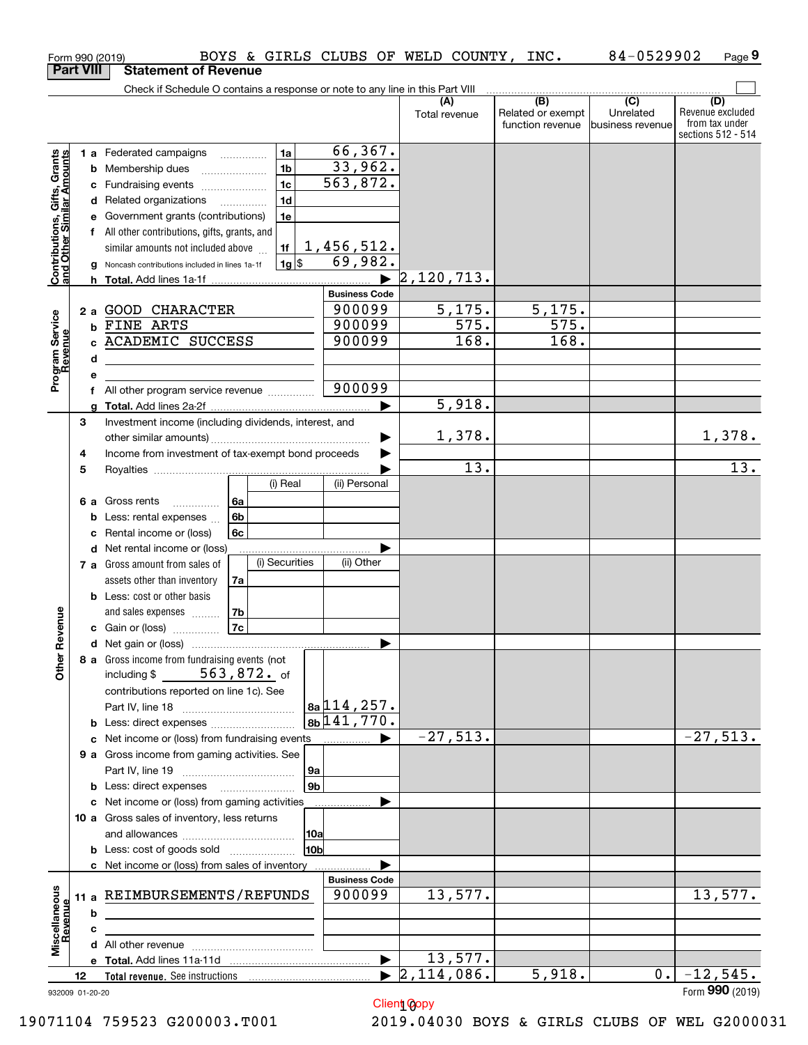Form 990 (2019) BOYS & GIRLS CLUBS OF WELD COUNTY, INC. 84-0529902 Page 9

## Part VIII Statement of Revenue

Check if Schedule O contains a response or note to any line in this Part VIII

| | | | | (A) Total revenue | (B) Related or exempt function revenue | (C) Unrelated business revenue | (D) Revenue excluded from tax under sections 512 - 514 |
|---|---|---|---|---|---|---|---|
| Contributions, Gifts, Grants and Other Similar Amounts | 1 a Federated campaigns | 1a | 66,367. | | | | |
| | b Membership dues | 1b | 33,962. | | | | |
| | c Fundraising events | 1c | 563,872. | | | | |
| | d Related organizations | 1d | | | | | |
| | e Government grants (contributions) | 1e | | | | | |
| | f All other contributions, gifts, grants, and similar amounts not included above | 1f | 1,456,512. | | | | |
| | g Noncash contributions included in lines 1a-1f | 1g | $ 69,982. | | | | |
| | h Total. Add lines 1a-1f | | | 2,120,713. | | | |
| Program Service Revenue | | | Business Code | | | | |
| | 2 a GOOD CHARACTER | | 900099 | 5,175. | 5,175. | | |
| | b FINE ARTS | | 900099 | 575. | 575. | | |
| | c ACADEMIC SUCCESS | | 900099 | 168. | 168. | | |
| | d | | | | | | |
| | e | | | | | | |
| | f All other program service revenue | | 900099 | | | | |
| | g Total. Add lines 2a-2f | | | 5,918. | | | |
| Other Revenue | 3 Investment income (including dividends, interest, and other similar amounts) | | | 1,378. | | | 1,378. |
| | 4 Income from investment of tax-exempt bond proceeds | | | | | | |
| | 5 Royalties | | | 13. | | | 13. |
| | | | (i) Real / (ii) Personal | | | | |
| | 6 a Gross rents | 6a | | | | | |
| | b Less: rental expenses | 6b | | | | | |
| | c Rental income or (loss) | 6c | | | | | |
| | d Net rental income or (loss) | | | | | | |
| | | | (i) Securities / (ii) Other | | | | |
| | 7 a Gross amount from sales of assets other than inventory | 7a | | | | | |
| | b Less: cost or other basis and sales expenses | 7b | | | | | |
| | c Gain or (loss) | 7c | | | | | |
| | d Net gain or (loss) | | | | | | |
| | 8 a Gross income from fundraising events (not including $ 563,872. of contributions reported on line 1c). See Part IV, line 18 | 8a | 114,257. | | | | |
| | b Less: direct expenses | 8b | 141,770. | | | | |
| | c Net income or (loss) from fundraising events | | | -27,513. | | | -27,513. |
| | 9 a Gross income from gaming activities. See Part IV, line 19 | 9a | | | | | |
| | b Less: direct expenses | 9b | | | | | |
| | c Net income or (loss) from gaming activities | | | | | | |
| | 10 a Gross sales of inventory, less returns and allowances | 10a | | | | | |
| | b Less: cost of goods sold | 10b | | | | | |
| | c Net income or (loss) from sales of inventory | | | | | | |
| Miscellaneous Revenue | | | Business Code | | | | |
| | 11 a REIMBURSEMENTS/REFUNDS | | 900099 | 13,577. | | | 13,577. |
| | b | | | | | | |
| | c | | | | | | |
| | d All other revenue | | | | | | |
| | e Total. Add lines 11a-11d | | | 13,577. | | | |
| | 12 Total revenue. See instructions | | | 2,114,086. | 5,918. | 0. | -12,545. |

932009 01-20-20

Form 990 (2019)

Client Copy

19071104 759523 G200003.T001 2019.04030 BOYS & GIRLS CLUBS OF WEL G2000031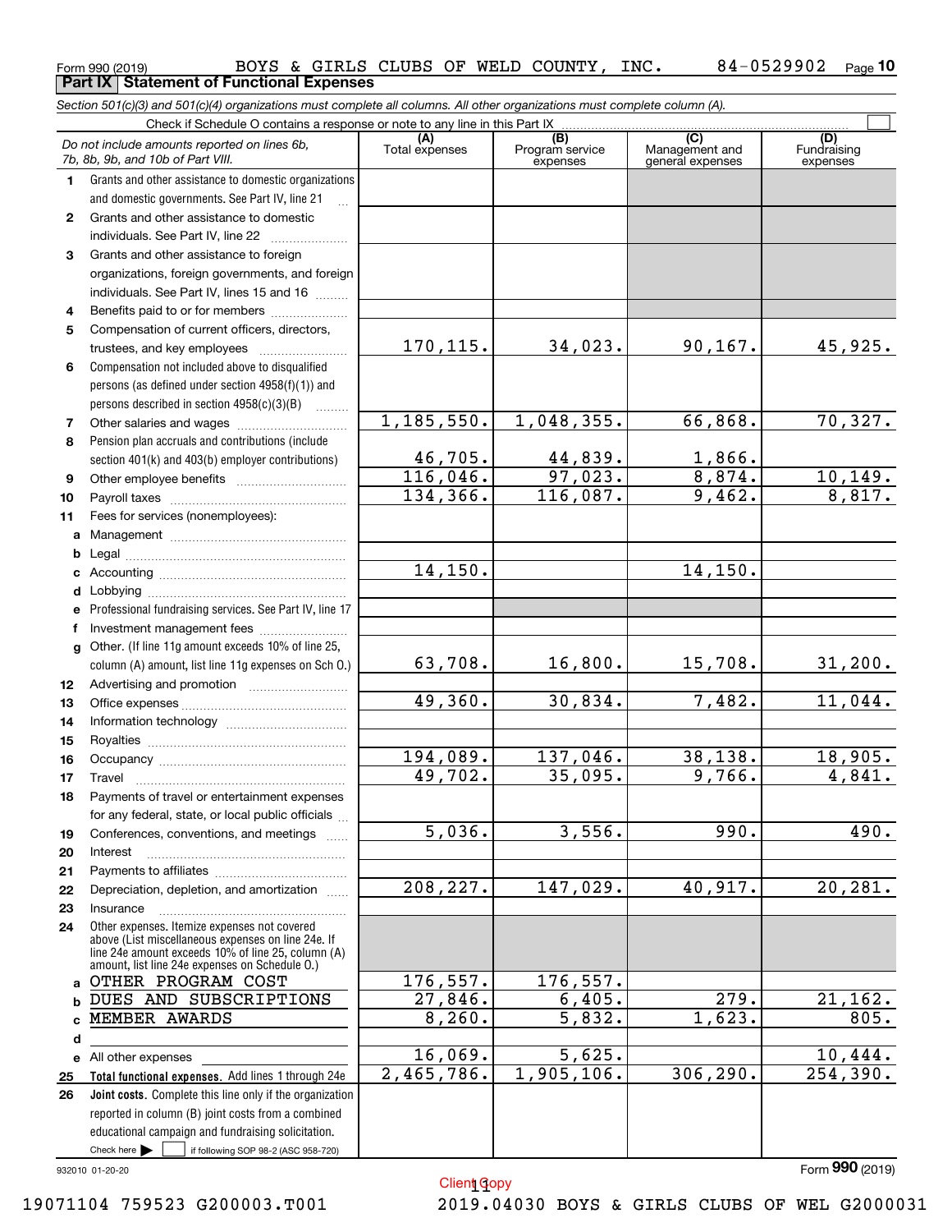Form 990 (2019) BOYS & GIRLS CLUBS OF WELD COUNTY, INC. 84-0529902 Page 10

## Part IX Statement of Functional Expenses

*Section 501(c)(3) and 501(c)(4) organizations must complete all columns. All other organizations must complete column (A).*

Check if Schedule O contains a response or note to any line in this Part IX ☐

| *Do not include amounts reported on lines 6b, 7b, 8b, 9b, and 10b of Part VIII.* | (A) Total expenses | (B) Program service expenses | (C) Management and general expenses | (D) Fundraising expenses |
|---|---|---|---|---|
| **1** Grants and other assistance to domestic organizations and domestic governments. See Part IV, line 21 | | | | |
| **2** Grants and other assistance to domestic individuals. See Part IV, line 22 | | | | |
| **3** Grants and other assistance to foreign organizations, foreign governments, and foreign individuals. See Part IV, lines 15 and 16 | | | | |
| **4** Benefits paid to or for members | | | | |
| **5** Compensation of current officers, directors, trustees, and key employees | 170,115. | 34,023. | 90,167. | 45,925. |
| **6** Compensation not included above to disqualified persons (as defined under section 4958(f)(1)) and persons described in section 4958(c)(3)(B) | | | | |
| **7** Other salaries and wages | 1,185,550. | 1,048,355. | 66,868. | 70,327. |
| **8** Pension plan accruals and contributions (include section 401(k) and 403(b) employer contributions) | 46,705. | 44,839. | 1,866. | |
| **9** Other employee benefits | 116,046. | 97,023. | 8,874. | 10,149. |
| **10** Payroll taxes | 134,366. | 116,087. | 9,462. | 8,817. |
| **11** Fees for services (nonemployees): | | | | |
| **a** Management | | | | |
| **b** Legal | | | | |
| **c** Accounting | 14,150. | | 14,150. | |
| **d** Lobbying | | | | |
| **e** Professional fundraising services. See Part IV, line 17 | | | | |
| **f** Investment management fees | | | | |
| **g** Other. (If line 11g amount exceeds 10% of line 25, column (A) amount, list line 11g expenses on Sch O.) | 63,708. | 16,800. | 15,708. | 31,200. |
| **12** Advertising and promotion | | | | |
| **13** Office expenses | 49,360. | 30,834. | 7,482. | 11,044. |
| **14** Information technology | | | | |
| **15** Royalties | | | | |
| **16** Occupancy | 194,089. | 137,046. | 38,138. | 18,905. |
| **17** Travel | 49,702. | 35,095. | 9,766. | 4,841. |
| **18** Payments of travel or entertainment expenses for any federal, state, or local public officials | | | | |
| **19** Conferences, conventions, and meetings | 5,036. | 3,556. | 990. | 490. |
| **20** Interest | | | | |
| **21** Payments to affiliates | | | | |
| **22** Depreciation, depletion, and amortization | 208,227. | 147,029. | 40,917. | 20,281. |
| **23** Insurance | | | | |
| **24** Other expenses. Itemize expenses not covered above (List miscellaneous expenses on line 24e. If line 24e amount exceeds 10% of line 25, column (A) amount, list line 24e expenses on Schedule O.) | | | | |
| **a** OTHER PROGRAM COST | 176,557. | 176,557. | | |
| **b** DUES AND SUBSCRIPTIONS | 27,846. | 6,405. | 279. | 21,162. |
| **c** MEMBER AWARDS | 8,260. | 5,832. | 1,623. | 805. |
| **d** | | | | |
| **e** All other expenses | 16,069. | 5,625. | | 10,444. |
| **25 Total functional expenses.** Add lines 1 through 24e | 2,465,786. | 1,905,106. | 306,290. | 254,390. |
| **26 Joint costs.** Complete this line only if the organization reported in column (B) joint costs from a combined educational campaign and fundraising solicitation. Check here ☐ if following SOP 98-2 (ASC 958-720) | | | | |

932010 01-20-20 Form **990** (2019)

Client Copy

19071104 759523 G200003.T001 2019.04030 BOYS & GIRLS CLUBS OF WEL G2000031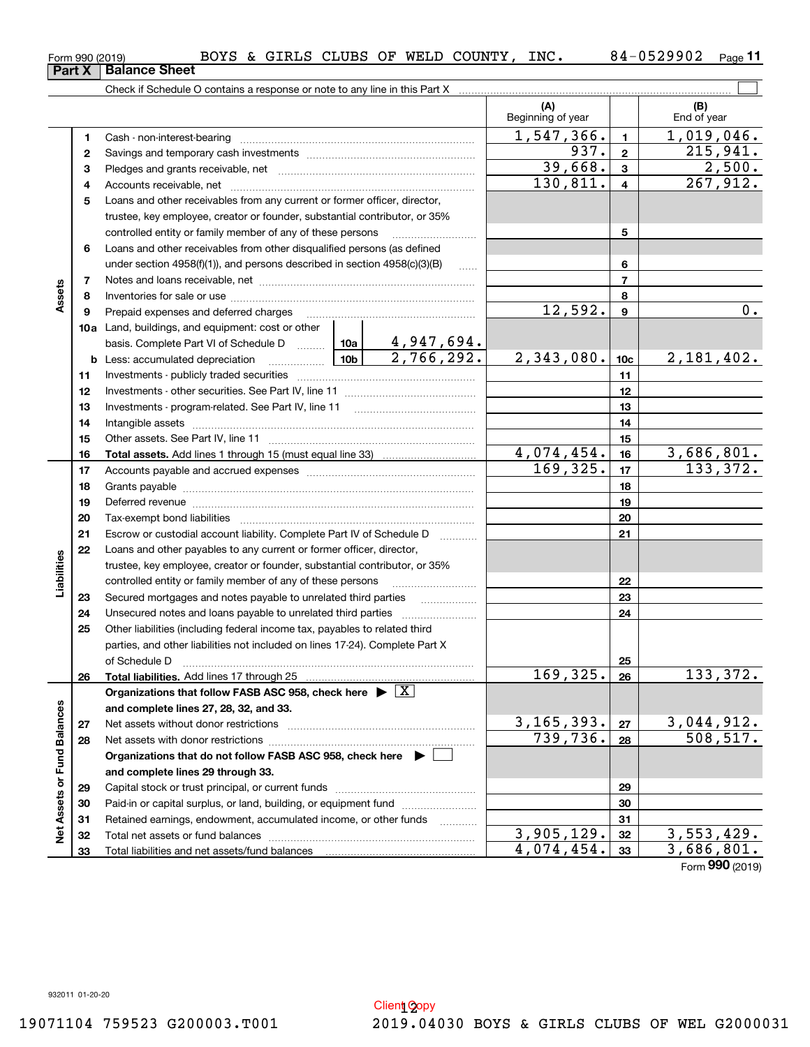Form 990 (2019) BOYS & GIRLS CLUBS OF WELD COUNTY, INC. 84-0529902

## Part X Balance Sheet

Check if Schedule O contains a response or note to any line in this Part X ☐

| Section | Line | Description | | | (A) Beginning of year | Line | (B) End of year |
|---|---|---|---|---|---|---|---|
| Assets | 1 | Cash - non-interest-bearing | | | 1,547,366. | 1 | 1,019,046. |
| | 2 | Savings and temporary cash investments | | | 937. | 2 | 215,941. |
| | 3 | Pledges and grants receivable, net | | | 39,668. | 3 | 2,500. |
| | 4 | Accounts receivable, net | | | 130,811. | 4 | 267,912. |
| | 5 | Loans and other receivables from any current or former officer, director, trustee, key employee, creator or founder, substantial contributor, or 35% controlled entity or family member of any of these persons | | | | 5 | |
| | 6 | Loans and other receivables from other disqualified persons (as defined under section 4958(f)(1)), and persons described in section 4958(c)(3)(B) | | | | 6 | |
| | 7 | Notes and loans receivable, net | | | | 7 | |
| | 8 | Inventories for sale or use | | | | 8 | |
| | 9 | Prepaid expenses and deferred charges | | | 12,592. | 9 | 0. |
| | 10a | Land, buildings, and equipment: cost or other basis. Complete Part VI of Schedule D | 10a | 4,947,694. | | | |
| | b | Less: accumulated depreciation | 10b | 2,766,292. | 2,343,080. | 10c | 2,181,402. |
| | 11 | Investments - publicly traded securities | | | | 11 | |
| | 12 | Investments - other securities. See Part IV, line 11 | | | | 12 | |
| | 13 | Investments - program-related. See Part IV, line 11 | | | | 13 | |
| | 14 | Intangible assets | | | | 14 | |
| | 15 | Other assets. See Part IV, line 11 | | | | 15 | |
| | 16 | **Total assets.** Add lines 1 through 15 (must equal line 33) | | | 4,074,454. | 16 | 3,686,801. |
| Liabilities | 17 | Accounts payable and accrued expenses | | | 169,325. | 17 | 133,372. |
| | 18 | Grants payable | | | | 18 | |
| | 19 | Deferred revenue | | | | 19 | |
| | 20 | Tax-exempt bond liabilities | | | | 20 | |
| | 21 | Escrow or custodial account liability. Complete Part IV of Schedule D | | | | 21 | |
| | 22 | Loans and other payables to any current or former officer, director, trustee, key employee, creator or founder, substantial contributor, or 35% controlled entity or family member of any of these persons | | | | 22 | |
| | 23 | Secured mortgages and notes payable to unrelated third parties | | | | 23 | |
| | 24 | Unsecured notes and loans payable to unrelated third parties | | | | 24 | |
| | 25 | Other liabilities (including federal income tax, payables to related third parties, and other liabilities not included on lines 17-24). Complete Part X of Schedule D | | | | 25 | |
| | 26 | **Total liabilities.** Add lines 17 through 25 | | | 169,325. | 26 | 133,372. |
| Net Assets or Fund Balances | | **Organizations that follow FASB ASC 958, check here** ▶ ☒ **and complete lines 27, 28, 32, and 33.** | | | | | |
| | 27 | Net assets without donor restrictions | | | 3,165,393. | 27 | 3,044,912. |
| | 28 | Net assets with donor restrictions | | | 739,736. | 28 | 508,517. |
| | | **Organizations that do not follow FASB ASC 958, check here** ▶ ☐ **and complete lines 29 through 33.** | | | | | |
| | 29 | Capital stock or trust principal, or current funds | | | | 29 | |
| | 30 | Paid-in or capital surplus, or land, building, or equipment fund | | | | 30 | |
| | 31 | Retained earnings, endowment, accumulated income, or other funds | | | | 31 | |
| | 32 | Total net assets or fund balances | | | 3,905,129. | 32 | 3,553,429. |
| | 33 | Total liabilities and net assets/fund balances | | | 4,074,454. | 33 | 3,686,801. |

Form **990** (2019)

932011 01-20-20

Client Copy

19071104 759523 G200003.T001 2019.04030 BOYS & GIRLS CLUBS OF WEL G2000031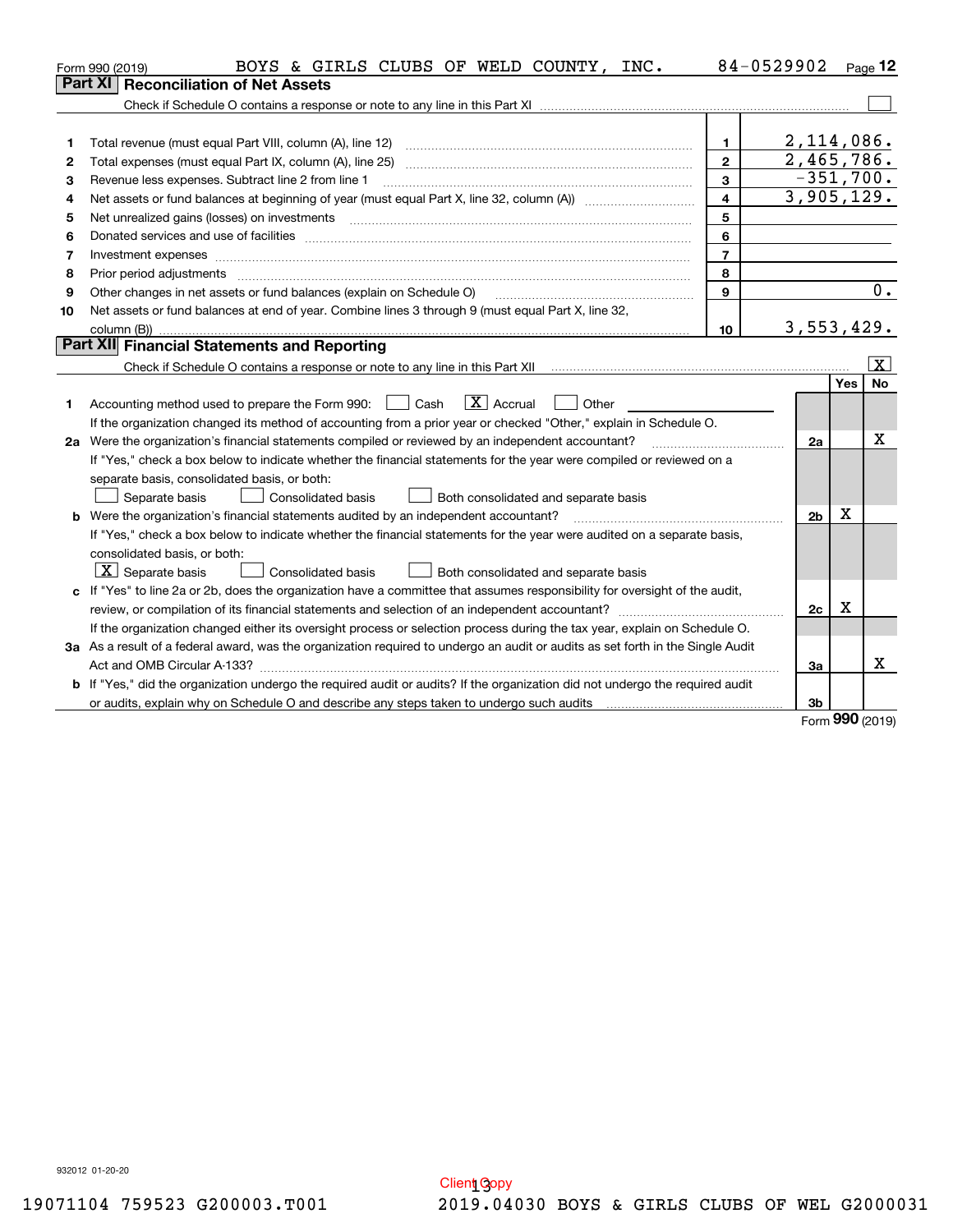Form 990 (2019) BOYS & GIRLS CLUBS OF WELD COUNTY, INC. 84-0529902

## Part XI Reconciliation of Net Assets

Check if Schedule O contains a response or note to any line in this Part XI [ ]

| | | | |
|---|---|---|---|
| 1 | Total revenue (must equal Part VIII, column (A), line 12) | 1 | 2,114,086. |
| 2 | Total expenses (must equal Part IX, column (A), line 25) | 2 | 2,465,786. |
| 3 | Revenue less expenses. Subtract line 2 from line 1 | 3 | -351,700. |
| 4 | Net assets or fund balances at beginning of year (must equal Part X, line 32, column (A)) | 4 | 3,905,129. |
| 5 | Net unrealized gains (losses) on investments | 5 | |
| 6 | Donated services and use of facilities | 6 | |
| 7 | Investment expenses | 7 | |
| 8 | Prior period adjustments | 8 | |
| 9 | Other changes in net assets or fund balances (explain on Schedule O) | 9 | 0. |
| 10 | Net assets or fund balances at end of year. Combine lines 3 through 9 (must equal Part X, line 32, column (B)) | 10 | 3,553,429. |

## Part XII Financial Statements and Reporting

Check if Schedule O contains a response or note to any line in this Part XII [X]

| | | | Yes | No |
|---|---|---|---|---|
| 1 | Accounting method used to prepare the Form 990: [ ] Cash [X] Accrual [ ] Other<br>If the organization changed its method of accounting from a prior year or checked "Other," explain in Schedule O. | | | |
| 2a | Were the organization's financial statements compiled or reviewed by an independent accountant?<br>If "Yes," check a box below to indicate whether the financial statements for the year were compiled or reviewed on a separate basis, consolidated basis, or both:<br>[ ] Separate basis [ ] Consolidated basis [ ] Both consolidated and separate basis | 2a | | X |
| b | Were the organization's financial statements audited by an independent accountant?<br>If "Yes," check a box below to indicate whether the financial statements for the year were audited on a separate basis, consolidated basis, or both:<br>[X] Separate basis [ ] Consolidated basis [ ] Both consolidated and separate basis | 2b | X | |
| c | If "Yes" to line 2a or 2b, does the organization have a committee that assumes responsibility for oversight of the audit, review, or compilation of its financial statements and selection of an independent accountant?<br>If the organization changed either its oversight process or selection process during the tax year, explain on Schedule O. | 2c | X | |
| 3a | As a result of a federal award, was the organization required to undergo an audit or audits as set forth in the Single Audit Act and OMB Circular A-133? | 3a | | X |
| b | If "Yes," did the organization undergo the required audit or audits? If the organization did not undergo the required audit or audits, explain why on Schedule O and describe any steps taken to undergo such audits | 3b | | |

Form 990 (2019)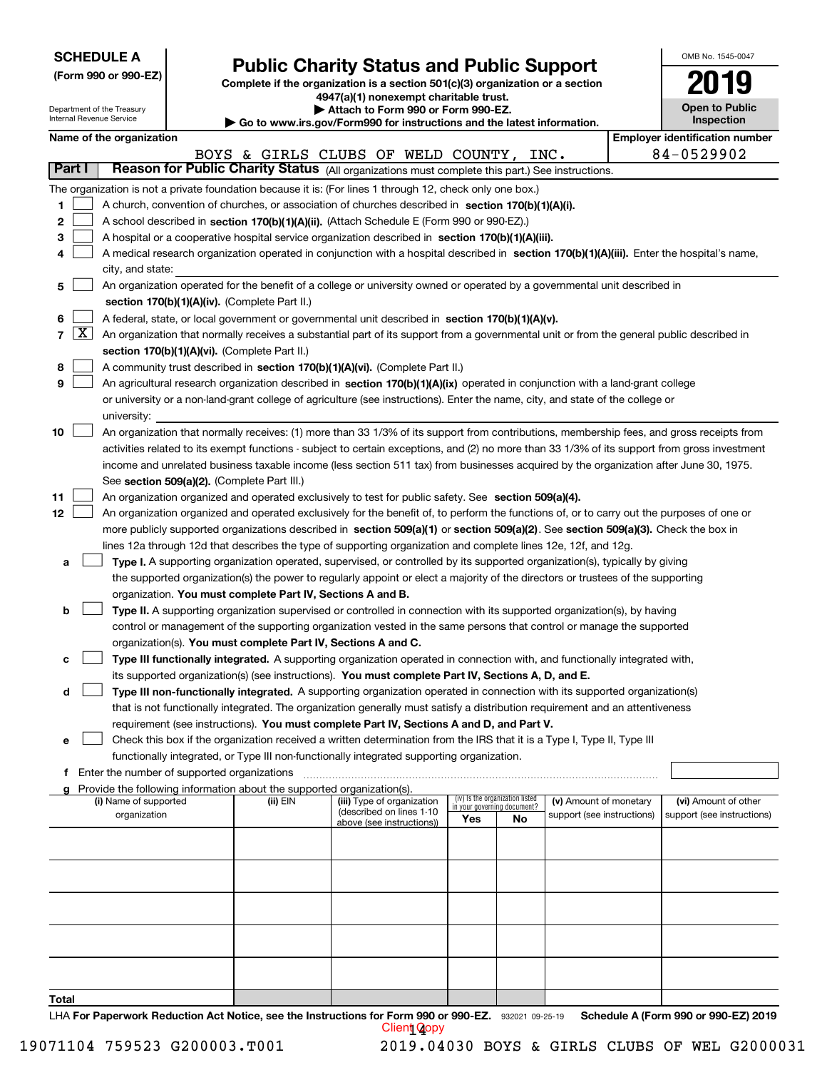**SCHEDULE A**
**(Form 990 or 990-EZ)**

Department of the Treasury
Internal Revenue Service

# Public Charity Status and Public Support

**Complete if the organization is a section 501(c)(3) organization or a section 4947(a)(1) nonexempt charitable trust.**
**▶ Attach to Form 990 or Form 990-EZ.**
**▶ Go to www.irs.gov/Form990 for instructions and the latest information.**

OMB No. 1545-0047

**2019**

**Open to Public Inspection**

**Name of the organization**
BOYS & GIRLS CLUBS OF WELD COUNTY, INC.

**Employer identification number**
84-0529902

## Part I Reason for Public Charity Status (All organizations must complete this part.) See instructions.

The organization is not a private foundation because it is: (For lines 1 through 12, check only one box.)

1 [ ] A church, convention of churches, or association of churches described in **section 170(b)(1)(A)(i).**

2 [ ] A school described in **section 170(b)(1)(A)(ii).** (Attach Schedule E (Form 990 or 990-EZ).)

3 [ ] A hospital or a cooperative hospital service organization described in **section 170(b)(1)(A)(iii).**

4 [ ] A medical research organization operated in conjunction with a hospital described in **section 170(b)(1)(A)(iii).** Enter the hospital's name, city, and state:

5 [ ] An organization operated for the benefit of a college or university owned or operated by a governmental unit described in **section 170(b)(1)(A)(iv).** (Complete Part II.)

6 [ ] A federal, state, or local government or governmental unit described in **section 170(b)(1)(A)(v).**

7 [X] An organization that normally receives a substantial part of its support from a governmental unit or from the general public described in **section 170(b)(1)(A)(vi).** (Complete Part II.)

8 [ ] A community trust described in **section 170(b)(1)(A)(vi).** (Complete Part II.)

9 [ ] An agricultural research organization described in **section 170(b)(1)(A)(ix)** operated in conjunction with a land-grant college or university or a non-land-grant college of agriculture (see instructions). Enter the name, city, and state of the college or university:

10 [ ] An organization that normally receives: (1) more than 33 1/3% of its support from contributions, membership fees, and gross receipts from activities related to its exempt functions - subject to certain exceptions, and (2) no more than 33 1/3% of its support from gross investment income and unrelated business taxable income (less section 511 tax) from businesses acquired by the organization after June 30, 1975. See **section 509(a)(2).** (Complete Part III.)

11 [ ] An organization organized and operated exclusively to test for public safety. See **section 509(a)(4).**

12 [ ] An organization organized and operated exclusively for the benefit of, to perform the functions of, or to carry out the purposes of one or more publicly supported organizations described in **section 509(a)(1)** or **section 509(a)(2)**. See **section 509(a)(3).** Check the box in lines 12a through 12d that describes the type of supporting organization and complete lines 12e, 12f, and 12g.

a [ ] **Type I.** A supporting organization operated, supervised, or controlled by its supported organization(s), typically by giving the supported organization(s) the power to regularly appoint or elect a majority of the directors or trustees of the supporting organization. **You must complete Part IV, Sections A and B.**

b [ ] **Type II.** A supporting organization supervised or controlled in connection with its supported organization(s), by having control or management of the supporting organization vested in the same persons that control or manage the supported organization(s). **You must complete Part IV, Sections A and C.**

c [ ] **Type III functionally integrated.** A supporting organization operated in connection with, and functionally integrated with, its supported organization(s) (see instructions). **You must complete Part IV, Sections A, D, and E.**

d [ ] **Type III non-functionally integrated.** A supporting organization operated in connection with its supported organization(s) that is not functionally integrated. The organization generally must satisfy a distribution requirement and an attentiveness requirement (see instructions). **You must complete Part IV, Sections A and D, and Part V.**

e [ ] Check this box if the organization received a written determination from the IRS that it is a Type I, Type II, Type III functionally integrated, or Type III non-functionally integrated supporting organization.

f Enter the number of supported organizations

g Provide the following information about the supported organization(s).

| (i) Name of supported organization | (ii) EIN | (iii) Type of organization (described on lines 1-10 above (see instructions)) | (iv) Is the organization listed in your governing document? Yes | No | (v) Amount of monetary support (see instructions) | (vi) Amount of other support (see instructions) |
|---|---|---|---|---|---|---|
| | | | | | | |
| | | | | | | |
| | | | | | | |
| | | | | | | |
| | | | | | | |
| **Total** | | | | | | |

LHA **For Paperwork Reduction Act Notice, see the Instructions for Form 990 or 990-EZ.** 932021 09-25-19 **Schedule A (Form 990 or 990-EZ) 2019**

Client Copy

19071104 759523 G200003.T001 2019.04030 BOYS & GIRLS CLUBS OF WEL G2000031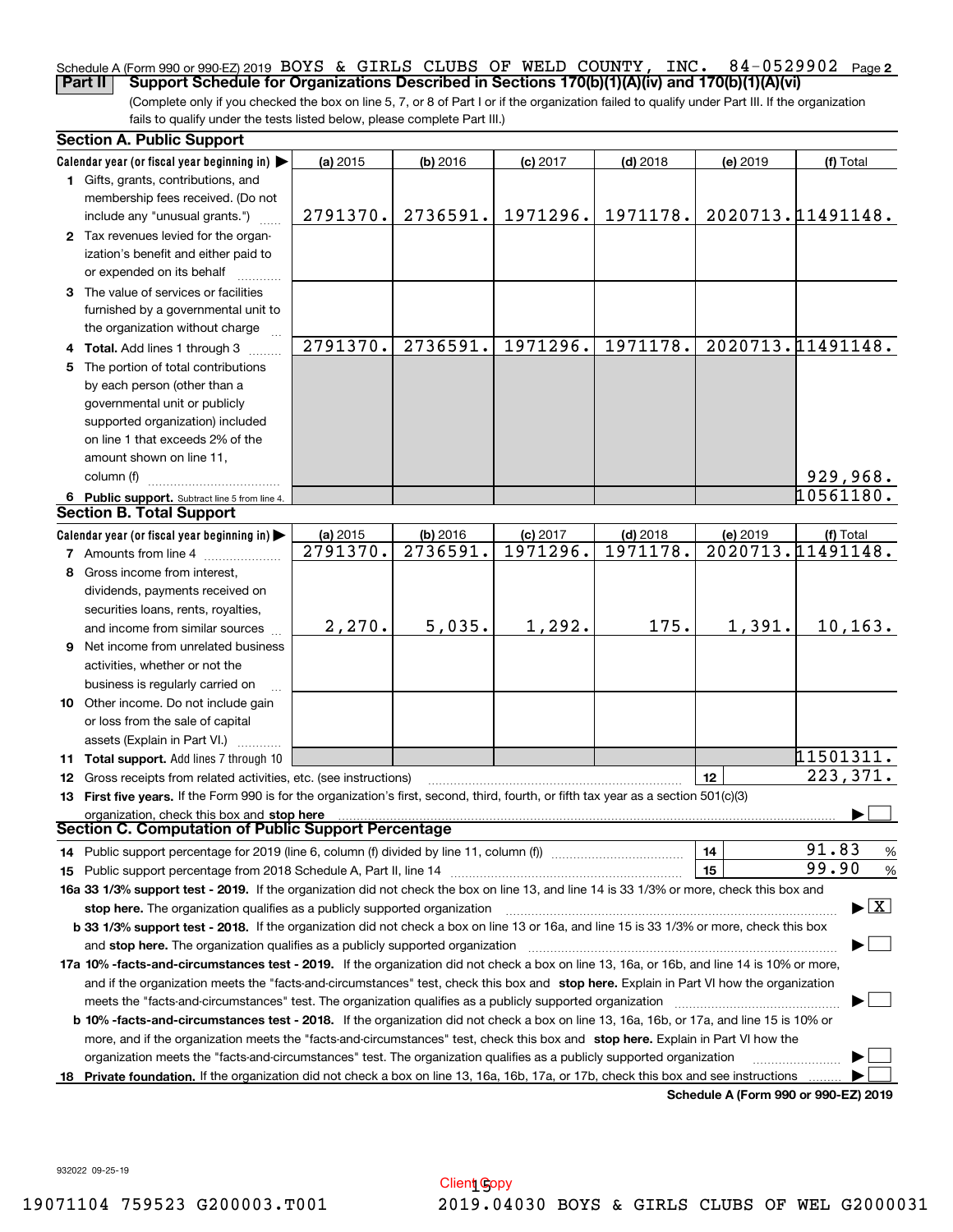Schedule A (Form 990 or 990-EZ) 2019 BOYS & GIRLS CLUBS OF WELD COUNTY, INC. 84-0529902 Page **2**

## Part II Support Schedule for Organizations Described in Sections 170(b)(1)(A)(iv) and 170(b)(1)(A)(vi)

(Complete only if you checked the box on line 5, 7, or 8 of Part I or if the organization failed to qualify under Part III. If the organization fails to qualify under the tests listed below, please complete Part III.)

### Section A. Public Support

| Calendar year (or fiscal year beginning in) ▶ | (a) 2015 | (b) 2016 | (c) 2017 | (d) 2018 | (e) 2019 | (f) Total |
|---|---|---|---|---|---|---|
| **1** Gifts, grants, contributions, and membership fees received. (Do not include any "unusual grants.") | 2791370. | 2736591. | 1971296. | 1971178. | 2020713. | 11491148. |
| **2** Tax revenues levied for the organization's benefit and either paid to or expended on its behalf | | | | | | |
| **3** The value of services or facilities furnished by a governmental unit to the organization without charge | | | | | | |
| **4 Total.** Add lines 1 through 3 | 2791370. | 2736591. | 1971296. | 1971178. | 2020713. | 11491148. |
| **5** The portion of total contributions by each person (other than a governmental unit or publicly supported organization) included on line 1 that exceeds 2% of the amount shown on line 11, column (f) | | | | | | 929,968. |
| **6 Public support.** Subtract line 5 from line 4. | | | | | | 10561180. |

### Section B. Total Support

| Calendar year (or fiscal year beginning in) ▶ | (a) 2015 | (b) 2016 | (c) 2017 | (d) 2018 | (e) 2019 | (f) Total |
|---|---|---|---|---|---|---|
| **7** Amounts from line 4 | 2791370. | 2736591. | 1971296. | 1971178. | 2020713. | 11491148. |
| **8** Gross income from interest, dividends, payments received on securities loans, rents, royalties, and income from similar sources | 2,270. | 5,035. | 1,292. | 175. | 1,391. | 10,163. |
| **9** Net income from unrelated business activities, whether or not the business is regularly carried on | | | | | | |
| **10** Other income. Do not include gain or loss from the sale of capital assets (Explain in Part VI.) | | | | | | |
| **11 Total support.** Add lines 7 through 10 | | | | | | 11501311. |

**12** Gross receipts from related activities, etc. (see instructions) **12** 223,371.

**13 First five years.** If the Form 990 is for the organization's first, second, third, fourth, or fifth tax year as a section 501(c)(3) organization, check this box and **stop here** ▶ ☐

### Section C. Computation of Public Support Percentage

**14** Public support percentage for 2019 (line 6, column (f) divided by line 11, column (f)) **14** 91.83 %

**15** Public support percentage from 2018 Schedule A, Part II, line 14 **15** 99.90 %

**16a 33 1/3% support test - 2019.** If the organization did not check the box on line 13, and line 14 is 33 1/3% or more, check this box and **stop here.** The organization qualifies as a publicly supported organization ▶ ☒

**b 33 1/3% support test - 2018.** If the organization did not check a box on line 13 or 16a, and line 15 is 33 1/3% or more, check this box and **stop here.** The organization qualifies as a publicly supported organization ▶ ☐

**17a 10% -facts-and-circumstances test - 2019.** If the organization did not check a box on line 13, 16a, or 16b, and line 14 is 10% or more, and if the organization meets the "facts-and-circumstances" test, check this box and **stop here.** Explain in Part VI how the organization meets the "facts-and-circumstances" test. The organization qualifies as a publicly supported organization ▶ ☐

**b 10% -facts-and-circumstances test - 2018.** If the organization did not check a box on line 13, 16a, 16b, or 17a, and line 15 is 10% or more, and if the organization meets the "facts-and-circumstances" test, check this box and **stop here.** Explain in Part VI how the organization meets the "facts-and-circumstances" test. The organization qualifies as a publicly supported organization ▶ ☐

**18 Private foundation.** If the organization did not check a box on line 13, 16a, 16b, 17a, or 17b, check this box and see instructions ▶ ☐

**Schedule A (Form 990 or 990-EZ) 2019**

932022 09-25-19

Client Copy

19071104 759523 G200003.T001 2019.04030 BOYS & GIRLS CLUBS OF WEL G2000031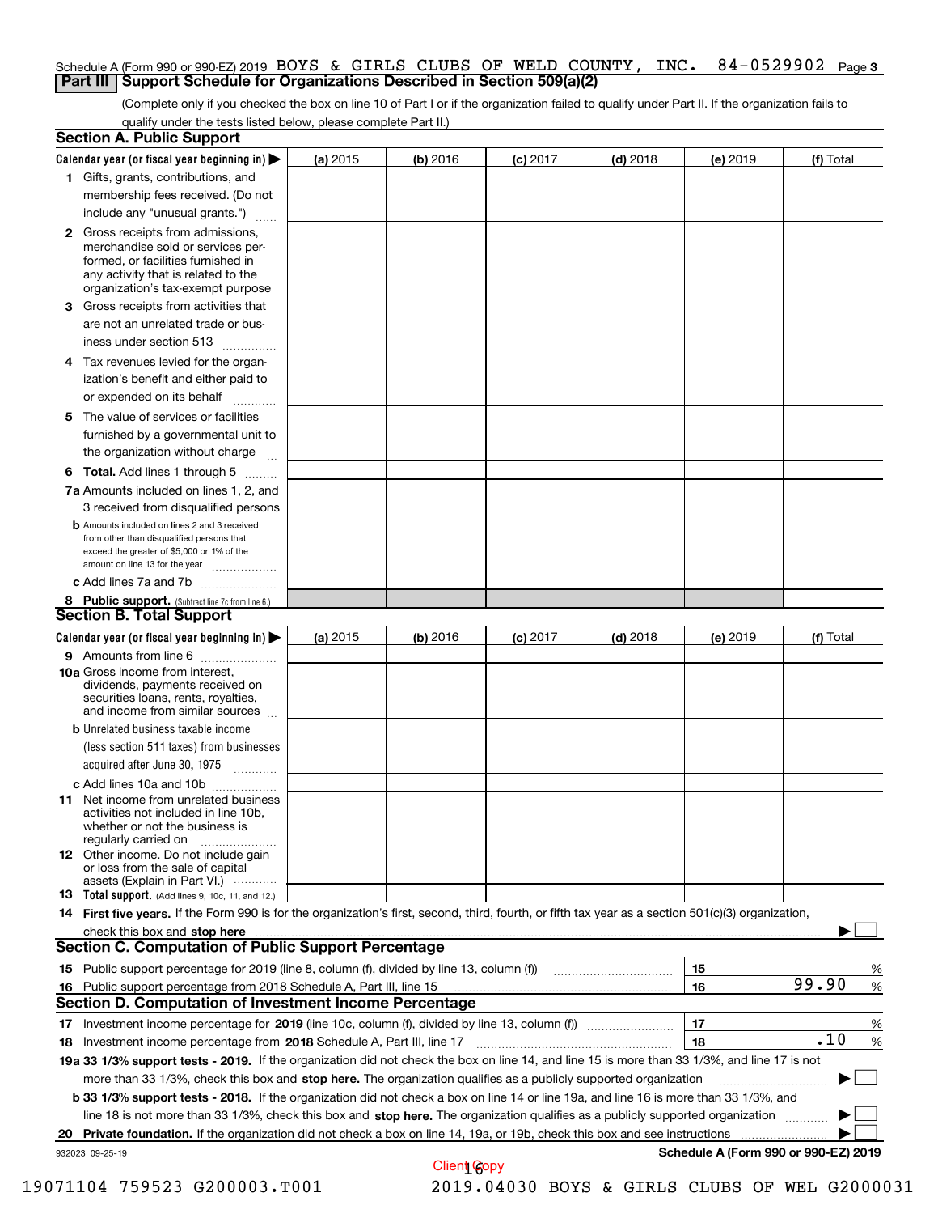Schedule A (Form 990 or 990-EZ) 2019 BOYS & GIRLS CLUBS OF WELD COUNTY, INC. 84-0529902 Page 3

## Part III Support Schedule for Organizations Described in Section 509(a)(2)

(Complete only if you checked the box on line 10 of Part I or if the organization failed to qualify under Part II. If the organization fails to qualify under the tests listed below, please complete Part II.)

### Section A. Public Support

| Calendar year (or fiscal year beginning in) ▶ | (a) 2015 | (b) 2016 | (c) 2017 | (d) 2018 | (e) 2019 | (f) Total |
|---|---|---|---|---|---|---|
| **1** Gifts, grants, contributions, and membership fees received. (Do not include any "unusual grants.") | | | | | | |
| **2** Gross receipts from admissions, merchandise sold or services performed, or facilities furnished in any activity that is related to the organization's tax-exempt purpose | | | | | | |
| **3** Gross receipts from activities that are not an unrelated trade or business under section 513 | | | | | | |
| **4** Tax revenues levied for the organization's benefit and either paid to or expended on its behalf | | | | | | |
| **5** The value of services or facilities furnished by a governmental unit to the organization without charge | | | | | | |
| **6 Total.** Add lines 1 through 5 | | | | | | |
| **7a** Amounts included on lines 1, 2, and 3 received from disqualified persons | | | | | | |
| **b** Amounts included on lines 2 and 3 received from other than disqualified persons that exceed the greater of $5,000 or 1% of the amount on line 13 for the year | | | | | | |
| **c** Add lines 7a and 7b | | | | | | |
| **8 Public support.** (Subtract line 7c from line 6.) | | | | | | |

### Section B. Total Support

| Calendar year (or fiscal year beginning in) ▶ | (a) 2015 | (b) 2016 | (c) 2017 | (d) 2018 | (e) 2019 | (f) Total |
|---|---|---|---|---|---|---|
| **9** Amounts from line 6 | | | | | | |
| **10a** Gross income from interest, dividends, payments received on securities loans, rents, royalties, and income from similar sources | | | | | | |
| **b** Unrelated business taxable income (less section 511 taxes) from businesses acquired after June 30, 1975 | | | | | | |
| **c** Add lines 10a and 10b | | | | | | |
| **11** Net income from unrelated business activities not included in line 10b, whether or not the business is regularly carried on | | | | | | |
| **12** Other income. Do not include gain or loss from the sale of capital assets (Explain in Part VI.) | | | | | | |
| **13 Total support.** (Add lines 9, 10c, 11, and 12.) | | | | | | |

**14 First five years.** If the Form 990 is for the organization's first, second, third, fourth, or fifth tax year as a section 501(c)(3) organization, check this box and **stop here** ▶ ☐

### Section C. Computation of Public Support Percentage

| | | | |
|---|---|---|---|
| **15** Public support percentage for 2019 (line 8, column (f), divided by line 13, column (f)) | 15 | | % |
| **16** Public support percentage from 2018 Schedule A, Part III, line 15 | 16 | 99.90 | % |

### Section D. Computation of Investment Income Percentage

| | | | |
|---|---|---|---|
| **17** Investment income percentage for **2019** (line 10c, column (f), divided by line 13, column (f)) | 17 | | % |
| **18** Investment income percentage from **2018** Schedule A, Part III, line 17 | 18 | .10 | % |

**19a 33 1/3% support tests - 2019.** If the organization did not check the box on line 14, and line 15 is more than 33 1/3%, and line 17 is not more than 33 1/3%, check this box and **stop here.** The organization qualifies as a publicly supported organization ▶ ☐

**b 33 1/3% support tests - 2018.** If the organization did not check a box on line 14 or line 19a, and line 16 is more than 33 1/3%, and line 18 is not more than 33 1/3%, check this box and **stop here.** The organization qualifies as a publicly supported organization ▶ ☐

**20 Private foundation.** If the organization did not check a box on line 14, 19a, or 19b, check this box and see instructions ▶ ☐

932023 09-25-19 **Schedule A (Form 990 or 990-EZ) 2019**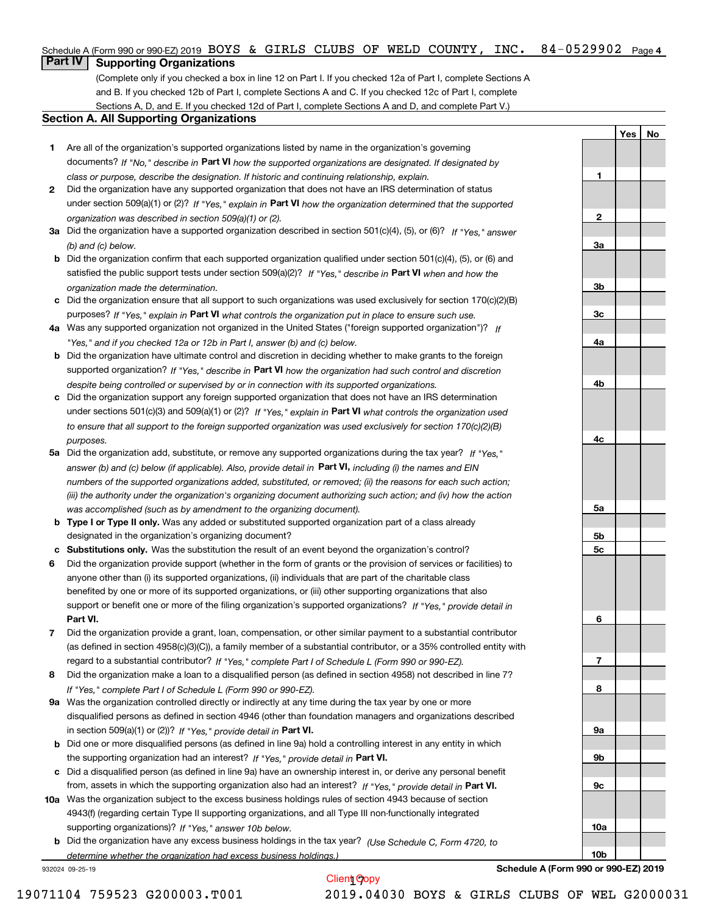Schedule A (Form 990 or 990-EZ) 2019 BOYS & GIRLS CLUBS OF WELD COUNTY, INC. 84-0529902

## Part IV Supporting Organizations

(Complete only if you checked a box in line 12 on Part I. If you checked 12a of Part I, complete Sections A and B. If you checked 12b of Part I, complete Sections A and C. If you checked 12c of Part I, complete Sections A, D, and E. If you checked 12d of Part I, complete Sections A and D, and complete Part V.)

### Section A. All Supporting Organizations

| | | | Yes | No |
|---|---|---|---|---|
| **1** | Are all of the organization's supported organizations listed by name in the organization's governing documents? *If "No," describe in* **Part VI** *how the supported organizations are designated. If designated by class or purpose, describe the designation. If historic and continuing relationship, explain.* | 1 | | |
| **2** | Did the organization have any supported organization that does not have an IRS determination of status under section 509(a)(1) or (2)? *If "Yes," explain in* **Part VI** *how the organization determined that the supported organization was described in section 509(a)(1) or (2).* | 2 | | |
| **3a** | Did the organization have a supported organization described in section 501(c)(4), (5), or (6)? *If "Yes," answer (b) and (c) below.* | 3a | | |
| **b** | Did the organization confirm that each supported organization qualified under section 501(c)(4), (5), or (6) and satisfied the public support tests under section 509(a)(2)? *If "Yes," describe in* **Part VI** *when and how the organization made the determination.* | 3b | | |
| **c** | Did the organization ensure that all support to such organizations was used exclusively for section 170(c)(2)(B) purposes? *If "Yes," explain in* **Part VI** *what controls the organization put in place to ensure such use.* | 3c | | |
| **4a** | Was any supported organization not organized in the United States ("foreign supported organization")? *If "Yes," and if you checked 12a or 12b in Part I, answer (b) and (c) below.* | 4a | | |
| **b** | Did the organization have ultimate control and discretion in deciding whether to make grants to the foreign supported organization? *If "Yes," describe in* **Part VI** *how the organization had such control and discretion despite being controlled or supervised by or in connection with its supported organizations.* | 4b | | |
| **c** | Did the organization support any foreign supported organization that does not have an IRS determination under sections 501(c)(3) and 509(a)(1) or (2)? *If "Yes," explain in* **Part VI** *what controls the organization used to ensure that all support to the foreign supported organization was used exclusively for section 170(c)(2)(B) purposes.* | 4c | | |
| **5a** | Did the organization add, substitute, or remove any supported organizations during the tax year? *If "Yes," answer (b) and (c) below (if applicable). Also, provide detail in* **Part VI,** *including (i) the names and EIN numbers of the supported organizations added, substituted, or removed; (ii) the reasons for each such action; (iii) the authority under the organization's organizing document authorizing such action; and (iv) how the action was accomplished (such as by amendment to the organizing document).* | 5a | | |
| **b** | **Type I or Type II only.** Was any added or substituted supported organization part of a class already designated in the organization's organizing document? | 5b | | |
| **c** | **Substitutions only.** Was the substitution the result of an event beyond the organization's control? | 5c | | |
| **6** | Did the organization provide support (whether in the form of grants or the provision of services or facilities) to anyone other than (i) its supported organizations, (ii) individuals that are part of the charitable class benefited by one or more of its supported organizations, or (iii) other supporting organizations that also support or benefit one or more of the filing organization's supported organizations? *If "Yes," provide detail in* **Part VI.** | 6 | | |
| **7** | Did the organization provide a grant, loan, compensation, or other similar payment to a substantial contributor (as defined in section 4958(c)(3)(C)), a family member of a substantial contributor, or a 35% controlled entity with regard to a substantial contributor? *If "Yes," complete Part I of Schedule L (Form 990 or 990-EZ).* | 7 | | |
| **8** | Did the organization make a loan to a disqualified person (as defined in section 4958) not described in line 7? *If "Yes," complete Part I of Schedule L (Form 990 or 990-EZ).* | 8 | | |
| **9a** | Was the organization controlled directly or indirectly at any time during the tax year by one or more disqualified persons as defined in section 4946 (other than foundation managers and organizations described in section 509(a)(1) or (2))? *If "Yes," provide detail in* **Part VI.** | 9a | | |
| **b** | Did one or more disqualified persons (as defined in line 9a) hold a controlling interest in any entity in which the supporting organization had an interest? *If "Yes," provide detail in* **Part VI.** | 9b | | |
| **c** | Did a disqualified person (as defined in line 9a) have an ownership interest in, or derive any personal benefit from, assets in which the supporting organization also had an interest? *If "Yes," provide detail in* **Part VI.** | 9c | | |
| **10a** | Was the organization subject to the excess business holdings rules of section 4943 because of section 4943(f) (regarding certain Type II supporting organizations, and all Type III non-functionally integrated supporting organizations)? *If "Yes," answer 10b below.* | 10a | | |
| **b** | Did the organization have any excess business holdings in the tax year? *(Use Schedule C, Form 4720, to determine whether the organization had excess business holdings.)* | 10b | | |

932024 09-25-19

**Schedule A (Form 990 or 990-EZ) 2019**

Client Copy

19071104 759523 G200003.T001 2019.04030 BOYS & GIRLS CLUBS OF WEL G2000031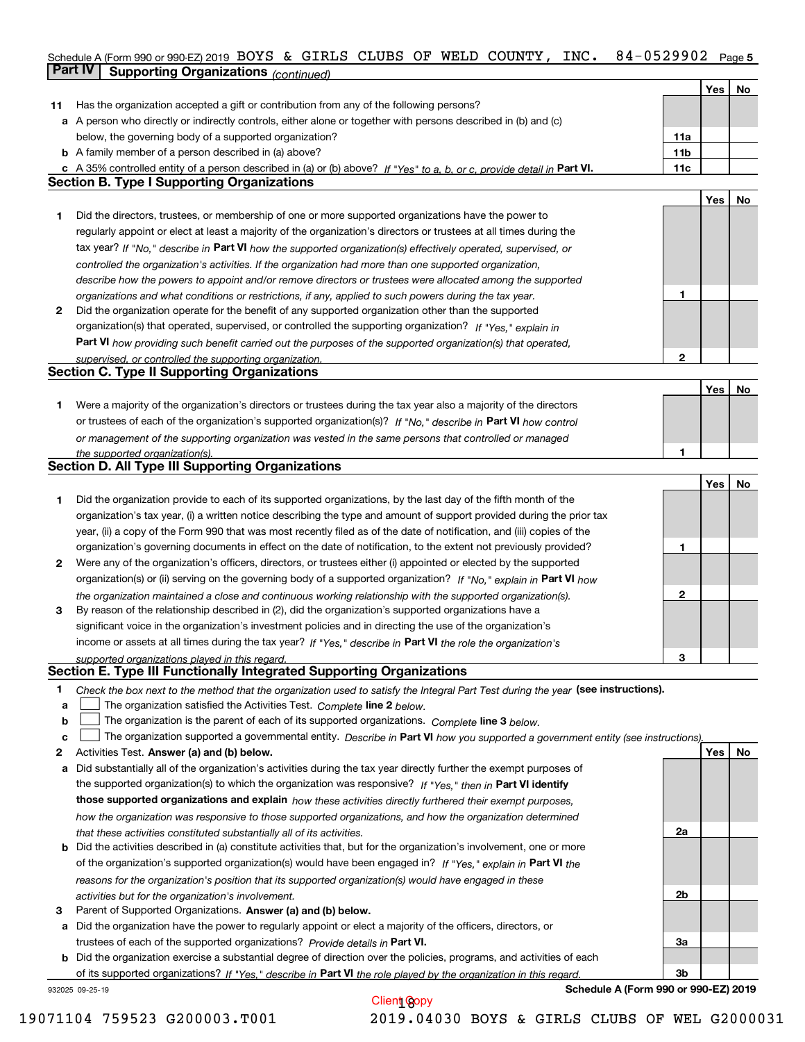Schedule A (Form 990 or 990-EZ) 2019 BOYS & GIRLS CLUBS OF WELD COUNTY, INC. 84-0529902

## Part IV Supporting Organizations *(continued)*

| | | | Yes | No |
|---|---|---|---|---|
| **11** | Has the organization accepted a gift or contribution from any of the following persons? | | | |
| **a** | A person who directly or indirectly controls, either alone or together with persons described in (b) and (c) below, the governing body of a supported organization? | **11a** | | |
| **b** | A family member of a person described in (a) above? | **11b** | | |
| **c** | A 35% controlled entity of a person described in (a) or (b) above? *If "Yes" to a, b, or c, provide detail in* **Part VI.** | **11c** | | |

### Section B. Type I Supporting Organizations

| | | | Yes | No |
|---|---|---|---|---|
| **1** | Did the directors, trustees, or membership of one or more supported organizations have the power to regularly appoint or elect at least a majority of the organization's directors or trustees at all times during the tax year? *If "No," describe in* **Part VI** *how the supported organization(s) effectively operated, supervised, or controlled the organization's activities. If the organization had more than one supported organization, describe how the powers to appoint and/or remove directors or trustees were allocated among the supported organizations and what conditions or restrictions, if any, applied to such powers during the tax year.* | **1** | | |
| **2** | Did the organization operate for the benefit of any supported organization other than the supported organization(s) that operated, supervised, or controlled the supporting organization? *If "Yes," explain in* **Part VI** *how providing such benefit carried out the purposes of the supported organization(s) that operated, supervised, or controlled the supporting organization.* | **2** | | |

### Section C. Type II Supporting Organizations

| | | | Yes | No |
|---|---|---|---|---|
| **1** | Were a majority of the organization's directors or trustees during the tax year also a majority of the directors or trustees of each of the organization's supported organization(s)? *If "No," describe in* **Part VI** *how control or management of the supporting organization was vested in the same persons that controlled or managed the supported organization(s).* | **1** | | |

### Section D. All Type III Supporting Organizations

| | | | Yes | No |
|---|---|---|---|---|
| **1** | Did the organization provide to each of its supported organizations, by the last day of the fifth month of the organization's tax year, (i) a written notice describing the type and amount of support provided during the prior tax year, (ii) a copy of the Form 990 that was most recently filed as of the date of notification, and (iii) copies of the organization's governing documents in effect on the date of notification, to the extent not previously provided? | **1** | | |
| **2** | Were any of the organization's officers, directors, or trustees either (i) appointed or elected by the supported organization(s) or (ii) serving on the governing body of a supported organization? *If "No," explain in* **Part VI** *how the organization maintained a close and continuous working relationship with the supported organization(s).* | **2** | | |
| **3** | By reason of the relationship described in (2), did the organization's supported organizations have a significant voice in the organization's investment policies and in directing the use of the organization's income or assets at all times during the tax year? *If "Yes," describe in* **Part VI** *the role the organization's supported organizations played in this regard.* | **3** | | |

### Section E. Type III Functionally Integrated Supporting Organizations

**1** *Check the box next to the method that the organization used to satisfy the Integral Part Test during the year* **(see instructions).**

- **a** ☐ The organization satisfied the Activities Test. *Complete* **line 2** *below.*
- **b** ☐ The organization is the parent of each of its supported organizations. *Complete* **line 3** *below.*
- **c** ☐ The organization supported a governmental entity. *Describe in* **Part VI** *how you supported a government entity (see instructions).*

| | | | Yes | No |
|---|---|---|---|---|
| **2** | Activities Test. **Answer (a) and (b) below.** | | | |
| **a** | Did substantially all of the organization's activities during the tax year directly further the exempt purposes of the supported organization(s) to which the organization was responsive? *If "Yes," then in* **Part VI identify those supported organizations and explain** *how these activities directly furthered their exempt purposes, how the organization was responsive to those supported organizations, and how the organization determined that these activities constituted substantially all of its activities.* | **2a** | | |
| **b** | Did the activities described in (a) constitute activities that, but for the organization's involvement, one or more of the organization's supported organization(s) would have been engaged in? *If "Yes," explain in* **Part VI** *the reasons for the organization's position that its supported organization(s) would have engaged in these activities but for the organization's involvement.* | **2b** | | |
| **3** | Parent of Supported Organizations. **Answer (a) and (b) below.** | | | |
| **a** | Did the organization have the power to regularly appoint or elect a majority of the officers, directors, or trustees of each of the supported organizations? *Provide details in* **Part VI.** | **3a** | | |
| **b** | Did the organization exercise a substantial degree of direction over the policies, programs, and activities of each of its supported organizations? *If "Yes," describe in* **Part VI** *the role played by the organization in this regard.* | **3b** | | |

**Schedule A (Form 990 or 990-EZ) 2019**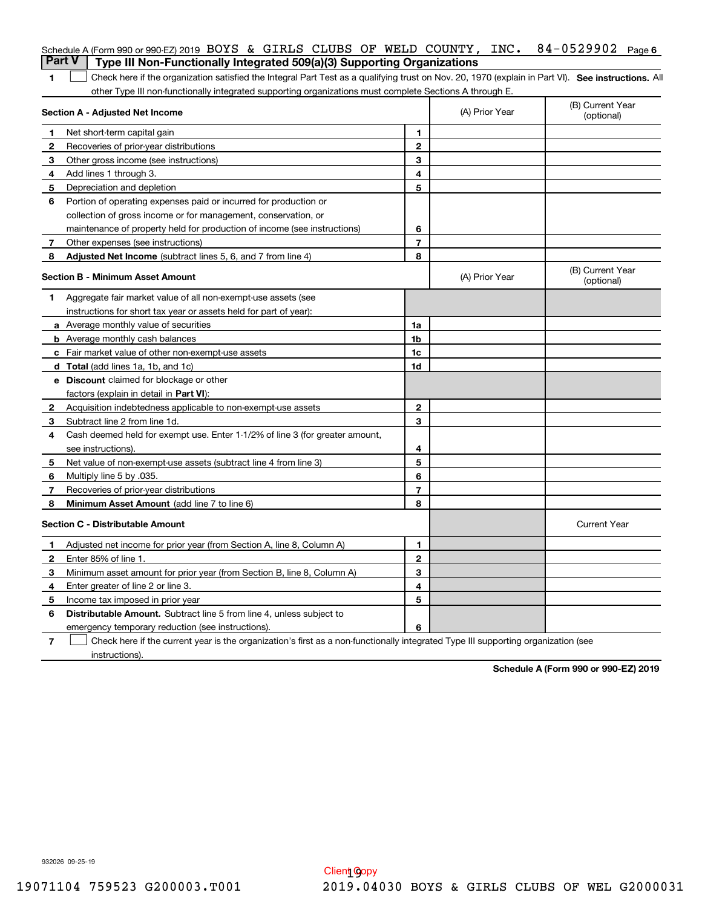Schedule A (Form 990 or 990-EZ) 2019 BOYS & GIRLS CLUBS OF WELD COUNTY, INC. 84-0529902 Page 6

## Part V Type III Non-Functionally Integrated 509(a)(3) Supporting Organizations

**1** ☐ Check here if the organization satisfied the Integral Part Test as a qualifying trust on Nov. 20, 1970 (explain in Part VI). **See instructions.** All other Type III non-functionally integrated supporting organizations must complete Sections A through E.

| **Section A - Adjusted Net Income** | | (A) Prior Year | (B) Current Year (optional) |
|---|---|---|---|
| **1** Net short-term capital gain | 1 | | |
| **2** Recoveries of prior-year distributions | 2 | | |
| **3** Other gross income (see instructions) | 3 | | |
| **4** Add lines 1 through 3. | 4 | | |
| **5** Depreciation and depletion | 5 | | |
| **6** Portion of operating expenses paid or incurred for production or collection of gross income or for management, conservation, or maintenance of property held for production of income (see instructions) | 6 | | |
| **7** Other expenses (see instructions) | 7 | | |
| **8** **Adjusted Net Income** (subtract lines 5, 6, and 7 from line 4) | 8 | | |

| **Section B - Minimum Asset Amount** | | (A) Prior Year | (B) Current Year (optional) |
|---|---|---|---|
| **1** Aggregate fair market value of all non-exempt-use assets (see instructions for short tax year or assets held for part of year): | | | |
| **a** Average monthly value of securities | 1a | | |
| **b** Average monthly cash balances | 1b | | |
| **c** Fair market value of other non-exempt-use assets | 1c | | |
| **d** **Total** (add lines 1a, 1b, and 1c) | 1d | | |
| **e** **Discount** claimed for blockage or other factors (explain in detail in **Part VI**): | | | |
| **2** Acquisition indebtedness applicable to non-exempt-use assets | 2 | | |
| **3** Subtract line 2 from line 1d. | 3 | | |
| **4** Cash deemed held for exempt use. Enter 1-1/2% of line 3 (for greater amount, see instructions). | 4 | | |
| **5** Net value of non-exempt-use assets (subtract line 4 from line 3) | 5 | | |
| **6** Multiply line 5 by .035. | 6 | | |
| **7** Recoveries of prior-year distributions | 7 | | |
| **8** **Minimum Asset Amount** (add line 7 to line 6) | 8 | | |

| **Section C - Distributable Amount** | | | Current Year |
|---|---|---|---|
| **1** Adjusted net income for prior year (from Section A, line 8, Column A) | 1 | | |
| **2** Enter 85% of line 1. | 2 | | |
| **3** Minimum asset amount for prior year (from Section B, line 8, Column A) | 3 | | |
| **4** Enter greater of line 2 or line 3. | 4 | | |
| **5** Income tax imposed in prior year | 5 | | |
| **6** **Distributable Amount.** Subtract line 5 from line 4, unless subject to emergency temporary reduction (see instructions). | 6 | | |

**7** ☐ Check here if the current year is the organization's first as a non-functionally integrated Type III supporting organization (see instructions).

**Schedule A (Form 990 or 990-EZ) 2019**

932026 09-25-19

Client Copy

19071104 759523 G200003.T001 2019.04030 BOYS & GIRLS CLUBS OF WEL G2000031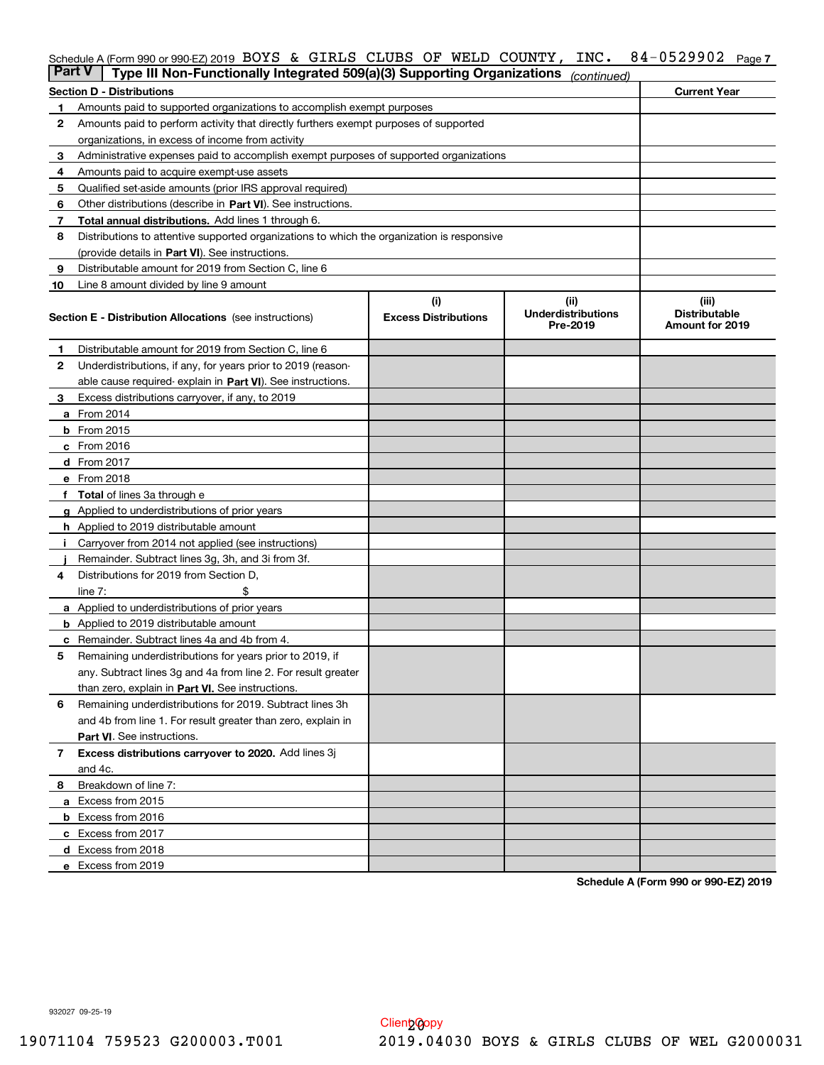Schedule A (Form 990 or 990-EZ) 2019 BOYS & GIRLS CLUBS OF WELD COUNTY, INC. 84-0529902

## Part V Type III Non-Functionally Integrated 509(a)(3) Supporting Organizations *(continued)*

| Section D - Distributions | Current Year |
|---|---|
| **1** Amounts paid to supported organizations to accomplish exempt purposes | |
| **2** Amounts paid to perform activity that directly furthers exempt purposes of supported organizations, in excess of income from activity | |
| **3** Administrative expenses paid to accomplish exempt purposes of supported organizations | |
| **4** Amounts paid to acquire exempt-use assets | |
| **5** Qualified set-aside amounts (prior IRS approval required) | |
| **6** Other distributions (describe in **Part VI**). See instructions. | |
| **7** **Total annual distributions.** Add lines 1 through 6. | |
| **8** Distributions to attentive supported organizations to which the organization is responsive (provide details in **Part VI**). See instructions. | |
| **9** Distributable amount for 2019 from Section C, line 6 | |
| **10** Line 8 amount divided by line 9 amount | |

| **Section E - Distribution Allocations** (see instructions) | (i) Excess Distributions | (ii) Underdistributions Pre-2019 | (iii) Distributable Amount for 2019 |
|---|---|---|---|
| **1** Distributable amount for 2019 from Section C, line 6 | | | |
| **2** Underdistributions, if any, for years prior to 2019 (reasonable cause required- explain in **Part VI**). See instructions. | | | |
| **3** Excess distributions carryover, if any, to 2019 | | | |
| **a** From 2014 | | | |
| **b** From 2015 | | | |
| **c** From 2016 | | | |
| **d** From 2017 | | | |
| **e** From 2018 | | | |
| **f** **Total** of lines 3a through e | | | |
| **g** Applied to underdistributions of prior years | | | |
| **h** Applied to 2019 distributable amount | | | |
| **i** Carryover from 2014 not applied (see instructions) | | | |
| **j** Remainder. Subtract lines 3g, 3h, and 3i from 3f. | | | |
| **4** Distributions for 2019 from Section D, line 7: $ | | | |
| **a** Applied to underdistributions of prior years | | | |
| **b** Applied to 2019 distributable amount | | | |
| **c** Remainder. Subtract lines 4a and 4b from 4. | | | |
| **5** Remaining underdistributions for years prior to 2019, if any. Subtract lines 3g and 4a from line 2. For result greater than zero, explain in **Part VI.** See instructions. | | | |
| **6** Remaining underdistributions for 2019. Subtract lines 3h and 4b from line 1. For result greater than zero, explain in **Part VI**. See instructions. | | | |
| **7** **Excess distributions carryover to 2020.** Add lines 3j and 4c. | | | |
| **8** Breakdown of line 7: | | | |
| **a** Excess from 2015 | | | |
| **b** Excess from 2016 | | | |
| **c** Excess from 2017 | | | |
| **d** Excess from 2018 | | | |
| **e** Excess from 2019 | | | |

**Schedule A (Form 990 or 990-EZ) 2019**

932027 09-25-19

Client Copy

19071104 759523 G200003.T001 2019.04030 BOYS & GIRLS CLUBS OF WEL G2000031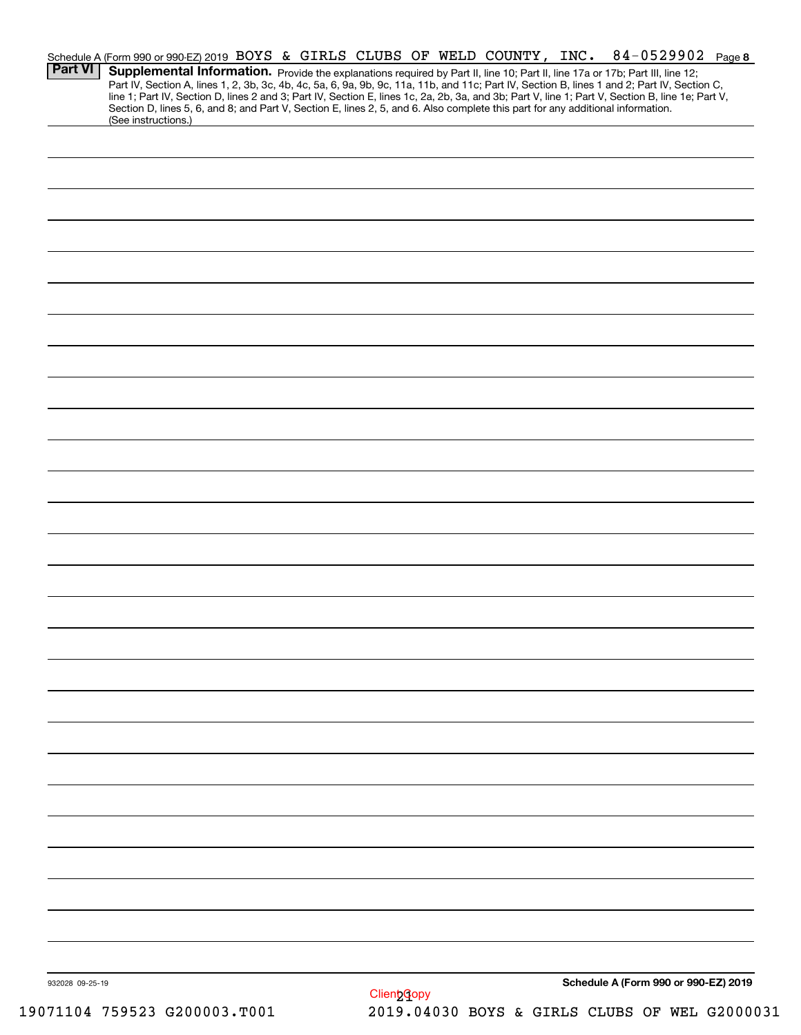Schedule A (Form 990 or 990-EZ) 2019 BOYS & GIRLS CLUBS OF WELD COUNTY, INC. 84-0529902 Page **8**

**Part VI** **Supplemental Information.** Provide the explanations required by Part II, line 10; Part II, line 17a or 17b; Part III, line 12; Part IV, Section A, lines 1, 2, 3b, 3c, 4b, 4c, 5a, 6, 9a, 9b, 9c, 11a, 11b, and 11c; Part IV, Section B, lines 1 and 2; Part IV, Section C, line 1; Part IV, Section D, lines 2 and 3; Part IV, Section E, lines 1c, 2a, 2b, 3a, and 3b; Part V, line 1; Part V, Section B, line 1e; Part V, Section D, lines 5, 6, and 8; and Part V, Section E, lines 2, 5, and 6. Also complete this part for any additional information. (See instructions.)

932028 09-25-19

**Schedule A (Form 990 or 990-EZ) 2019**

Client Copy

19071104 759523 G200003.T001 2019.04030 BOYS & GIRLS CLUBS OF WEL G2000031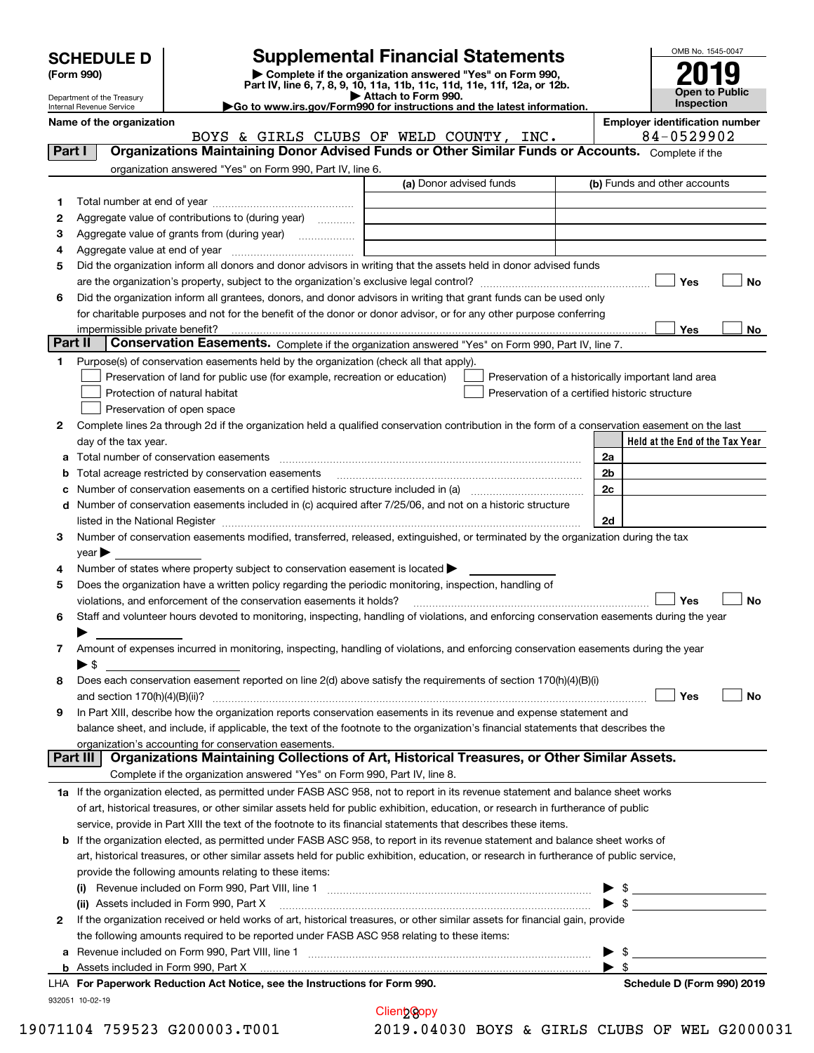# SCHEDULE D (Form 990)

Department of the Treasury
Internal Revenue Service

## Supplemental Financial Statements

▶ Complete if the organization answered "Yes" on Form 990, Part IV, line 6, 7, 8, 9, 10, 11a, 11b, 11c, 11d, 11e, 11f, 12a, or 12b.
▶ Attach to Form 990.
▶Go to www.irs.gov/Form990 for instructions and the latest information.

OMB No. 1545-0047

**2019**

Open to Public Inspection

**Name of the organization**
BOYS & GIRLS CLUBS OF WELD COUNTY, INC.

**Employer identification number**
84-0529902

### Part I — Organizations Maintaining Donor Advised Funds or Other Similar Funds or Accounts.

Complete if the organization answered "Yes" on Form 990, Part IV, line 6.

| | | (a) Donor advised funds | (b) Funds and other accounts |
|---|---|---|---|
| 1 | Total number at end of year | | |
| 2 | Aggregate value of contributions to (during year) | | |
| 3 | Aggregate value of grants from (during year) | | |
| 4 | Aggregate value at end of year | | |

5 Did the organization inform all donors and donor advisors in writing that the assets held in donor advised funds are the organization's property, subject to the organization's exclusive legal control? ☐ Yes ☐ No

6 Did the organization inform all grantees, donors, and donor advisors in writing that grant funds can be used only for charitable purposes and not for the benefit of the donor or donor advisor, or for any other purpose conferring impermissible private benefit? ☐ Yes ☐ No

### Part II — Conservation Easements.

Complete if the organization answered "Yes" on Form 990, Part IV, line 7.

1 Purpose(s) of conservation easements held by the organization (check all that apply).

- ☐ Preservation of land for public use (for example, recreation or education)
- ☐ Preservation of a historically important land area
- ☐ Protection of natural habitat
- ☐ Preservation of a certified historic structure
- ☐ Preservation of open space

2 Complete lines 2a through 2d if the organization held a qualified conservation contribution in the form of a conservation easement on the last day of the tax year.

| | | | Held at the End of the Tax Year |
|---|---|---|---|
| a | Total number of conservation easements | 2a | |
| b | Total acreage restricted by conservation easements | 2b | |
| c | Number of conservation easements on a certified historic structure included in (a) | 2c | |
| d | Number of conservation easements included in (c) acquired after 7/25/06, and not on a historic structure listed in the National Register | 2d | |

3 Number of conservation easements modified, transferred, released, extinguished, or terminated by the organization during the tax year ▶

4 Number of states where property subject to conservation easement is located ▶

5 Does the organization have a written policy regarding the periodic monitoring, inspection, handling of violations, and enforcement of the conservation easements it holds? ☐ Yes ☐ No

6 Staff and volunteer hours devoted to monitoring, inspecting, handling of violations, and enforcing conservation easements during the year ▶

7 Amount of expenses incurred in monitoring, inspecting, handling of violations, and enforcing conservation easements during the year ▶ $

8 Does each conservation easement reported on line 2(d) above satisfy the requirements of section 170(h)(4)(B)(i) and section 170(h)(4)(B)(ii)? ☐ Yes ☐ No

9 In Part XIII, describe how the organization reports conservation easements in its revenue and expense statement and balance sheet, and include, if applicable, the text of the footnote to the organization's financial statements that describes the organization's accounting for conservation easements.

### Part III — Organizations Maintaining Collections of Art, Historical Treasures, or Other Similar Assets.

Complete if the organization answered "Yes" on Form 990, Part IV, line 8.

1a If the organization elected, as permitted under FASB ASC 958, not to report in its revenue statement and balance sheet works of art, historical treasures, or other similar assets held for public exhibition, education, or research in furtherance of public service, provide in Part XIII the text of the footnote to its financial statements that describes these items.

b If the organization elected, as permitted under FASB ASC 958, to report in its revenue statement and balance sheet works of art, historical treasures, or other similar assets held for public exhibition, education, or research in furtherance of public service, provide the following amounts relating to these items:

(i) Revenue included on Form 990, Part VIII, line 1 ▶ $

(ii) Assets included in Form 990, Part X ▶ $

2 If the organization received or held works of art, historical treasures, or other similar assets for financial gain, provide the following amounts required to be reported under FASB ASC 958 relating to these items:

a Revenue included on Form 990, Part VIII, line 1 ▶ $

b Assets included in Form 990, Part X ▶ $

LHA For Paperwork Reduction Act Notice, see the Instructions for Form 990.

Schedule D (Form 990) 2019

932051 10-02-19

19071104 759523 G200003.T001 2019.04030 BOYS & GIRLS CLUBS OF WEL G2000031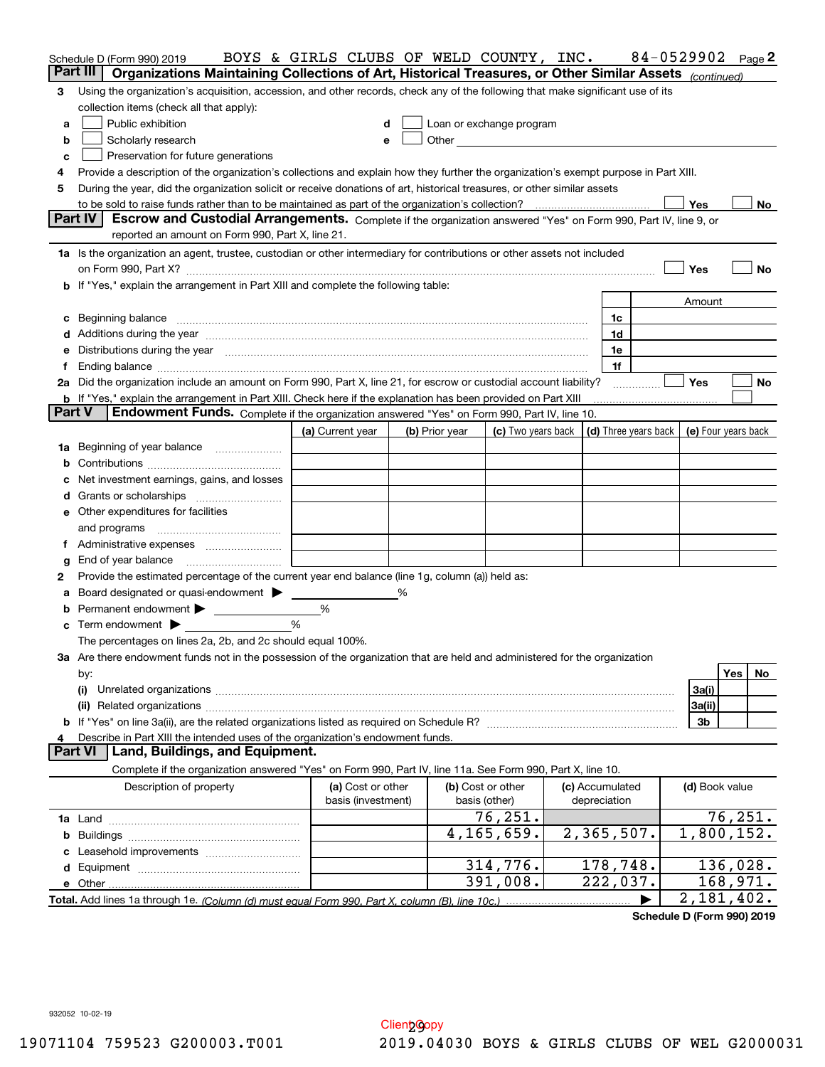Schedule D (Form 990) 2019 BOYS & GIRLS CLUBS OF WELD COUNTY, INC. 84-0529902 Page 2

## Part III Organizations Maintaining Collections of Art, Historical Treasures, or Other Similar Assets *(continued)*

3 Using the organization's acquisition, accession, and other records, check any of the following that make significant use of its collection items (check all that apply):

a ☐ Public exhibition
b ☐ Scholarly research
c ☐ Preservation for future generations
d ☐ Loan or exchange program
e ☐ Other

4 Provide a description of the organization's collections and explain how they further the organization's exempt purpose in Part XIII.

5 During the year, did the organization solicit or receive donations of art, historical treasures, or other similar assets to be sold to raise funds rather than to be maintained as part of the organization's collection? ☐ Yes ☐ No

## Part IV Escrow and Custodial Arrangements.

Complete if the organization answered "Yes" on Form 990, Part IV, line 9, or reported an amount on Form 990, Part X, line 21.

1a Is the organization an agent, trustee, custodian or other intermediary for contributions or other assets not included on Form 990, Part X? ☐ Yes ☐ No

b If "Yes," explain the arrangement in Part XIII and complete the following table:

| | | Amount |
|---|---|---|
| c Beginning balance | 1c | |
| d Additions during the year | 1d | |
| e Distributions during the year | 1e | |
| f Ending balance | 1f | |

2a Did the organization include an amount on Form 990, Part X, line 21, for escrow or custodial account liability? ☐ Yes ☐ No

b If "Yes," explain the arrangement in Part XIII. Check here if the explanation has been provided on Part XIII ☐

## Part V Endowment Funds.

Complete if the organization answered "Yes" on Form 990, Part IV, line 10.

| | (a) Current year | (b) Prior year | (c) Two years back | (d) Three years back | (e) Four years back |
|---|---|---|---|---|---|
| 1a Beginning of year balance | | | | | |
| b Contributions | | | | | |
| c Net investment earnings, gains, and losses | | | | | |
| d Grants or scholarships | | | | | |
| e Other expenditures for facilities and programs | | | | | |
| f Administrative expenses | | | | | |
| g End of year balance | | | | | |

2 Provide the estimated percentage of the current year end balance (line 1g, column (a)) held as:

a Board designated or quasi-endowment ▶ ______ %
b Permanent endowment ▶ ______ %
c Term endowment ▶ ______ %

The percentages on lines 2a, 2b, and 2c should equal 100%.

3a Are there endowment funds not in the possession of the organization that are held and administered for the organization by:

| | | Yes | No |
|---|---|---|---|
| (i) Unrelated organizations | 3a(i) | | |
| (ii) Related organizations | 3a(ii) | | |
| b If "Yes" on line 3a(ii), are the related organizations listed as required on Schedule R? | 3b | | |

4 Describe in Part XIII the intended uses of the organization's endowment funds.

## Part VI Land, Buildings, and Equipment.

Complete if the organization answered "Yes" on Form 990, Part IV, line 11a. See Form 990, Part X, line 10.

| Description of property | (a) Cost or other basis (investment) | (b) Cost or other basis (other) | (c) Accumulated depreciation | (d) Book value |
|---|---|---|---|---|
| 1a Land | | 76,251. | | 76,251. |
| b Buildings | | 4,165,659. | 2,365,507. | 1,800,152. |
| c Leasehold improvements | | | | |
| d Equipment | | 314,776. | 178,748. | 136,028. |
| e Other | | 391,008. | 222,037. | 168,971. |
| **Total.** Add lines 1a through 1e. *(Column (d) must equal Form 990, Part X, column (B), line 10c.)* | | | ▶ | 2,181,402. |

**Schedule D (Form 990) 2019**

932052 10-02-19

19071104 759523 G200003.T001 2019.04030 BOYS & GIRLS CLUBS OF WEL G2000031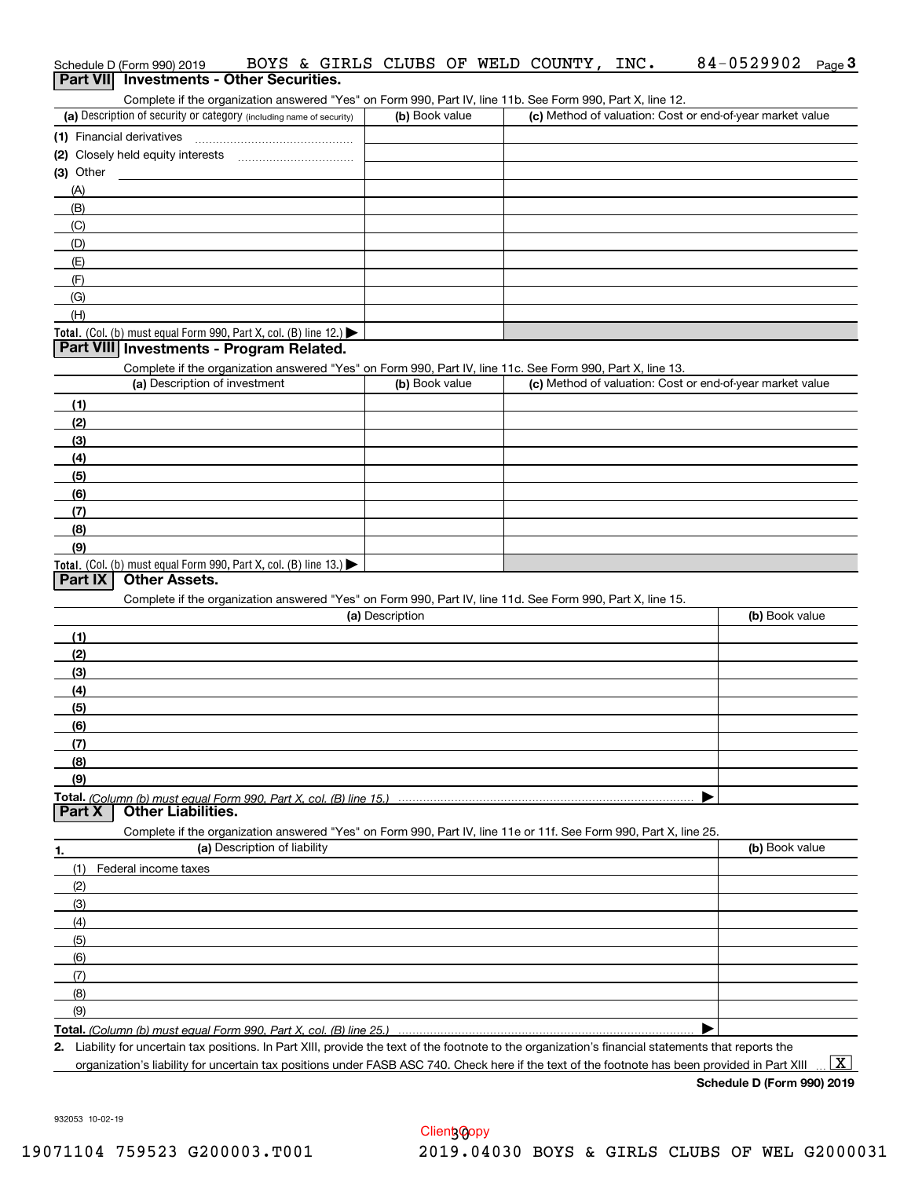Schedule D (Form 990) 2019 BOYS & GIRLS CLUBS OF WELD COUNTY, INC. 84-0529902 Page 3

## Part VII Investments - Other Securities.

Complete if the organization answered "Yes" on Form 990, Part IV, line 11b. See Form 990, Part X, line 12.

| (a) Description of security or category (including name of security) | (b) Book value | (c) Method of valuation: Cost or end-of-year market value |
|---|---|---|
| (1) Financial derivatives | | |
| (2) Closely held equity interests | | |
| (3) Other | | |
| (A) | | |
| (B) | | |
| (C) | | |
| (D) | | |
| (E) | | |
| (F) | | |
| (G) | | |
| (H) | | |
| **Total.** (Col. (b) must equal Form 990, Part X, col. (B) line 12.) ▶ | | |

## Part VIII Investments - Program Related.

Complete if the organization answered "Yes" on Form 990, Part IV, line 11c. See Form 990, Part X, line 13.

| (a) Description of investment | (b) Book value | (c) Method of valuation: Cost or end-of-year market value |
|---|---|---|
| (1) | | |
| (2) | | |
| (3) | | |
| (4) | | |
| (5) | | |
| (6) | | |
| (7) | | |
| (8) | | |
| (9) | | |
| **Total.** (Col. (b) must equal Form 990, Part X, col. (B) line 13.) ▶ | | |

## Part IX Other Assets.

Complete if the organization answered "Yes" on Form 990, Part IV, line 11d. See Form 990, Part X, line 15.

| (a) Description | (b) Book value |
|---|---|
| (1) | |
| (2) | |
| (3) | |
| (4) | |
| (5) | |
| (6) | |
| (7) | |
| (8) | |
| (9) | |
| **Total.** *(Column (b) must equal Form 990, Part X, col. (B) line 15.)* ▶ | |

## Part X Other Liabilities.

Complete if the organization answered "Yes" on Form 990, Part IV, line 11e or 11f. See Form 990, Part X, line 25.

| 1. (a) Description of liability | (b) Book value |
|---|---|
| (1) Federal income taxes | |
| (2) | |
| (3) | |
| (4) | |
| (5) | |
| (6) | |
| (7) | |
| (8) | |
| (9) | |
| **Total.** *(Column (b) must equal Form 990, Part X, col. (B) line 25.)* ▶ | |

**2.** Liability for uncertain tax positions. In Part XIII, provide the text of the footnote to the organization's financial statements that reports the organization's liability for uncertain tax positions under FASB ASC 740. Check here if the text of the footnote has been provided in Part XIII ... [X]

**Schedule D (Form 990) 2019**

932053 10-02-19

Client Copy

19071104 759523 G200003.T001 2019.04030 BOYS & GIRLS CLUBS OF WEL G2000031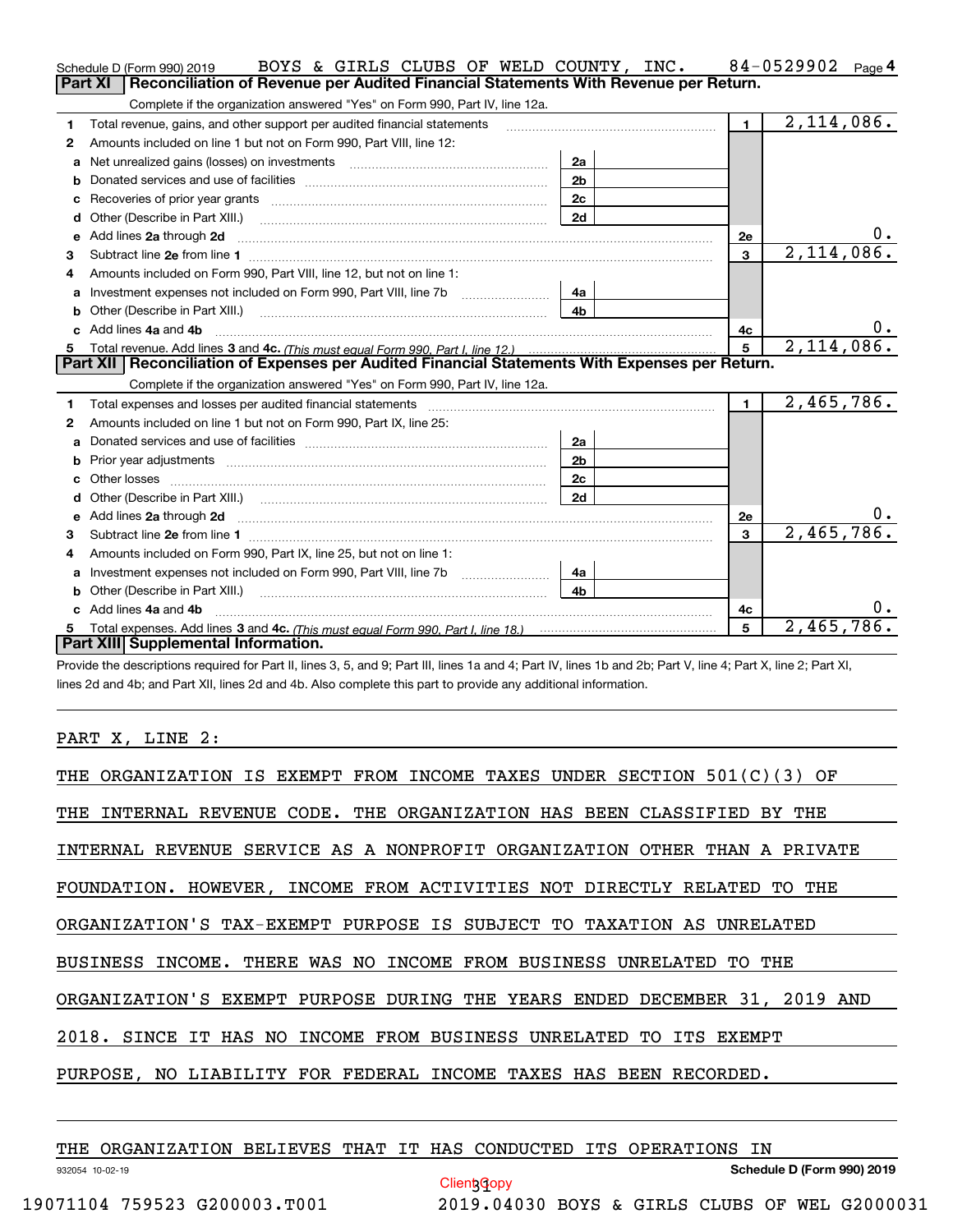Schedule D (Form 990) 2019 BOYS & GIRLS CLUBS OF WELD COUNTY, INC. 84-0529902 Page 4

## Part XI Reconciliation of Revenue per Audited Financial Statements With Revenue per Return.

Complete if the organization answered "Yes" on Form 990, Part IV, line 12a.

| | | | | | |
|---|---|---|---|---|---|
| 1 | Total revenue, gains, and other support per audited financial statements | | | 1 | 2,114,086. |
| 2 | Amounts included on line 1 but not on Form 990, Part VIII, line 12: | | | | |
| a | Net unrealized gains (losses) on investments | 2a | | | |
| b | Donated services and use of facilities | 2b | | | |
| c | Recoveries of prior year grants | 2c | | | |
| d | Other (Describe in Part XIII.) | 2d | | | |
| e | Add lines 2a through 2d | | | 2e | 0. |
| 3 | Subtract line 2e from line 1 | | | 3 | 2,114,086. |
| 4 | Amounts included on Form 990, Part VIII, line 12, but not on line 1: | | | | |
| a | Investment expenses not included on Form 990, Part VIII, line 7b | 4a | | | |
| b | Other (Describe in Part XIII.) | 4b | | | |
| c | Add lines 4a and 4b | | | 4c | 0. |
| 5 | Total revenue. Add lines 3 and 4c. *(This must equal Form 990, Part I, line 12.)* | | | 5 | 2,114,086. |

## Part XII Reconciliation of Expenses per Audited Financial Statements With Expenses per Return.

Complete if the organization answered "Yes" on Form 990, Part IV, line 12a.

| | | | | | |
|---|---|---|---|---|---|
| 1 | Total expenses and losses per audited financial statements | | | 1 | 2,465,786. |
| 2 | Amounts included on line 1 but not on Form 990, Part IX, line 25: | | | | |
| a | Donated services and use of facilities | 2a | | | |
| b | Prior year adjustments | 2b | | | |
| c | Other losses | 2c | | | |
| d | Other (Describe in Part XIII.) | 2d | | | |
| e | Add lines 2a through 2d | | | 2e | 0. |
| 3 | Subtract line 2e from line 1 | | | 3 | 2,465,786. |
| 4 | Amounts included on Form 990, Part IX, line 25, but not on line 1: | | | | |
| a | Investment expenses not included on Form 990, Part VIII, line 7b | 4a | | | |
| b | Other (Describe in Part XIII.) | 4b | | | |
| c | Add lines 4a and 4b | | | 4c | 0. |
| 5 | Total expenses. Add lines 3 and 4c. *(This must equal Form 990, Part I, line 18.)* | | | 5 | 2,465,786. |

## Part XIII Supplemental Information.

Provide the descriptions required for Part II, lines 3, 5, and 9; Part III, lines 1a and 4; Part IV, lines 1b and 2b; Part V, line 4; Part X, line 2; Part XI, lines 2d and 4b; and Part XII, lines 2d and 4b. Also complete this part to provide any additional information.

PART X, LINE 2:

THE ORGANIZATION IS EXEMPT FROM INCOME TAXES UNDER SECTION 501(C)(3) OF THE INTERNAL REVENUE CODE. THE ORGANIZATION HAS BEEN CLASSIFIED BY THE INTERNAL REVENUE SERVICE AS A NONPROFIT ORGANIZATION OTHER THAN A PRIVATE FOUNDATION. HOWEVER, INCOME FROM ACTIVITIES NOT DIRECTLY RELATED TO THE ORGANIZATION'S TAX-EXEMPT PURPOSE IS SUBJECT TO TAXATION AS UNRELATED BUSINESS INCOME. THERE WAS NO INCOME FROM BUSINESS UNRELATED TO THE ORGANIZATION'S EXEMPT PURPOSE DURING THE YEARS ENDED DECEMBER 31, 2019 AND 2018. SINCE IT HAS NO INCOME FROM BUSINESS UNRELATED TO ITS EXEMPT PURPOSE, NO LIABILITY FOR FEDERAL INCOME TAXES HAS BEEN RECORDED.

THE ORGANIZATION BELIEVES THAT IT HAS CONDUCTED ITS OPERATIONS IN

932054 10-02-19 Schedule D (Form 990) 2019

Client Copy

19071104 759523 G200003.T001 2019.04030 BOYS & GIRLS CLUBS OF WEL G2000031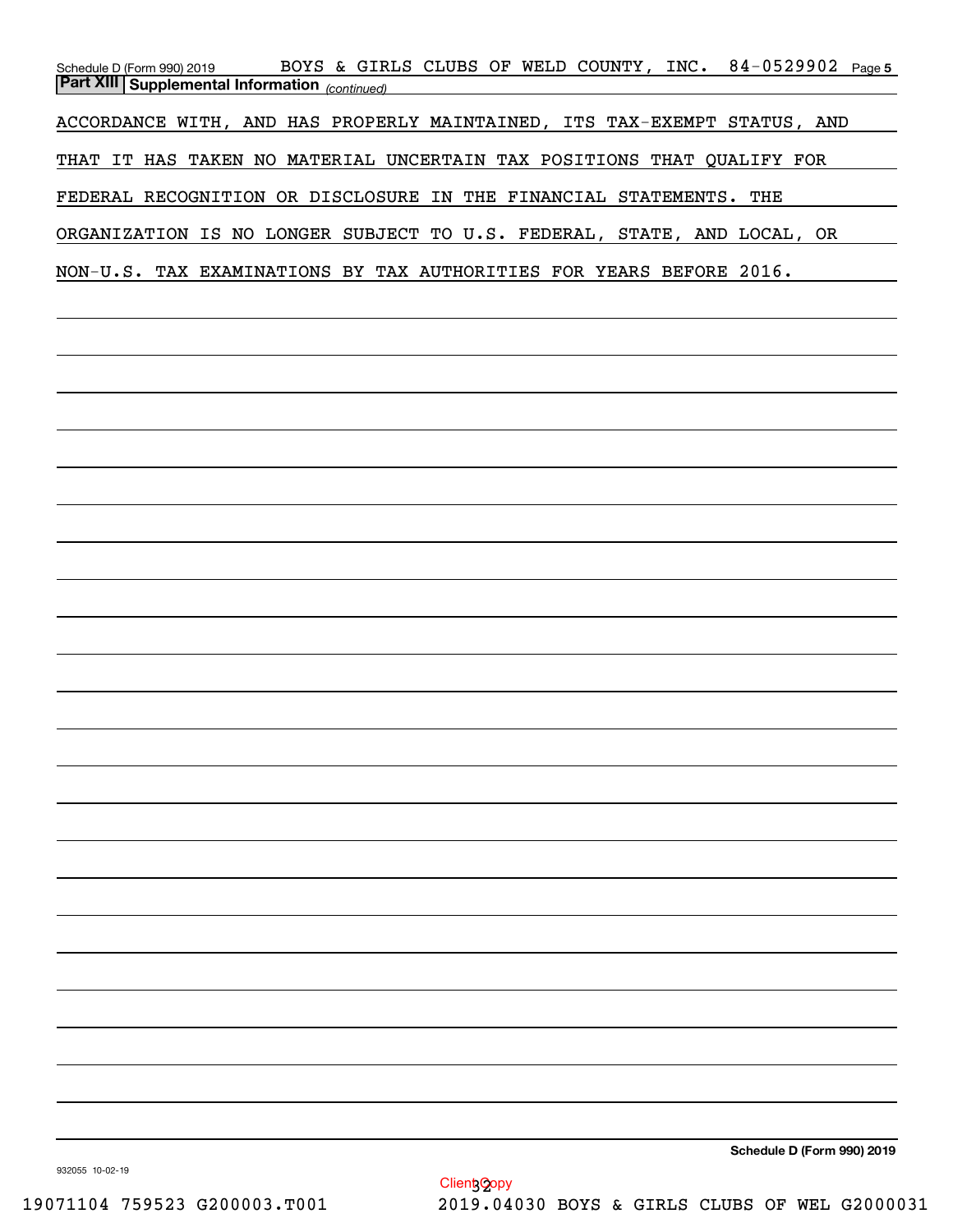## Part XIII | Supplemental Information *(continued)*

ACCORDANCE WITH, AND HAS PROPERLY MAINTAINED, ITS TAX-EXEMPT STATUS, AND THAT IT HAS TAKEN NO MATERIAL UNCERTAIN TAX POSITIONS THAT QUALIFY FOR FEDERAL RECOGNITION OR DISCLOSURE IN THE FINANCIAL STATEMENTS. THE ORGANIZATION IS NO LONGER SUBJECT TO U.S. FEDERAL, STATE, AND LOCAL, OR NON-U.S. TAX EXAMINATIONS BY TAX AUTHORITIES FOR YEARS BEFORE 2016.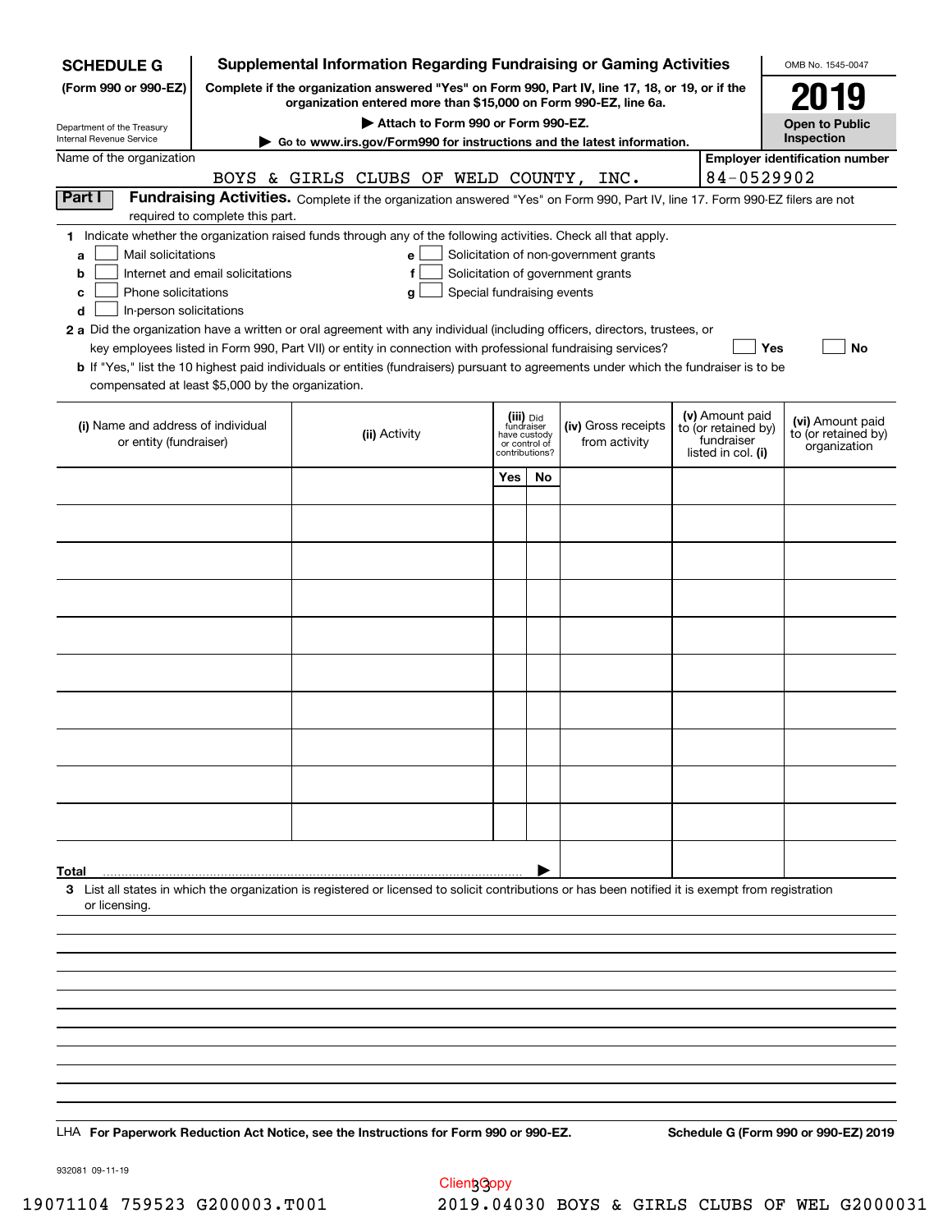**SCHEDULE G**
**(Form 990 or 990-EZ)**

Department of the Treasury
Internal Revenue Service

# Supplemental Information Regarding Fundraising or Gaming Activities

**Complete if the organization answered "Yes" on Form 990, Part IV, line 17, 18, or 19, or if the organization entered more than $15,000 on Form 990-EZ, line 6a.**

▶ **Attach to Form 990 or Form 990-EZ.**

▶ **Go to www.irs.gov/Form990 for instructions and the latest information.**

OMB No. 1545-0047

**2019**

**Open to Public Inspection**

Name of the organization: BOYS & GIRLS CLUBS OF WELD COUNTY, INC.

**Employer identification number:** 84-0529902

## Part I Fundraising Activities.

Complete if the organization answered "Yes" on Form 990, Part IV, line 17. Form 990-EZ filers are not required to complete this part.

**1** Indicate whether the organization raised funds through any of the following activities. Check all that apply.

- **a** ☐ Mail solicitations
- **b** ☐ Internet and email solicitations
- **c** ☐ Phone solicitations
- **d** ☐ In-person solicitations
- **e** ☐ Solicitation of non-government grants
- **f** ☐ Solicitation of government grants
- **g** ☐ Special fundraising events

**2 a** Did the organization have a written or oral agreement with any individual (including officers, directors, trustees, or key employees listed in Form 990, Part VII) or entity in connection with professional fundraising services? ☐ Yes ☐ No

**b** If "Yes," list the 10 highest paid individuals or entities (fundraisers) pursuant to agreements under which the fundraiser is to be compensated at least $5,000 by the organization.

| (i) Name and address of individual or entity (fundraiser) | (ii) Activity | (iii) Did fundraiser have custody or control of contributions? | | (iv) Gross receipts from activity | (v) Amount paid to (or retained by) fundraiser listed in col. (i) | (vi) Amount paid to (or retained by) organization |
|---|---|---|---|---|---|---|
| | | Yes | No | | | |
| | | | | | | |
| | | | | | | |
| | | | | | | |
| | | | | | | |
| | | | | | | |
| | | | | | | |
| | | | | | | |
| | | | | | | |
| | | | | | | |
| | | | | | | |
| **Total** | | | | | | |

**3** List all states in which the organization is registered or licensed to solicit contributions or has been notified it is exempt from registration or licensing.

LHA **For Paperwork Reduction Act Notice, see the Instructions for Form 990 or 990-EZ.** **Schedule G (Form 990 or 990-EZ) 2019**

932081 09-11-19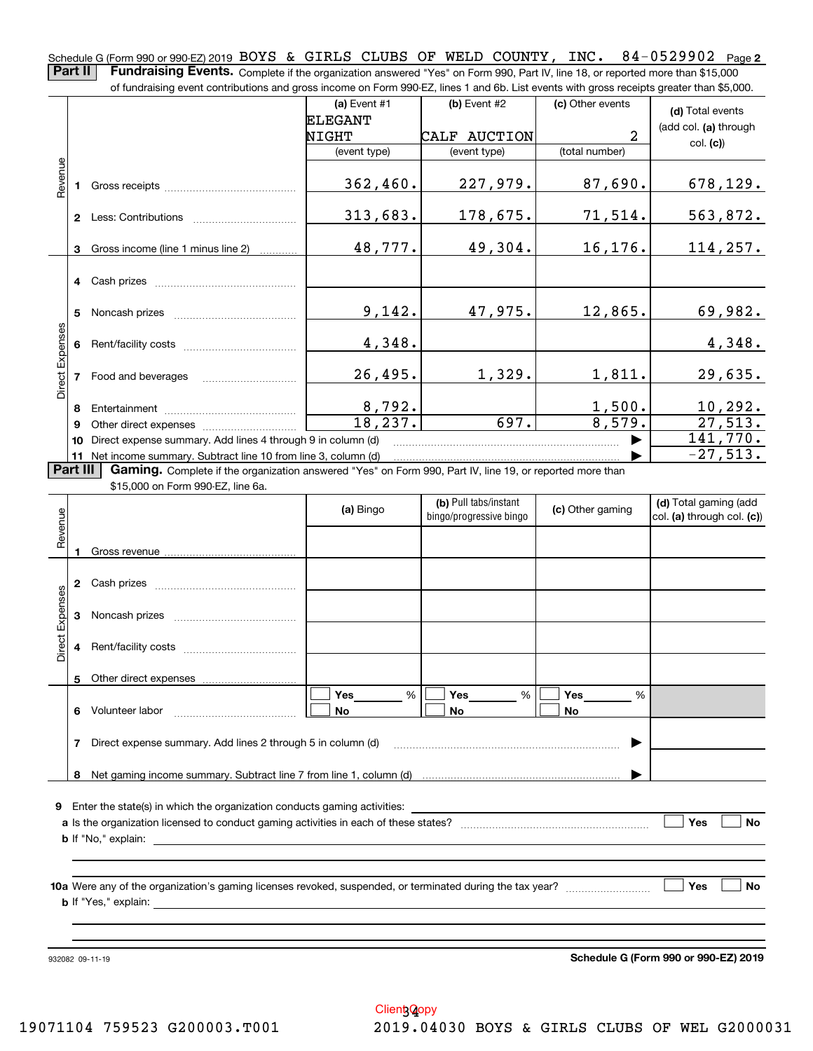Schedule G (Form 990 or 990-EZ) 2019 BOYS & GIRLS CLUBS OF WELD COUNTY, INC. 84-0529902 Page **2**

**Part II** **Fundraising Events.** Complete if the organization answered "Yes" on Form 990, Part IV, line 18, or reported more than $15,000 of fundraising event contributions and gross income on Form 990-EZ, lines 1 and 6b. List events with gross receipts greater than $5,000.

| | | (a) Event #1 ELEGANT NIGHT (event type) | (b) Event #2 CALF AUCTION (event type) | (c) Other events 2 (total number) | (d) Total events (add col. (a) through col. (c)) |
|---|---|---|---|---|---|
| Revenue | 1 Gross receipts | 362,460. | 227,979. | 87,690. | 678,129. |
| | 2 Less: Contributions | 313,683. | 178,675. | 71,514. | 563,872. |
| | 3 Gross income (line 1 minus line 2) | 48,777. | 49,304. | 16,176. | 114,257. |
| Direct Expenses | 4 Cash prizes | | | | |
| | 5 Noncash prizes | 9,142. | 47,975. | 12,865. | 69,982. |
| | 6 Rent/facility costs | 4,348. | | | 4,348. |
| | 7 Food and beverages | 26,495. | 1,329. | 1,811. | 29,635. |
| | 8 Entertainment | 8,792. | | 1,500. | 10,292. |
| | 9 Other direct expenses | 18,237. | 697. | 8,579. | 27,513. |
| | 10 Direct expense summary. Add lines 4 through 9 in column (d) | | | ▶ | 141,770. |
| | 11 Net income summary. Subtract line 10 from line 3, column (d) | | | ▶ | -27,513. |

**Part III** **Gaming.** Complete if the organization answered "Yes" on Form 990, Part IV, line 19, or reported more than $15,000 on Form 990-EZ, line 6a.

| | | (a) Bingo | (b) Pull tabs/instant bingo/progressive bingo | (c) Other gaming | (d) Total gaming (add col. (a) through col. (c)) |
|---|---|---|---|---|---|
| Revenue | 1 Gross revenue | | | | |
| Direct Expenses | 2 Cash prizes | | | | |
| | 3 Noncash prizes | | | | |
| | 4 Rent/facility costs | | | | |
| | 5 Other direct expenses | | | | |
| | 6 Volunteer labor | ☐ Yes ____ % ☐ No | ☐ Yes ____ % ☐ No | ☐ Yes ____ % ☐ No | |
| | 7 Direct expense summary. Add lines 2 through 5 in column (d) | | | ▶ | |
| | 8 Net gaming income summary. Subtract line 7 from line 1, column (d) | | | ▶ | |

9 Enter the state(s) in which the organization conducts gaming activities: ____________

a Is the organization licensed to conduct gaming activities in each of these states? ☐ Yes ☐ No

b If "No," explain: ____________

10a Were any of the organization's gaming licenses revoked, suspended, or terminated during the tax year? ☐ Yes ☐ No

b If "Yes," explain: ____________

932082 09-11-19 **Schedule G (Form 990 or 990-EZ) 2019**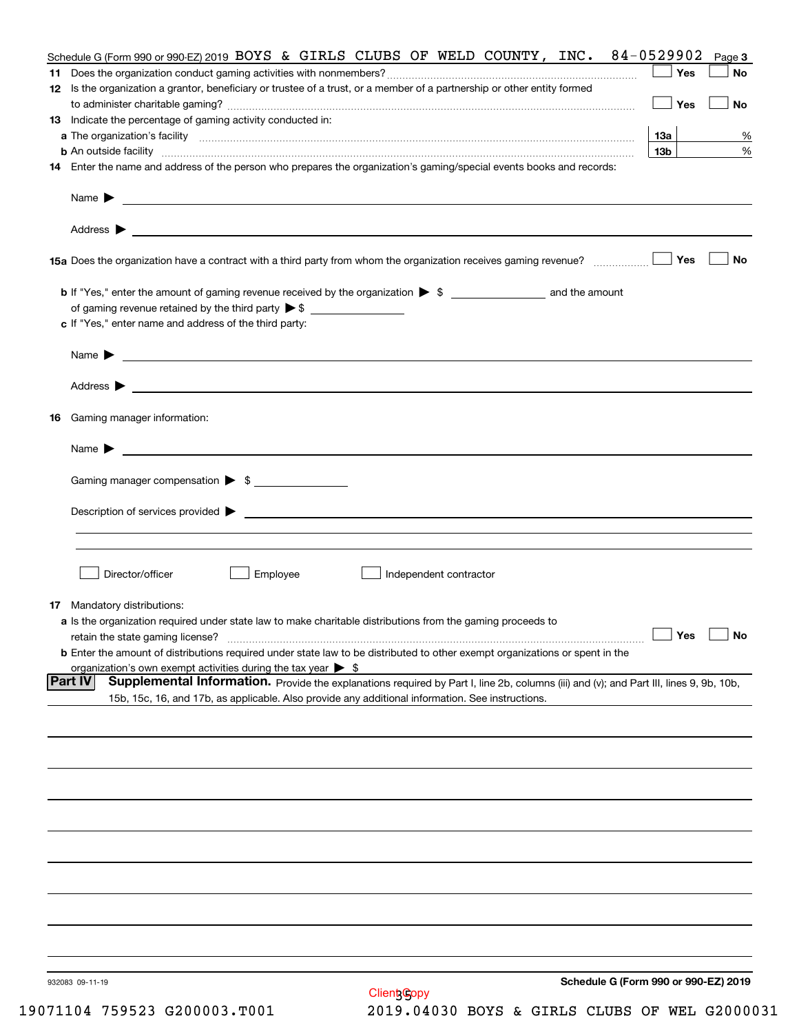Schedule G (Form 990 or 990-EZ) 2019 BOYS & GIRLS CLUBS OF WELD COUNTY, INC. 84-0529902 Page 3

**11** Does the organization conduct gaming activities with nonmembers? ☐ Yes ☐ No

**12** Is the organization a grantor, beneficiary or trustee of a trust, or a member of a partnership or other entity formed to administer charitable gaming? ☐ Yes ☐ No

**13** Indicate the percentage of gaming activity conducted in:

**a** The organization's facility **13a** %

**b** An outside facility **13b** %

**14** Enter the name and address of the person who prepares the organization's gaming/special events books and records:

Name ▶

Address ▶

**15a** Does the organization have a contract with a third party from whom the organization receives gaming revenue? ☐ Yes ☐ No

**b** If "Yes," enter the amount of gaming revenue received by the organization ▶ $ ______ and the amount of gaming revenue retained by the third party ▶ $ ______

**c** If "Yes," enter name and address of the third party:

Name ▶

Address ▶

**16** Gaming manager information:

Name ▶

Gaming manager compensation ▶ $ ______

Description of services provided ▶

☐ Director/officer ☐ Employee ☐ Independent contractor

**17** Mandatory distributions:

**a** Is the organization required under state law to make charitable distributions from the gaming proceeds to retain the state gaming license? ☐ Yes ☐ No

**b** Enter the amount of distributions required under state law to be distributed to other exempt organizations or spent in the organization's own exempt activities during the tax year ▶ $

**Part IV** **Supplemental Information.** Provide the explanations required by Part I, line 2b, columns (iii) and (v); and Part III, lines 9, 9b, 10b, 15b, 15c, 16, and 17b, as applicable. Also provide any additional information. See instructions.

932083 09-11-19 **Schedule G (Form 990 or 990-EZ) 2019**

Client Copy

19071104 759523 G200003.T001 2019.04030 BOYS & GIRLS CLUBS OF WEL G2000031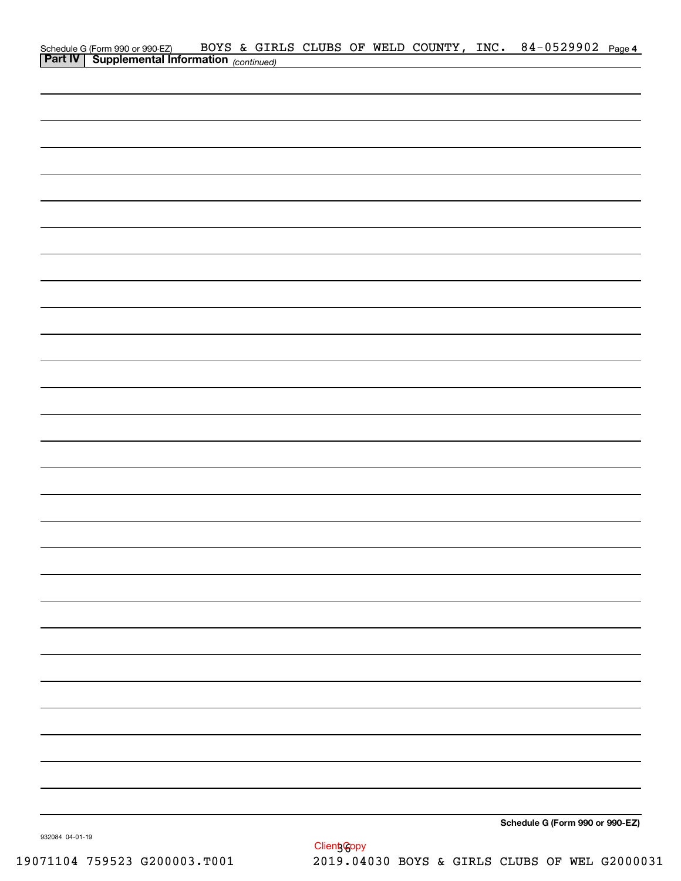Schedule G (Form 990 or 990-EZ) BOYS & GIRLS CLUBS OF WELD COUNTY, INC. 84-0529902 Page 4

**Part IV | Supplemental Information** *(continued)*

**Schedule G (Form 990 or 990-EZ)**

932084 04-01-19

Client Copy

19071104 759523 G200003.T001 2019.04030 BOYS & GIRLS CLUBS OF WEL G2000031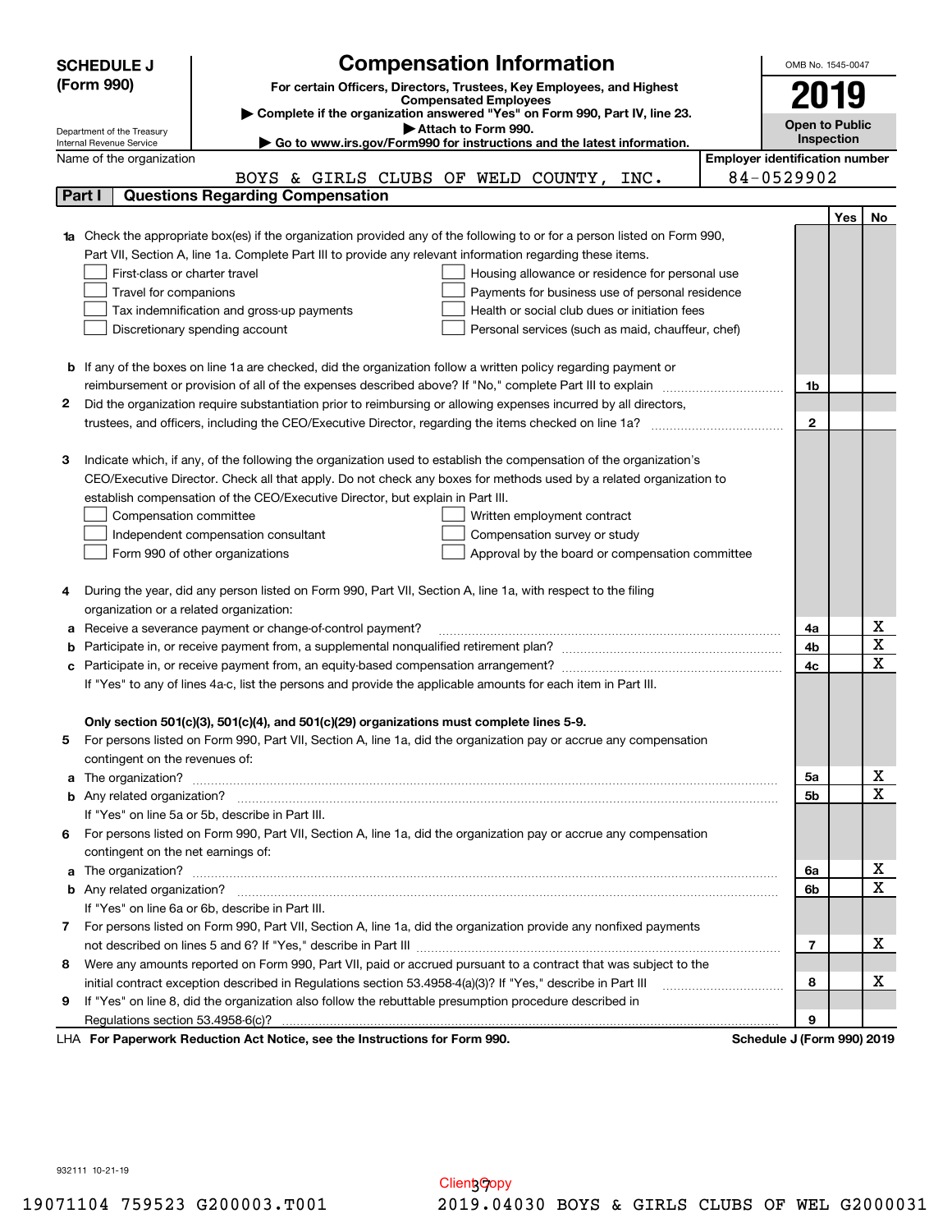**SCHEDULE J (Form 990)**

Department of the Treasury
Internal Revenue Service

# Compensation Information

**For certain Officers, Directors, Trustees, Key Employees, and Highest Compensated Employees**

▶ Complete if the organization answered "Yes" on Form 990, Part IV, line 23.

▶ Attach to Form 990.

▶ Go to www.irs.gov/Form990 for instructions and the latest information.

OMB No. 1545-0047

**2019**

**Open to Public Inspection**

Name of the organization: BOYS & GIRLS CLUBS OF WELD COUNTY, INC.

Employer identification number: 84-0529902

## Part I — Questions Regarding Compensation

| | | | Yes | No |
|---|---|---|---|---|
| **1a** | Check the appropriate box(es) if the organization provided any of the following to or for a person listed on Form 990, Part VII, Section A, line 1a. Complete Part III to provide any relevant information regarding these items.<br>☐ First-class or charter travel ☐ Housing allowance or residence for personal use<br>☐ Travel for companions ☐ Payments for business use of personal residence<br>☐ Tax indemnification and gross-up payments ☐ Health or social club dues or initiation fees<br>☐ Discretionary spending account ☐ Personal services (such as maid, chauffeur, chef) | | | |
| **b** | If any of the boxes on line 1a are checked, did the organization follow a written policy regarding payment or reimbursement or provision of all of the expenses described above? If "No," complete Part III to explain | 1b | | |
| **2** | Did the organization require substantiation prior to reimbursing or allowing expenses incurred by all directors, trustees, and officers, including the CEO/Executive Director, regarding the items checked on line 1a? | 2 | | |
| **3** | Indicate which, if any, of the following the organization used to establish the compensation of the organization's CEO/Executive Director. Check all that apply. Do not check any boxes for methods used by a related organization to establish compensation of the CEO/Executive Director, but explain in Part III.<br>☐ Compensation committee ☐ Written employment contract<br>☐ Independent compensation consultant ☐ Compensation survey or study<br>☐ Form 990 of other organizations ☐ Approval by the board or compensation committee | | | |
| **4** | During the year, did any person listed on Form 990, Part VII, Section A, line 1a, with respect to the filing organization or a related organization: | | | |
| **a** | Receive a severance payment or change-of-control payment? | 4a | | X |
| **b** | Participate in, or receive payment from, a supplemental nonqualified retirement plan? | 4b | | X |
| **c** | Participate in, or receive payment from, an equity-based compensation arrangement? | 4c | | X |
| | If "Yes" to any of lines 4a-c, list the persons and provide the applicable amounts for each item in Part III. | | | |
| | **Only section 501(c)(3), 501(c)(4), and 501(c)(29) organizations must complete lines 5-9.** | | | |
| **5** | For persons listed on Form 990, Part VII, Section A, line 1a, did the organization pay or accrue any compensation contingent on the revenues of: | | | |
| **a** | The organization? | 5a | | X |
| **b** | Any related organization? | 5b | | X |
| | If "Yes" on line 5a or 5b, describe in Part III. | | | |
| **6** | For persons listed on Form 990, Part VII, Section A, line 1a, did the organization pay or accrue any compensation contingent on the net earnings of: | | | |
| **a** | The organization? | 6a | | X |
| **b** | Any related organization? | 6b | | X |
| | If "Yes" on line 6a or 6b, describe in Part III. | | | |
| **7** | For persons listed on Form 990, Part VII, Section A, line 1a, did the organization provide any nonfixed payments not described on lines 5 and 6? If "Yes," describe in Part III | 7 | | X |
| **8** | Were any amounts reported on Form 990, Part VII, paid or accrued pursuant to a contract that was subject to the initial contract exception described in Regulations section 53.4958-4(a)(3)? If "Yes," describe in Part III | 8 | | X |
| **9** | If "Yes" on line 8, did the organization also follow the rebuttable presumption procedure described in Regulations section 53.4958-6(c)? | 9 | | |

LHA **For Paperwork Reduction Act Notice, see the Instructions for Form 990.** **Schedule J (Form 990) 2019**

932111 10-21-19

Client Copy

19071104 759523 G200003.T001 2019.04030 BOYS & GIRLS CLUBS OF WEL G2000031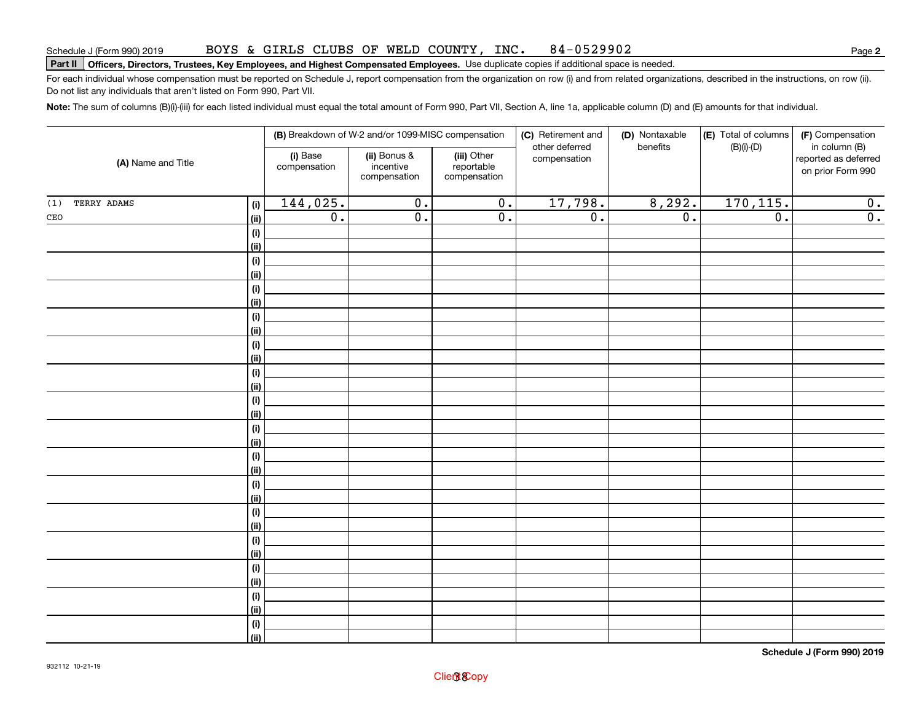Schedule J (Form 990) 2019 BOYS & GIRLS CLUBS OF WELD COUNTY, INC. 84-0529902

**Part II** **Officers, Directors, Trustees, Key Employees, and Highest Compensated Employees.** Use duplicate copies if additional space is needed.

For each individual whose compensation must be reported on Schedule J, report compensation from the organization on row (i) and from related organizations, described in the instructions, on row (ii). Do not list any individuals that aren't listed on Form 990, Part VII.

**Note:** The sum of columns (B)(i)-(iii) for each listed individual must equal the total amount of Form 990, Part VII, Section A, line 1a, applicable column (D) and (E) amounts for that individual.

| (A) Name and Title | | (B) Breakdown of W-2 and/or 1099-MISC compensation | | | (C) Retirement and other deferred compensation | (D) Nontaxable benefits | (E) Total of columns (B)(i)-(D) | (F) Compensation in column (B) reported as deferred on prior Form 990 |
|---|---|---|---|---|---|---|---|---|
| | | (i) Base compensation | (ii) Bonus & incentive compensation | (iii) Other reportable compensation | | | | |
| (1) TERRY ADAMS | (i) | 144,025. | 0. | 0. | 17,798. | 8,292. | 170,115. | 0. |
| CEO | (ii) | 0. | 0. | 0. | 0. | 0. | 0. | 0. |

**Schedule J (Form 990) 2019**

932112 10-21-19

Client Copy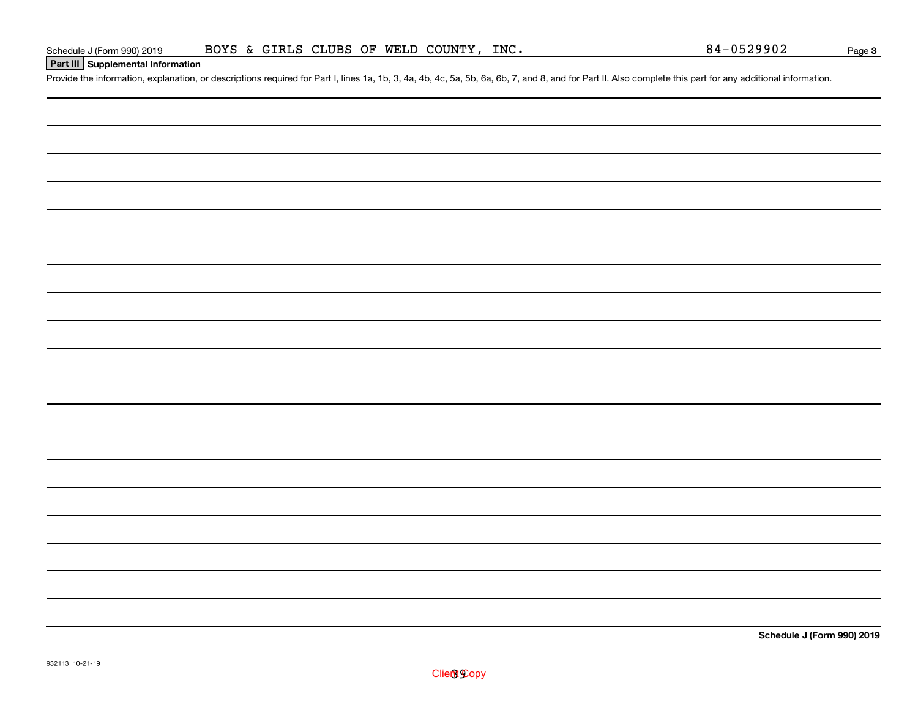Schedule J (Form 990) 2019 BOYS & GIRLS CLUBS OF WELD COUNTY, INC. 84-0529902

**Part III Supplemental Information**

Provide the information, explanation, or descriptions required for Part I, lines 1a, 1b, 3, 4a, 4b, 4c, 5a, 5b, 6a, 6b, 7, and 8, and for Part II. Also complete this part for any additional information.

932113 10-21-19

Client Copy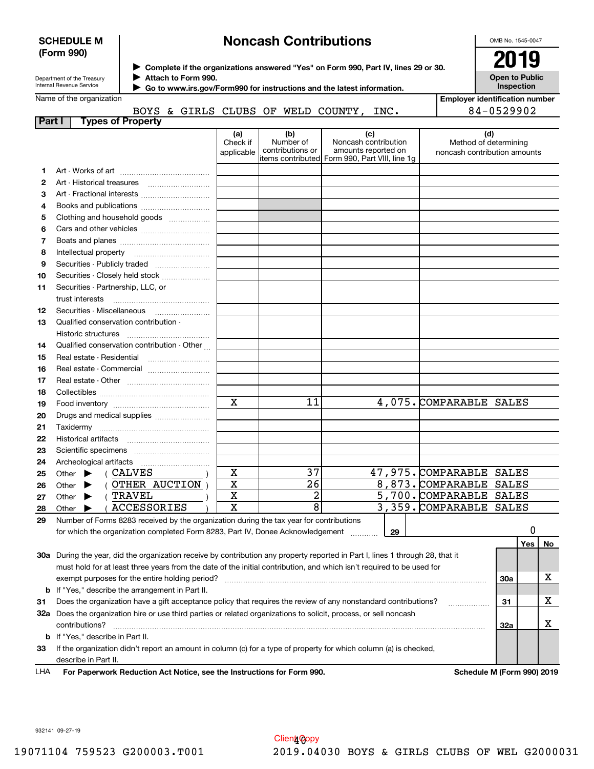**SCHEDULE M (Form 990)**

Department of the Treasury
Internal Revenue Service

# Noncash Contributions

▶ Complete if the organizations answered "Yes" on Form 990, Part IV, lines 29 or 30.
▶ Attach to Form 990.
▶ Go to www.irs.gov/Form990 for instructions and the latest information.

OMB No. 1545-0047

**2019**

**Open to Public Inspection**

Name of the organization: BOYS & GIRLS CLUBS OF WELD COUNTY, INC.

Employer identification number: 84-0529902

## Part I Types of Property

| | | (a) Check if applicable | (b) Number of contributions or items contributed | (c) Noncash contribution amounts reported on Form 990, Part VIII, line 1g | (d) Method of determining noncash contribution amounts |
|---|---|---|---|---|---|
| 1 | Art - Works of art | | | | |
| 2 | Art - Historical treasures | | | | |
| 3 | Art - Fractional interests | | | | |
| 4 | Books and publications | | | | |
| 5 | Clothing and household goods | | | | |
| 6 | Cars and other vehicles | | | | |
| 7 | Boats and planes | | | | |
| 8 | Intellectual property | | | | |
| 9 | Securities - Publicly traded | | | | |
| 10 | Securities - Closely held stock | | | | |
| 11 | Securities - Partnership, LLC, or trust interests | | | | |
| 12 | Securities - Miscellaneous | | | | |
| 13 | Qualified conservation contribution - Historic structures | | | | |
| 14 | Qualified conservation contribution - Other | | | | |
| 15 | Real estate - Residential | | | | |
| 16 | Real estate - Commercial | | | | |
| 17 | Real estate - Other | | | | |
| 18 | Collectibles | | | | |
| 19 | Food inventory | X | 11 | 4,075. | COMPARABLE SALES |
| 20 | Drugs and medical supplies | | | | |
| 21 | Taxidermy | | | | |
| 22 | Historical artifacts | | | | |
| 23 | Scientific specimens | | | | |
| 24 | Archeological artifacts | | | | |
| 25 | Other ▶ ( CALVES ) | X | 37 | 47,975. | COMPARABLE SALES |
| 26 | Other ▶ ( OTHER AUCTION ) | X | 26 | 8,873. | COMPARABLE SALES |
| 27 | Other ▶ ( TRAVEL ) | X | 2 | 5,700. | COMPARABLE SALES |
| 28 | Other ▶ ( ACCESSORIES ) | X | 8 | 3,359. | COMPARABLE SALES |

29 Number of Forms 8283 received by the organization during the tax year for contributions for which the organization completed Form 8283, Part IV, Donee Acknowledgement ..... 29 | 0

| | | | Yes | No |
|---|---|---|---|---|
| 30a | During the year, did the organization receive by contribution any property reported in Part I, lines 1 through 28, that it must hold for at least three years from the date of the initial contribution, and which isn't required to be used for exempt purposes for the entire holding period? | 30a | | X |
| b | If "Yes," describe the arrangement in Part II. | | | |
| 31 | Does the organization have a gift acceptance policy that requires the review of any nonstandard contributions? | 31 | | X |
| 32a | Does the organization hire or use third parties or related organizations to solicit, process, or sell noncash contributions? | 32a | | X |
| b | If "Yes," describe in Part II. | | | |
| 33 | If the organization didn't report an amount in column (c) for a type of property for which column (a) is checked, describe in Part II. | | | |

LHA **For Paperwork Reduction Act Notice, see the Instructions for Form 990.** **Schedule M (Form 990) 2019**

932141 09-27-19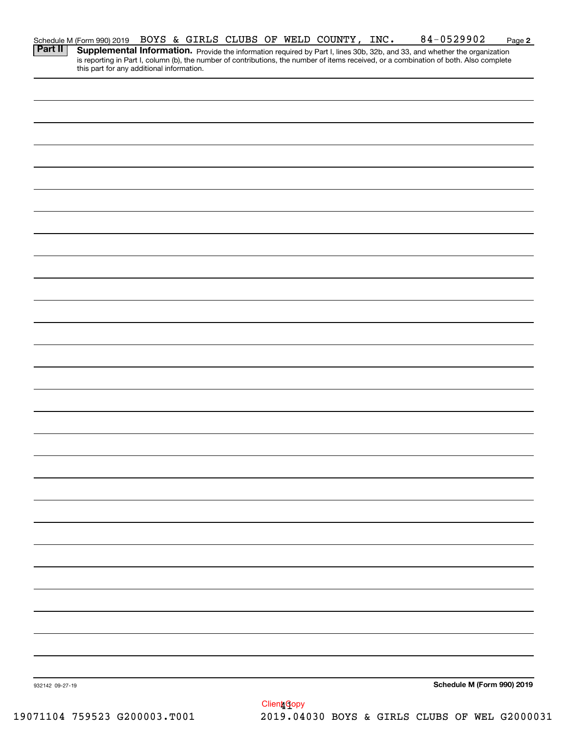## Part II Supplemental Information.

Provide the information required by Part I, lines 30b, 32b, and 33, and whether the organization is reporting in Part I, column (b), the number of contributions, the number of items received, or a combination of both. Also complete this part for any additional information.

932142 09-27-19

Client Copy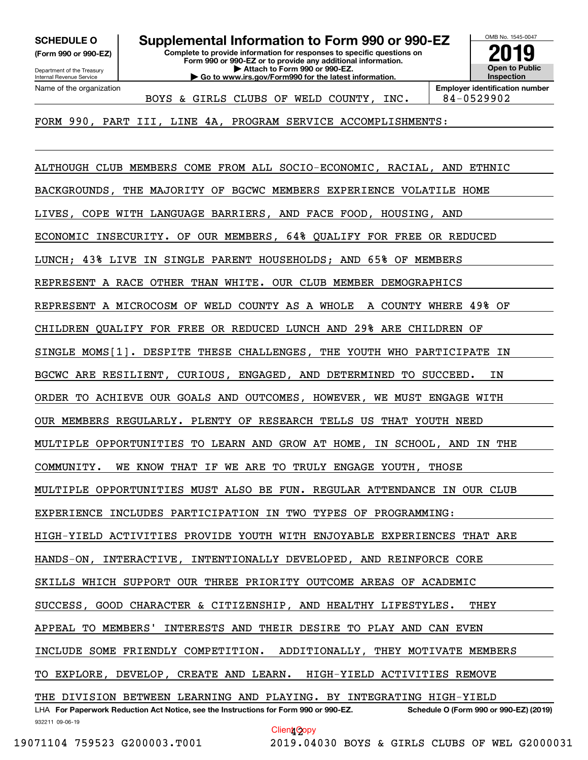**SCHEDULE O**
**(Form 990 or 990-EZ)**

Department of the Treasury
Internal Revenue Service

# Supplemental Information to Form 990 or 990-EZ

**Complete to provide information for responses to specific questions on Form 990 or 990-EZ or to provide any additional information.**
**▶ Attach to Form 990 or 990-EZ.**
**▶ Go to www.irs.gov/Form990 for the latest information.**

OMB No. 1545-0047
**2019**
**Open to Public Inspection**

| Name of the organization | Employer identification number |
|---|---|
| BOYS & GIRLS CLUBS OF WELD COUNTY, INC. | 84-0529902 |

FORM 990, PART III, LINE 4A, PROGRAM SERVICE ACCOMPLISHMENTS:

ALTHOUGH CLUB MEMBERS COME FROM ALL SOCIO-ECONOMIC, RACIAL, AND ETHNIC BACKGROUNDS, THE MAJORITY OF BGCWC MEMBERS EXPERIENCE VOLATILE HOME LIVES, COPE WITH LANGUAGE BARRIERS, AND FACE FOOD, HOUSING, AND ECONOMIC INSECURITY. OF OUR MEMBERS, 64% QUALIFY FOR FREE OR REDUCED LUNCH; 43% LIVE IN SINGLE PARENT HOUSEHOLDS; AND 65% OF MEMBERS REPRESENT A RACE OTHER THAN WHITE. OUR CLUB MEMBER DEMOGRAPHICS REPRESENT A MICROCOSM OF WELD COUNTY AS A WHOLE  A COUNTY WHERE 49% OF CHILDREN QUALIFY FOR FREE OR REDUCED LUNCH AND 29% ARE CHILDREN OF SINGLE MOMS[1]. DESPITE THESE CHALLENGES, THE YOUTH WHO PARTICIPATE IN BGCWC ARE RESILIENT, CURIOUS, ENGAGED, AND DETERMINED TO SUCCEED.  IN ORDER TO ACHIEVE OUR GOALS AND OUTCOMES, HOWEVER, WE MUST ENGAGE WITH OUR MEMBERS REGULARLY. PLENTY OF RESEARCH TELLS US THAT YOUTH NEED MULTIPLE OPPORTUNITIES TO LEARN AND GROW AT HOME, IN SCHOOL, AND IN THE COMMUNITY.  WE KNOW THAT IF WE ARE TO TRULY ENGAGE YOUTH, THOSE MULTIPLE OPPORTUNITIES MUST ALSO BE FUN. REGULAR ATTENDANCE IN OUR CLUB EXPERIENCE INCLUDES PARTICIPATION IN TWO TYPES OF PROGRAMMING: HIGH-YIELD ACTIVITIES PROVIDE YOUTH WITH ENJOYABLE EXPERIENCES THAT ARE HANDS-ON, INTERACTIVE, INTENTIONALLY DEVELOPED, AND REINFORCE CORE SKILLS WHICH SUPPORT OUR THREE PRIORITY OUTCOME AREAS OF ACADEMIC SUCCESS, GOOD CHARACTER & CITIZENSHIP, AND HEALTHY LIFESTYLES.  THEY APPEAL TO MEMBERS' INTERESTS AND THEIR DESIRE TO PLAY AND CAN EVEN INCLUDE SOME FRIENDLY COMPETITION.  ADDITIONALLY, THEY MOTIVATE MEMBERS TO EXPLORE, DEVELOP, CREATE AND LEARN.  HIGH-YIELD ACTIVITIES REMOVE THE DIVISION BETWEEN LEARNING AND PLAYING. BY INTEGRATING HIGH-YIELD

LHA **For Paperwork Reduction Act Notice, see the Instructions for Form 990 or 990-EZ.** **Schedule O (Form 990 or 990-EZ) (2019)**
932211 09-06-19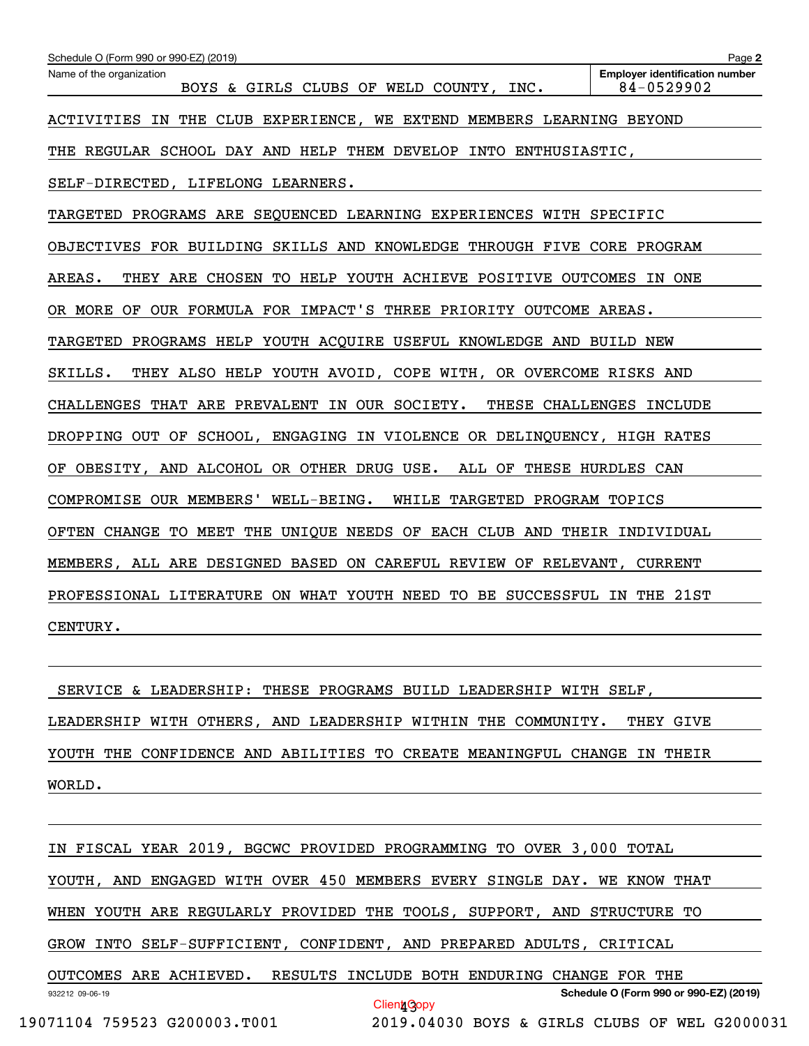Schedule O (Form 990 or 990-EZ) (2019)

Name of the organization: BOYS & GIRLS CLUBS OF WELD COUNTY, INC.

Employer identification number: 84-0529902

ACTIVITIES IN THE CLUB EXPERIENCE, WE EXTEND MEMBERS LEARNING BEYOND THE REGULAR SCHOOL DAY AND HELP THEM DEVELOP INTO ENTHUSIASTIC, SELF-DIRECTED, LIFELONG LEARNERS.

TARGETED PROGRAMS ARE SEQUENCED LEARNING EXPERIENCES WITH SPECIFIC OBJECTIVES FOR BUILDING SKILLS AND KNOWLEDGE THROUGH FIVE CORE PROGRAM AREAS. THEY ARE CHOSEN TO HELP YOUTH ACHIEVE POSITIVE OUTCOMES IN ONE OR MORE OF OUR FORMULA FOR IMPACT'S THREE PRIORITY OUTCOME AREAS.

TARGETED PROGRAMS HELP YOUTH ACQUIRE USEFUL KNOWLEDGE AND BUILD NEW SKILLS. THEY ALSO HELP YOUTH AVOID, COPE WITH, OR OVERCOME RISKS AND CHALLENGES THAT ARE PREVALENT IN OUR SOCIETY. THESE CHALLENGES INCLUDE DROPPING OUT OF SCHOOL, ENGAGING IN VIOLENCE OR DELINQUENCY, HIGH RATES OF OBESITY, AND ALCOHOL OR OTHER DRUG USE. ALL OF THESE HURDLES CAN COMPROMISE OUR MEMBERS' WELL-BEING. WHILE TARGETED PROGRAM TOPICS OFTEN CHANGE TO MEET THE UNIQUE NEEDS OF EACH CLUB AND THEIR INDIVIDUAL MEMBERS, ALL ARE DESIGNED BASED ON CAREFUL REVIEW OF RELEVANT, CURRENT PROFESSIONAL LITERATURE ON WHAT YOUTH NEED TO BE SUCCESSFUL IN THE 21ST CENTURY.

SERVICE & LEADERSHIP: THESE PROGRAMS BUILD LEADERSHIP WITH SELF, LEADERSHIP WITH OTHERS, AND LEADERSHIP WITHIN THE COMMUNITY. THEY GIVE YOUTH THE CONFIDENCE AND ABILITIES TO CREATE MEANINGFUL CHANGE IN THEIR WORLD.

IN FISCAL YEAR 2019, BGCWC PROVIDED PROGRAMMING TO OVER 3,000 TOTAL YOUTH, AND ENGAGED WITH OVER 450 MEMBERS EVERY SINGLE DAY. WE KNOW THAT WHEN YOUTH ARE REGULARLY PROVIDED THE TOOLS, SUPPORT, AND STRUCTURE TO GROW INTO SELF-SUFFICIENT, CONFIDENT, AND PREPARED ADULTS, CRITICAL OUTCOMES ARE ACHIEVED. RESULTS INCLUDE BOTH ENDURING CHANGE FOR THE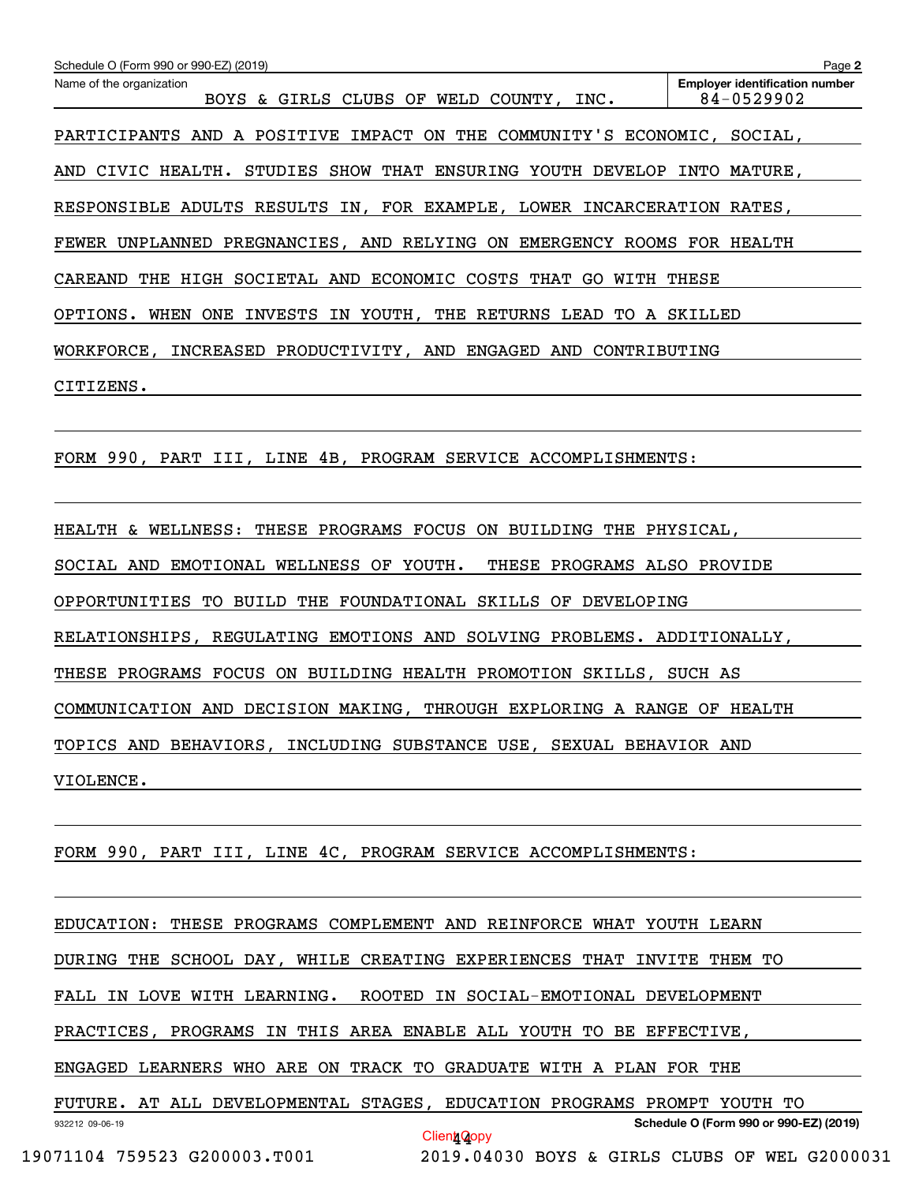Schedule O (Form 990 or 990-EZ) (2019)

Name of the organization: BOYS & GIRLS CLUBS OF WELD COUNTY, INC.

Employer identification number: 84-0529902

PARTICIPANTS AND A POSITIVE IMPACT ON THE COMMUNITY'S ECONOMIC, SOCIAL, AND CIVIC HEALTH. STUDIES SHOW THAT ENSURING YOUTH DEVELOP INTO MATURE, RESPONSIBLE ADULTS RESULTS IN, FOR EXAMPLE, LOWER INCARCERATION RATES, FEWER UNPLANNED PREGNANCIES, AND RELYING ON EMERGENCY ROOMS FOR HEALTH CAREAND THE HIGH SOCIETAL AND ECONOMIC COSTS THAT GO WITH THESE OPTIONS. WHEN ONE INVESTS IN YOUTH, THE RETURNS LEAD TO A SKILLED WORKFORCE, INCREASED PRODUCTIVITY, AND ENGAGED AND CONTRIBUTING CITIZENS.

FORM 990, PART III, LINE 4B, PROGRAM SERVICE ACCOMPLISHMENTS:

HEALTH & WELLNESS: THESE PROGRAMS FOCUS ON BUILDING THE PHYSICAL, SOCIAL AND EMOTIONAL WELLNESS OF YOUTH. THESE PROGRAMS ALSO PROVIDE OPPORTUNITIES TO BUILD THE FOUNDATIONAL SKILLS OF DEVELOPING RELATIONSHIPS, REGULATING EMOTIONS AND SOLVING PROBLEMS. ADDITIONALLY, THESE PROGRAMS FOCUS ON BUILDING HEALTH PROMOTION SKILLS, SUCH AS COMMUNICATION AND DECISION MAKING, THROUGH EXPLORING A RANGE OF HEALTH TOPICS AND BEHAVIORS, INCLUDING SUBSTANCE USE, SEXUAL BEHAVIOR AND VIOLENCE.

FORM 990, PART III, LINE 4C, PROGRAM SERVICE ACCOMPLISHMENTS:

EDUCATION: THESE PROGRAMS COMPLEMENT AND REINFORCE WHAT YOUTH LEARN DURING THE SCHOOL DAY, WHILE CREATING EXPERIENCES THAT INVITE THEM TO FALL IN LOVE WITH LEARNING. ROOTED IN SOCIAL-EMOTIONAL DEVELOPMENT PRACTICES, PROGRAMS IN THIS AREA ENABLE ALL YOUTH TO BE EFFECTIVE, ENGAGED LEARNERS WHO ARE ON TRACK TO GRADUATE WITH A PLAN FOR THE FUTURE. AT ALL DEVELOPMENTAL STAGES, EDUCATION PROGRAMS PROMPT YOUTH TO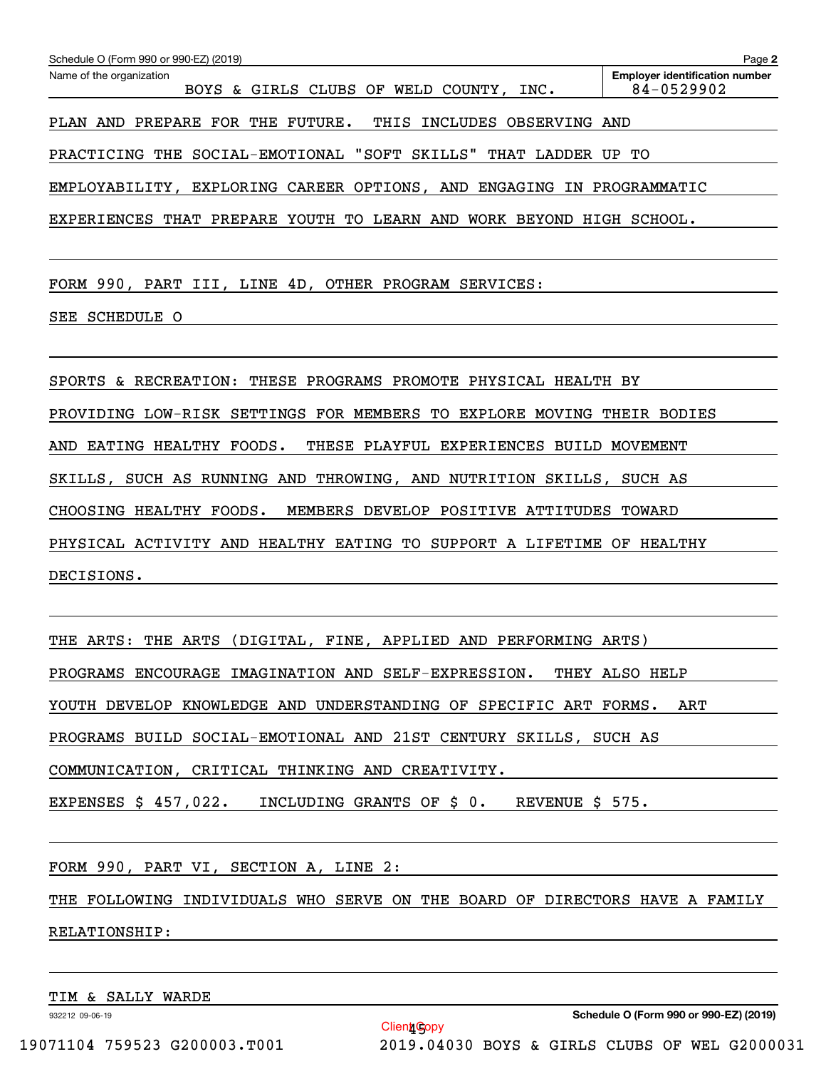Name of the organization: BOYS & GIRLS CLUBS OF WELD COUNTY, INC.

Employer identification number: 84-0529902

PLAN AND PREPARE FOR THE FUTURE. THIS INCLUDES OBSERVING AND PRACTICING THE SOCIAL-EMOTIONAL "SOFT SKILLS" THAT LADDER UP TO EMPLOYABILITY, EXPLORING CAREER OPTIONS, AND ENGAGING IN PROGRAMMATIC EXPERIENCES THAT PREPARE YOUTH TO LEARN AND WORK BEYOND HIGH SCHOOL.

FORM 990, PART III, LINE 4D, OTHER PROGRAM SERVICES:

SEE SCHEDULE O

SPORTS & RECREATION: THESE PROGRAMS PROMOTE PHYSICAL HEALTH BY PROVIDING LOW-RISK SETTINGS FOR MEMBERS TO EXPLORE MOVING THEIR BODIES AND EATING HEALTHY FOODS. THESE PLAYFUL EXPERIENCES BUILD MOVEMENT SKILLS, SUCH AS RUNNING AND THROWING, AND NUTRITION SKILLS, SUCH AS CHOOSING HEALTHY FOODS. MEMBERS DEVELOP POSITIVE ATTITUDES TOWARD PHYSICAL ACTIVITY AND HEALTHY EATING TO SUPPORT A LIFETIME OF HEALTHY DECISIONS.

THE ARTS: THE ARTS (DIGITAL, FINE, APPLIED AND PERFORMING ARTS) PROGRAMS ENCOURAGE IMAGINATION AND SELF-EXPRESSION. THEY ALSO HELP YOUTH DEVELOP KNOWLEDGE AND UNDERSTANDING OF SPECIFIC ART FORMS. ART PROGRAMS BUILD SOCIAL-EMOTIONAL AND 21ST CENTURY SKILLS, SUCH AS COMMUNICATION, CRITICAL THINKING AND CREATIVITY.

EXPENSES $ 457,022. INCLUDING GRANTS OF $ 0. REVENUE $ 575.

FORM 990, PART VI, SECTION A, LINE 2:

THE FOLLOWING INDIVIDUALS WHO SERVE ON THE BOARD OF DIRECTORS HAVE A FAMILY RELATIONSHIP:

TIM & SALLY WARDE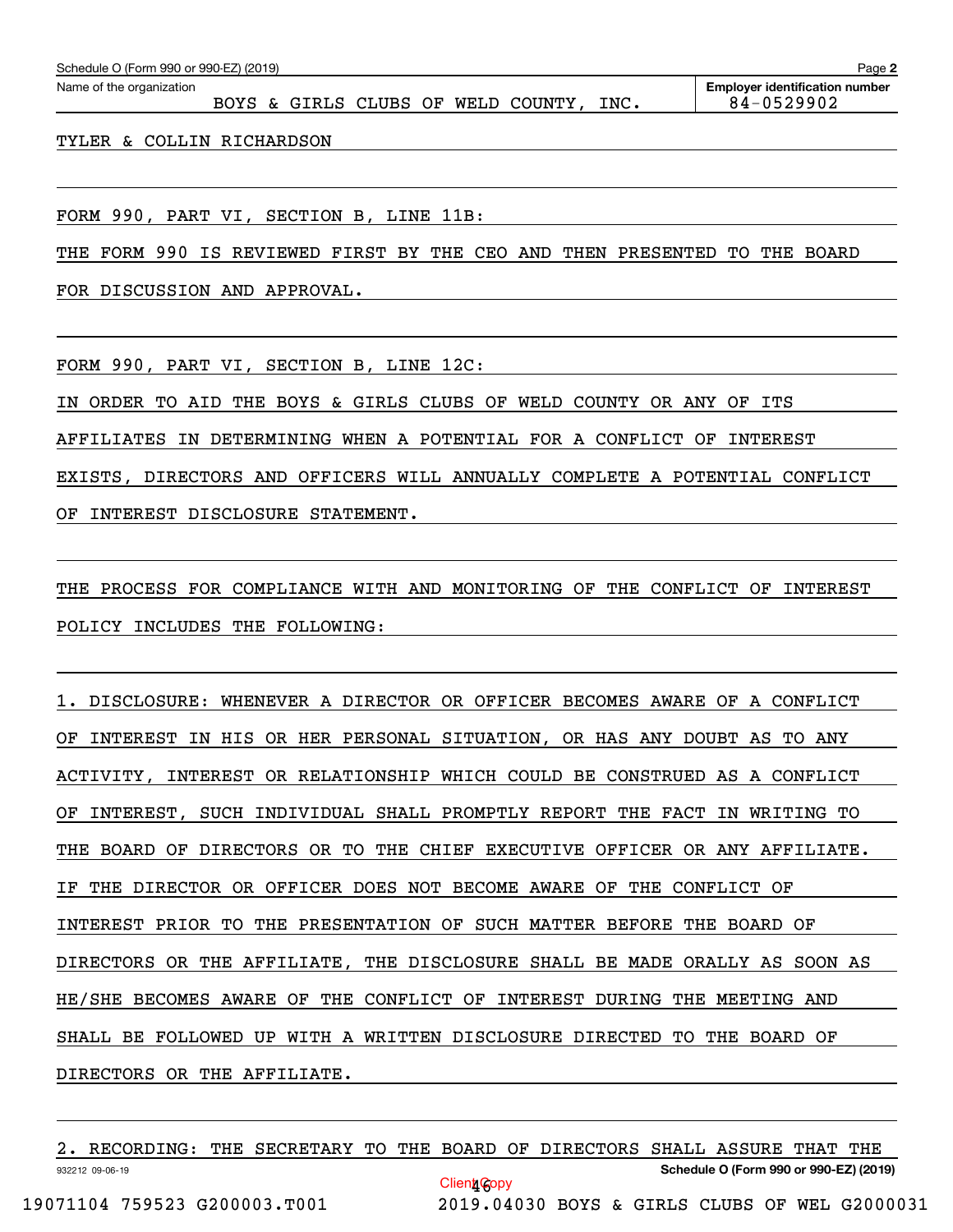Schedule O (Form 990 or 990-EZ) (2019)

Name of the organization: BOYS & GIRLS CLUBS OF WELD COUNTY, INC.

Employer identification number: 84-0529902

TYLER & COLLIN RICHARDSON

FORM 990, PART VI, SECTION B, LINE 11B:

THE FORM 990 IS REVIEWED FIRST BY THE CEO AND THEN PRESENTED TO THE BOARD FOR DISCUSSION AND APPROVAL.

FORM 990, PART VI, SECTION B, LINE 12C:

IN ORDER TO AID THE BOYS & GIRLS CLUBS OF WELD COUNTY OR ANY OF ITS AFFILIATES IN DETERMINING WHEN A POTENTIAL FOR A CONFLICT OF INTEREST EXISTS, DIRECTORS AND OFFICERS WILL ANNUALLY COMPLETE A POTENTIAL CONFLICT OF INTEREST DISCLOSURE STATEMENT.

THE PROCESS FOR COMPLIANCE WITH AND MONITORING OF THE CONFLICT OF INTEREST POLICY INCLUDES THE FOLLOWING:

1. DISCLOSURE: WHENEVER A DIRECTOR OR OFFICER BECOMES AWARE OF A CONFLICT OF INTEREST IN HIS OR HER PERSONAL SITUATION, OR HAS ANY DOUBT AS TO ANY ACTIVITY, INTEREST OR RELATIONSHIP WHICH COULD BE CONSTRUED AS A CONFLICT OF INTEREST, SUCH INDIVIDUAL SHALL PROMPTLY REPORT THE FACT IN WRITING TO THE BOARD OF DIRECTORS OR TO THE CHIEF EXECUTIVE OFFICER OR ANY AFFILIATE. IF THE DIRECTOR OR OFFICER DOES NOT BECOME AWARE OF THE CONFLICT OF INTEREST PRIOR TO THE PRESENTATION OF SUCH MATTER BEFORE THE BOARD OF DIRECTORS OR THE AFFILIATE, THE DISCLOSURE SHALL BE MADE ORALLY AS SOON AS HE/SHE BECOMES AWARE OF THE CONFLICT OF INTEREST DURING THE MEETING AND SHALL BE FOLLOWED UP WITH A WRITTEN DISCLOSURE DIRECTED TO THE BOARD OF DIRECTORS OR THE AFFILIATE.

2. RECORDING: THE SECRETARY TO THE BOARD OF DIRECTORS SHALL ASSURE THAT THE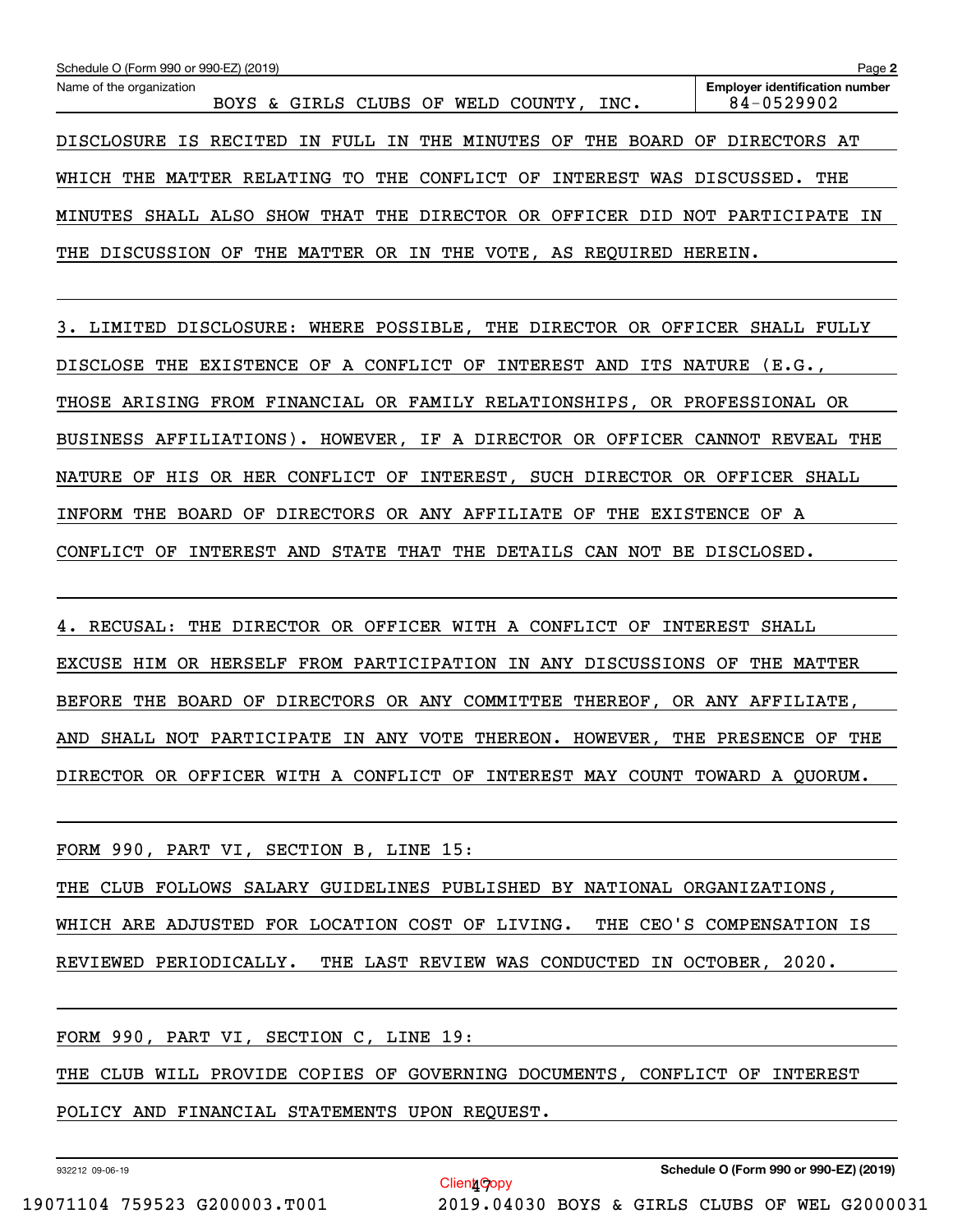Schedule O (Form 990 or 990-EZ) (2019) Page **2**

| Name of the organization | Employer identification number |
|---|---|
| BOYS & GIRLS CLUBS OF WELD COUNTY, INC. | 84-0529902 |

DISCLOSURE IS RECITED IN FULL IN THE MINUTES OF THE BOARD OF DIRECTORS AT WHICH THE MATTER RELATING TO THE CONFLICT OF INTEREST WAS DISCUSSED. THE MINUTES SHALL ALSO SHOW THAT THE DIRECTOR OR OFFICER DID NOT PARTICIPATE IN THE DISCUSSION OF THE MATTER OR IN THE VOTE, AS REQUIRED HEREIN.

3. LIMITED DISCLOSURE: WHERE POSSIBLE, THE DIRECTOR OR OFFICER SHALL FULLY DISCLOSE THE EXISTENCE OF A CONFLICT OF INTEREST AND ITS NATURE (E.G., THOSE ARISING FROM FINANCIAL OR FAMILY RELATIONSHIPS, OR PROFESSIONAL OR BUSINESS AFFILIATIONS). HOWEVER, IF A DIRECTOR OR OFFICER CANNOT REVEAL THE NATURE OF HIS OR HER CONFLICT OF INTEREST, SUCH DIRECTOR OR OFFICER SHALL INFORM THE BOARD OF DIRECTORS OR ANY AFFILIATE OF THE EXISTENCE OF A CONFLICT OF INTEREST AND STATE THAT THE DETAILS CAN NOT BE DISCLOSED.

4. RECUSAL: THE DIRECTOR OR OFFICER WITH A CONFLICT OF INTEREST SHALL EXCUSE HIM OR HERSELF FROM PARTICIPATION IN ANY DISCUSSIONS OF THE MATTER BEFORE THE BOARD OF DIRECTORS OR ANY COMMITTEE THEREOF, OR ANY AFFILIATE, AND SHALL NOT PARTICIPATE IN ANY VOTE THEREON. HOWEVER, THE PRESENCE OF THE DIRECTOR OR OFFICER WITH A CONFLICT OF INTEREST MAY COUNT TOWARD A QUORUM.

FORM 990, PART VI, SECTION B, LINE 15:

THE CLUB FOLLOWS SALARY GUIDELINES PUBLISHED BY NATIONAL ORGANIZATIONS, WHICH ARE ADJUSTED FOR LOCATION COST OF LIVING. THE CEO'S COMPENSATION IS REVIEWED PERIODICALLY. THE LAST REVIEW WAS CONDUCTED IN OCTOBER, 2020.

FORM 990, PART VI, SECTION C, LINE 19:

THE CLUB WILL PROVIDE COPIES OF GOVERNING DOCUMENTS, CONFLICT OF INTEREST POLICY AND FINANCIAL STATEMENTS UPON REQUEST.

932212 09-06-19 **Schedule O (Form 990 or 990-EZ) (2019)**

19071104 759523 G200003.T001 2019.04030 BOYS & GIRLS CLUBS OF WEL G2000031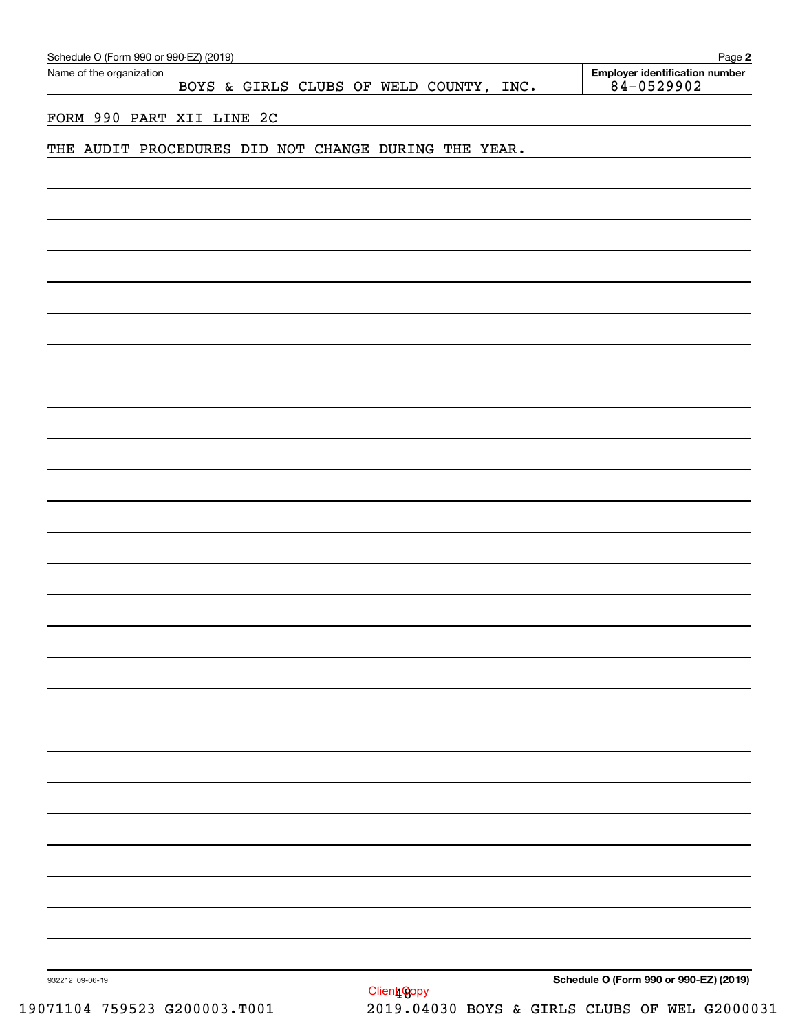Name of the organization: BOYS & GIRLS CLUBS OF WELD COUNTY, INC.

Employer identification number: 84-0529902

FORM 990 PART XII LINE 2C

THE AUDIT PROCEDURES DID NOT CHANGE DURING THE YEAR.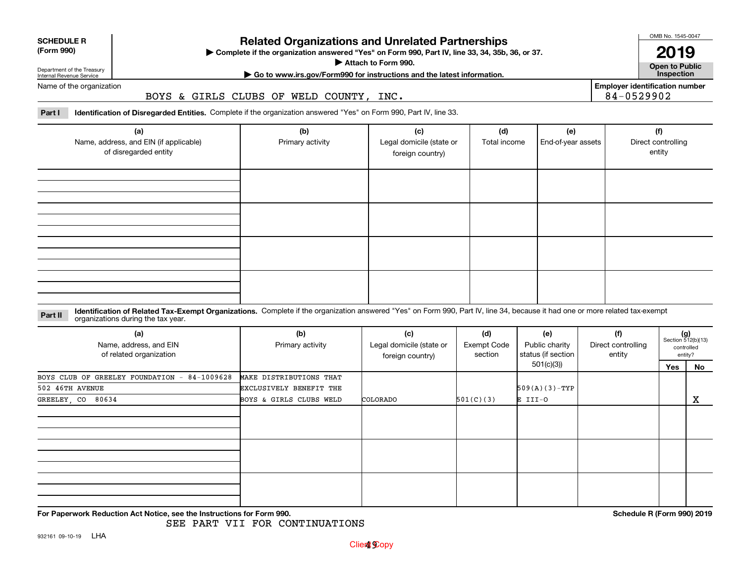**SCHEDULE R (Form 990)**

Department of the Treasury
Internal Revenue Service

# Related Organizations and Unrelated Partnerships

▶ Complete if the organization answered "Yes" on Form 990, Part IV, line 33, 34, 35b, 36, or 37.
▶ Attach to Form 990.
▶ Go to www.irs.gov/Form990 for instructions and the latest information.

OMB No. 1545-0047

**2019**

**Open to Public Inspection**

Name of the organization: BOYS & GIRLS CLUBS OF WELD COUNTY, INC.

Employer identification number: 84-0529902

**Part I** **Identification of Disregarded Entities.** Complete if the organization answered "Yes" on Form 990, Part IV, line 33.

| (a) Name, address, and EIN (if applicable) of disregarded entity | (b) Primary activity | (c) Legal domicile (state or foreign country) | (d) Total income | (e) End-of-year assets | (f) Direct controlling entity |
|---|---|---|---|---|---|
| | | | | | |
| | | | | | |
| | | | | | |
| | | | | | |

**Part II** **Identification of Related Tax-Exempt Organizations.** Complete if the organization answered "Yes" on Form 990, Part IV, line 34, because it had one or more related tax-exempt organizations during the tax year.

| (a) Name, address, and EIN of related organization | (b) Primary activity | (c) Legal domicile (state or foreign country) | (d) Exempt Code section | (e) Public charity status (if section 501(c)(3)) | (f) Direct controlling entity | (g) Section 512(b)(13) controlled entity? Yes | No |
|---|---|---|---|---|---|---|---|
| BOYS CLUB OF GREELEY FOUNDATION - 84-1009628 502 46TH AVENUE GREELEY, CO 80634 | MAKE DISTRIBUTIONS THAT EXCLUSIVELY BENEFIT THE BOYS & GIRLS CLUBS WELD | COLORADO | 501(C)(3) | 509(A)(3)-TYPE III-O | | | X |
| | | | | | | | |
| | | | | | | | |
| | | | | | | | |

**For Paperwork Reduction Act Notice, see the Instructions for Form 990.** SEE PART VII FOR CONTINUATIONS **Schedule R (Form 990) 2019**

932161 09-10-19 LHA

Client Copy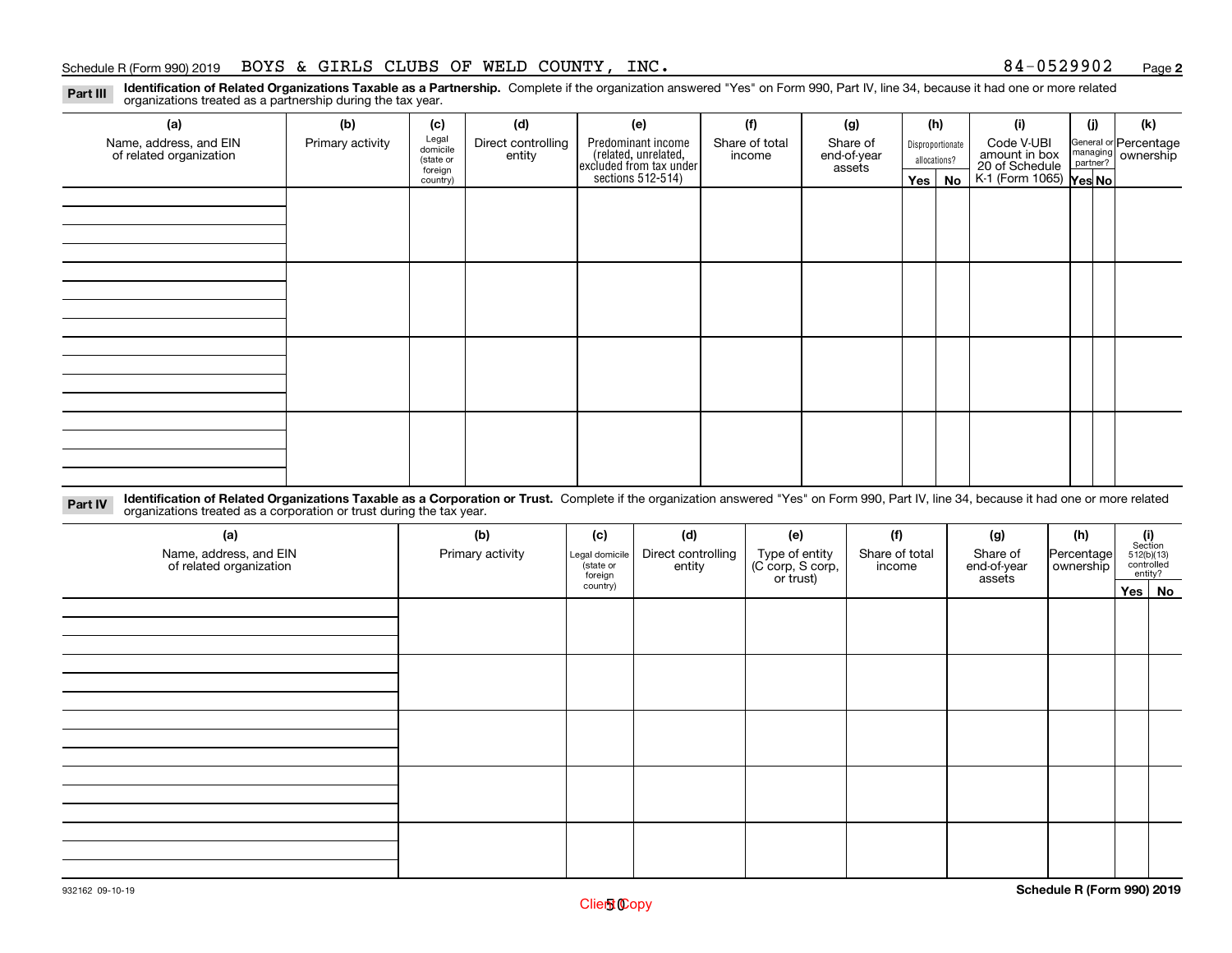Schedule R (Form 990) 2019 BOYS & GIRLS CLUBS OF WELD COUNTY, INC. 84-0529902

**Part III** **Identification of Related Organizations Taxable as a Partnership.** Complete if the organization answered "Yes" on Form 990, Part IV, line 34, because it had one or more related organizations treated as a partnership during the tax year.

| (a) Name, address, and EIN of related organization | (b) Primary activity | (c) Legal domicile (state or foreign country) | (d) Direct controlling entity | (e) Predominant income (related, unrelated, excluded from tax under sections 512-514) | (f) Share of total income | (g) Share of end-of-year assets | (h) Disproportionate allocations? Yes | (h) No | (i) Code V-UBI amount in box 20 of Schedule K-1 (Form 1065) | (j) General or managing partner? Yes | (j) No | (k) Percentage ownership |
|---|---|---|---|---|---|---|---|---|---|---|---|---|
| | | | | | | | | | | | | |
| | | | | | | | | | | | | |
| | | | | | | | | | | | | |
| | | | | | | | | | | | | |

**Part IV** **Identification of Related Organizations Taxable as a Corporation or Trust.** Complete if the organization answered "Yes" on Form 990, Part IV, line 34, because it had one or more related organizations treated as a corporation or trust during the tax year.

| (a) Name, address, and EIN of related organization | (b) Primary activity | (c) Legal domicile (state or foreign country) | (d) Direct controlling entity | (e) Type of entity (C corp, S corp, or trust) | (f) Share of total income | (g) Share of end-of-year assets | (h) Percentage ownership | (i) Section 512(b)(13) controlled entity? Yes | (i) No |
|---|---|---|---|---|---|---|---|---|---|
| | | | | | | | | | |
| | | | | | | | | | |
| | | | | | | | | | |
| | | | | | | | | | |
| | | | | | | | | | |

932162 09-10-19

Schedule R (Form 990) 2019

Client Copy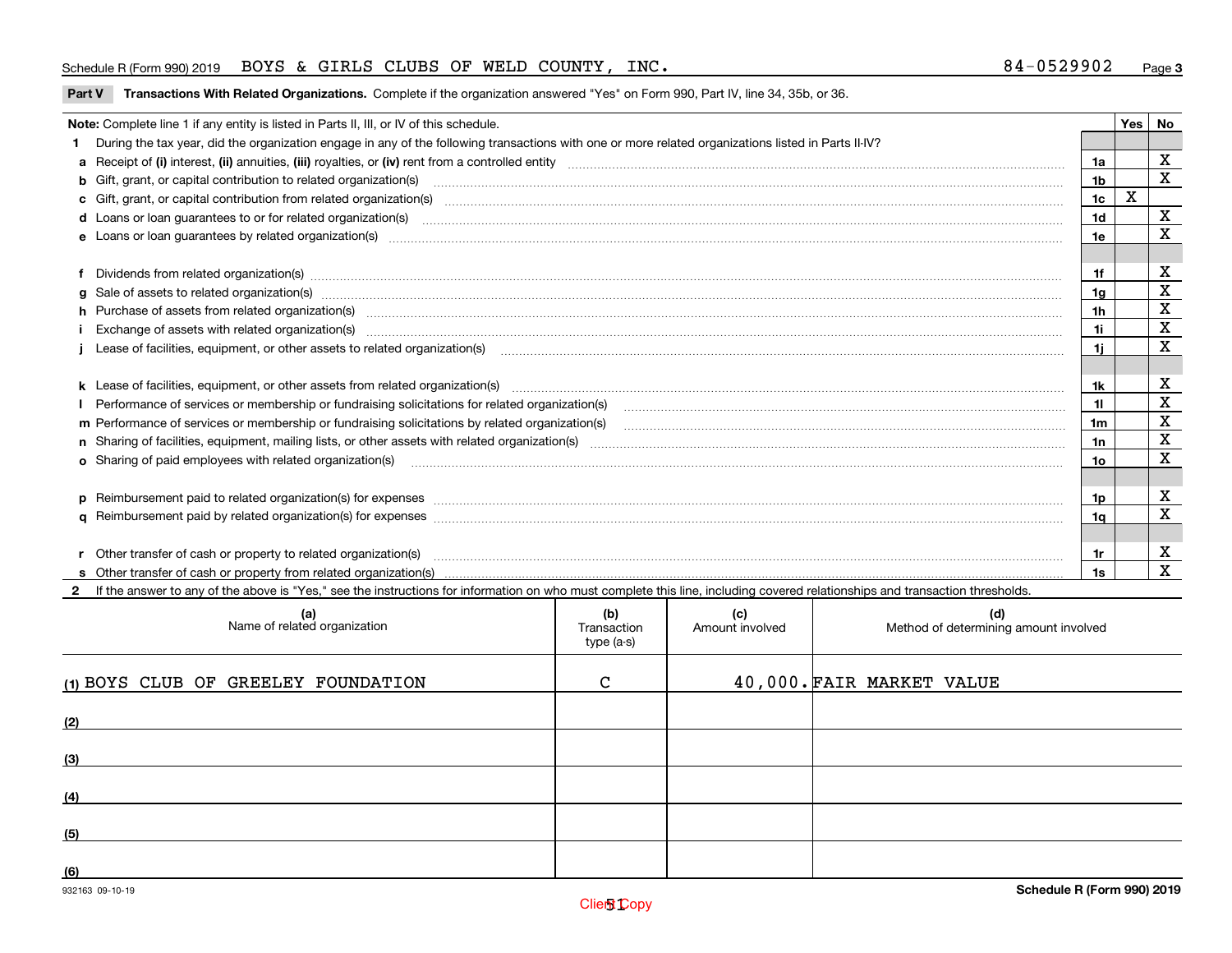Schedule R (Form 990) 2019 BOYS & GIRLS CLUBS OF WELD COUNTY, INC. 84-0529902

**Part V Transactions With Related Organizations.** Complete if the organization answered "Yes" on Form 990, Part IV, line 34, 35b, or 36.

| **Note:** Complete line 1 if any entity is listed in Parts II, III, or IV of this schedule. | | Yes | No |
|---|---|---|---|
| **1** During the tax year, did the organization engage in any of the following transactions with one or more related organizations listed in Parts II-IV? | | | |
| **a** Receipt of **(i)** interest, **(ii)** annuities, **(iii)** royalties, or **(iv)** rent from a controlled entity | 1a | | X |
| **b** Gift, grant, or capital contribution to related organization(s) | 1b | | X |
| **c** Gift, grant, or capital contribution from related organization(s) | 1c | X | |
| **d** Loans or loan guarantees to or for related organization(s) | 1d | | X |
| **e** Loans or loan guarantees by related organization(s) | 1e | | X |
| **f** Dividends from related organization(s) | 1f | | X |
| **g** Sale of assets to related organization(s) | 1g | | X |
| **h** Purchase of assets from related organization(s) | 1h | | X |
| **i** Exchange of assets with related organization(s) | 1i | | X |
| **j** Lease of facilities, equipment, or other assets to related organization(s) | 1j | | X |
| **k** Lease of facilities, equipment, or other assets from related organization(s) | 1k | | X |
| **l** Performance of services or membership or fundraising solicitations for related organization(s) | 1l | | X |
| **m** Performance of services or membership or fundraising solicitations by related organization(s) | 1m | | X |
| **n** Sharing of facilities, equipment, mailing lists, or other assets with related organization(s) | 1n | | X |
| **o** Sharing of paid employees with related organization(s) | 1o | | X |
| **p** Reimbursement paid to related organization(s) for expenses | 1p | | X |
| **q** Reimbursement paid by related organization(s) for expenses | 1q | | X |
| **r** Other transfer of cash or property to related organization(s) | 1r | | X |
| **s** Other transfer of cash or property from related organization(s) | 1s | | X |

**2** If the answer to any of the above is "Yes," see the instructions for information on who must complete this line, including covered relationships and transaction thresholds.

| (a) Name of related organization | (b) Transaction type (a-s) | (c) Amount involved | (d) Method of determining amount involved |
|---|---|---|---|
| (1) BOYS CLUB OF GREELEY FOUNDATION | C | 40,000. | FAIR MARKET VALUE |
| (2) | | | |
| (3) | | | |
| (4) | | | |
| (5) | | | |
| (6) | | | |

932163 09-10-19

Schedule R (Form 990) 2019

Client Copy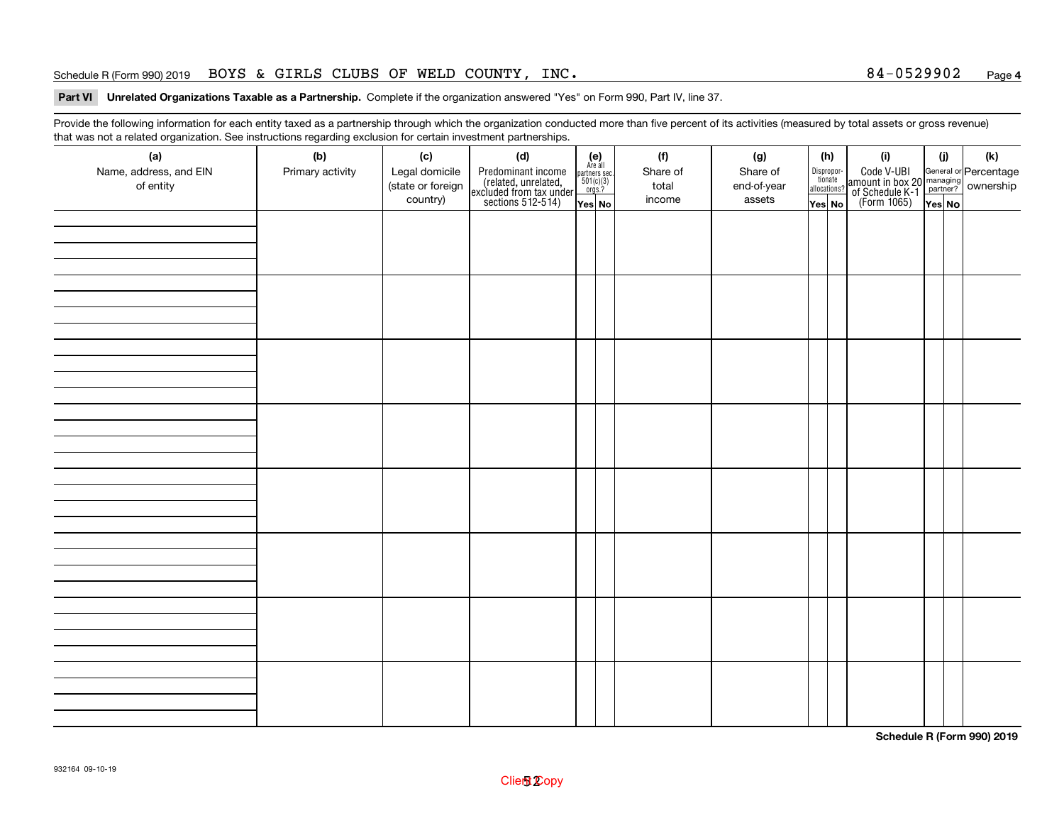Schedule R (Form 990) 2019 BOYS & GIRLS CLUBS OF WELD COUNTY, INC. 84-0529902

**Part VI Unrelated Organizations Taxable as a Partnership.** Complete if the organization answered "Yes" on Form 990, Part IV, line 37.

Provide the following information for each entity taxed as a partnership through which the organization conducted more than five percent of its activities (measured by total assets or gross revenue) that was not a related organization. See instructions regarding exclusion for certain investment partnerships.

| (a) Name, address, and EIN of entity | (b) Primary activity | (c) Legal domicile (state or foreign country) | (d) Predominant income (related, unrelated, excluded from tax under sections 512-514) | (e) Are all partners sec. 501(c)(3) orgs.? Yes | (e) No | (f) Share of total income | (g) Share of end-of-year assets | (h) Disproportionate allocations? Yes | (h) No | (i) Code V-UBI amount in box 20 of Schedule K-1 (Form 1065) | (j) General or managing partner? Yes | (j) No | (k) Percentage ownership |
|---|---|---|---|---|---|---|---|---|---|---|---|---|---|
| | | | | | | | | | | | | | |
| | | | | | | | | | | | | | |
| | | | | | | | | | | | | | |
| | | | | | | | | | | | | | |
| | | | | | | | | | | | | | |
| | | | | | | | | | | | | | |
| | | | | | | | | | | | | | |
| | | | | | | | | | | | | | |

**Schedule R (Form 990) 2019**

932164 09-10-19

Client Copy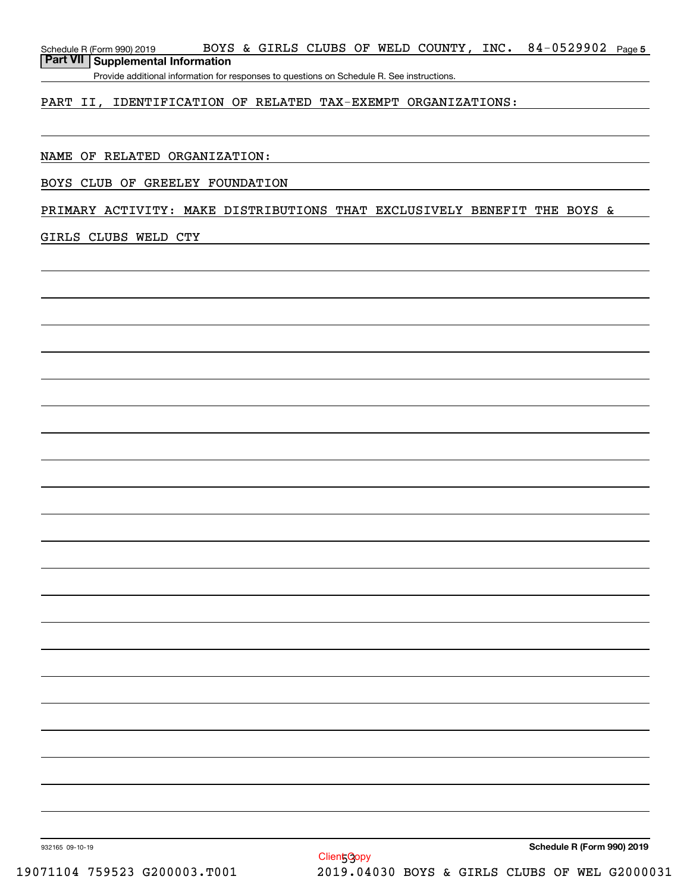## Part VII Supplemental Information

Provide additional information for responses to questions on Schedule R. See instructions.

PART II, IDENTIFICATION OF RELATED TAX-EXEMPT ORGANIZATIONS:

NAME OF RELATED ORGANIZATION:

BOYS CLUB OF GREELEY FOUNDATION

PRIMARY ACTIVITY: MAKE DISTRIBUTIONS THAT EXCLUSIVELY BENEFIT THE BOYS & GIRLS CLUBS WELD CTY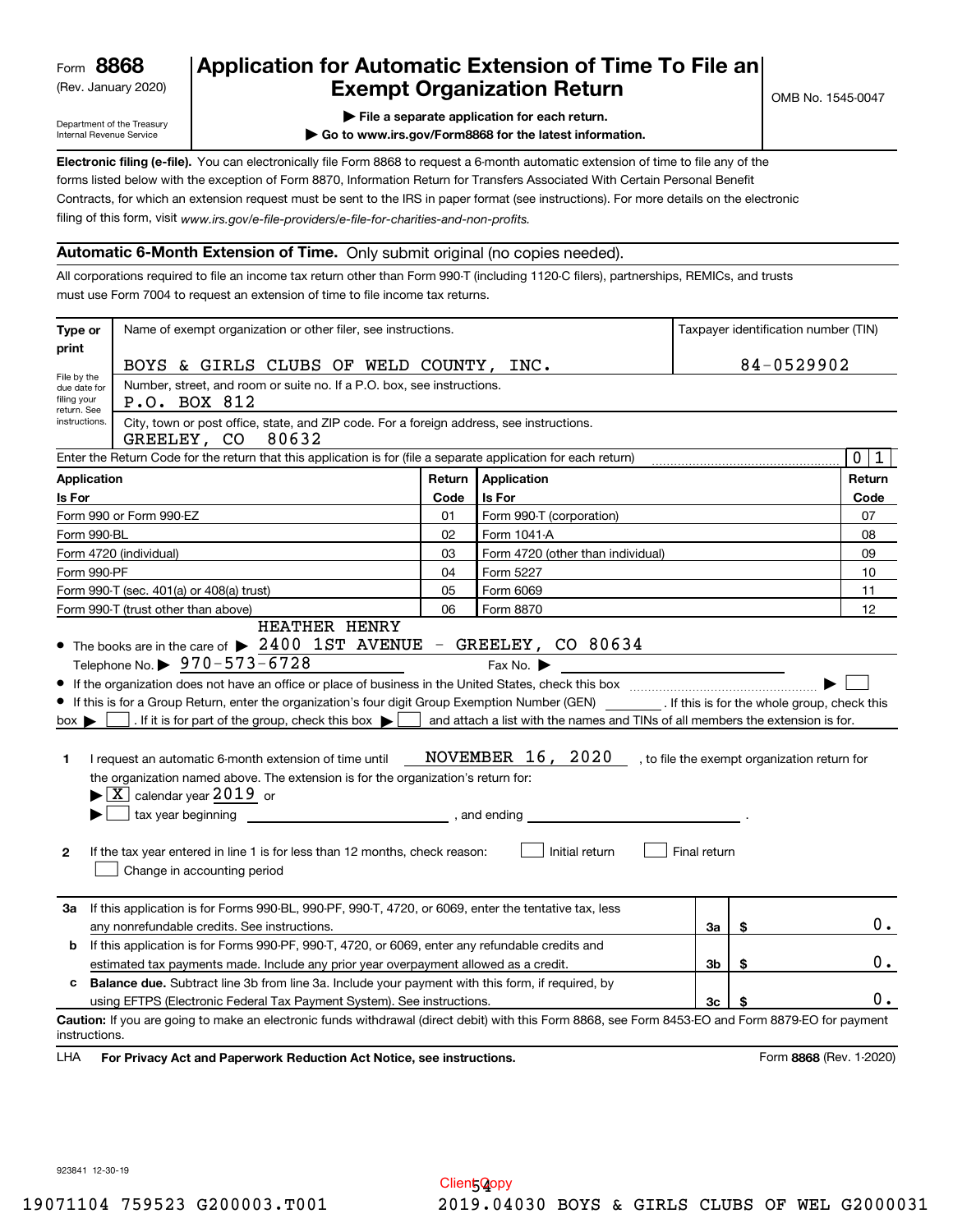Form **8868**
(Rev. January 2020)

Department of the Treasury
Internal Revenue Service

# Application for Automatic Extension of Time To File an Exempt Organization Return

▶ File a separate application for each return.
▶ Go to www.irs.gov/Form8868 for the latest information.

OMB No. 1545-0047

**Electronic filing (e-file).** You can electronically file Form 8868 to request a 6-month automatic extension of time to file any of the forms listed below with the exception of Form 8870, Information Return for Transfers Associated With Certain Personal Benefit Contracts, for which an extension request must be sent to the IRS in paper format (see instructions). For more details on the electronic filing of this form, visit *www.irs.gov/e-file-providers/e-file-for-charities-and-non-profits.*

## Automatic 6-Month Extension of Time. Only submit original (no copies needed).

All corporations required to file an income tax return other than Form 990-T (including 1120-C filers), partnerships, REMICs, and trusts must use Form 7004 to request an extension of time to file income tax returns.

| Type or print | | |
|---|---|---|
| File by the due date for filing your return. See instructions. | Name of exempt organization or other filer, see instructions.<br>BOYS & GIRLS CLUBS OF WELD COUNTY, INC. | Taxpayer identification number (TIN)<br>84-0529902 |
| | Number, street, and room or suite no. If a P.O. box, see instructions.<br>P.O. BOX 812 | |
| | City, town or post office, state, and ZIP code. For a foreign address, see instructions.<br>GREELEY, CO 80632 | |

Enter the Return Code for the return that this application is for (file a separate application for each return) 0 1

| Application Is For | Return Code | Application Is For | Return Code |
|---|---|---|---|
| Form 990 or Form 990-EZ | 01 | Form 990-T (corporation) | 07 |
| Form 990-BL | 02 | Form 1041-A | 08 |
| Form 4720 (individual) | 03 | Form 4720 (other than individual) | 09 |
| Form 990-PF | 04 | Form 5227 | 10 |
| Form 990-T (sec. 401(a) or 408(a) trust) | 05 | Form 6069 | 11 |
| Form 990-T (trust other than above) | 06 | Form 8870 | 12 |

- The books are in the care of ▶ HEATHER HENRY 2400 1ST AVENUE - GREELEY, CO 80634
  Telephone No. ▶ 970-573-6728 Fax No. ▶
- If the organization does not have an office or place of business in the United States, check this box ▶ ☐
- If this is for a Group Return, enter the organization's four digit Group Exemption Number (GEN) ________ . If this is for the whole group, check this box ▶ ☐ . If it is for part of the group, check this box ▶ ☐ and attach a list with the names and TINs of all members the extension is for.

**1** I request an automatic 6-month extension of time until NOVEMBER 16, 2020 , to file the exempt organization return for the organization named above. The extension is for the organization's return for:
▶ ☒ calendar year 2019 or
▶ ☐ tax year beginning ________________ , and ending ________________ .

**2** If the tax year entered in line 1 is for less than 12 months, check reason: ☐ Initial return ☐ Final return
☐ Change in accounting period

| | | | |
|---|---|---|---|
| **3a** | If this application is for Forms 990-BL, 990-PF, 990-T, 4720, or 6069, enter the tentative tax, less any nonrefundable credits. See instructions. | 3a | $ 0. |
| **b** | If this application is for Forms 990-PF, 990-T, 4720, or 6069, enter any refundable credits and estimated tax payments made. Include any prior year overpayment allowed as a credit. | 3b | $ 0. |
| **c** | **Balance due.** Subtract line 3b from line 3a. Include your payment with this form, if required, by using EFTPS (Electronic Federal Tax Payment System). See instructions. | 3c | $ 0. |

**Caution:** If you are going to make an electronic funds withdrawal (direct debit) with this Form 8868, see Form 8453-EO and Form 8879-EO for payment instructions.

LHA **For Privacy Act and Paperwork Reduction Act Notice, see instructions.** Form **8868** (Rev. 1-2020)

923841 12-30-19

Client Copy

19071104 759523 G200003.T001 2019.04030 BOYS & GIRLS CLUBS OF WEL G2000031